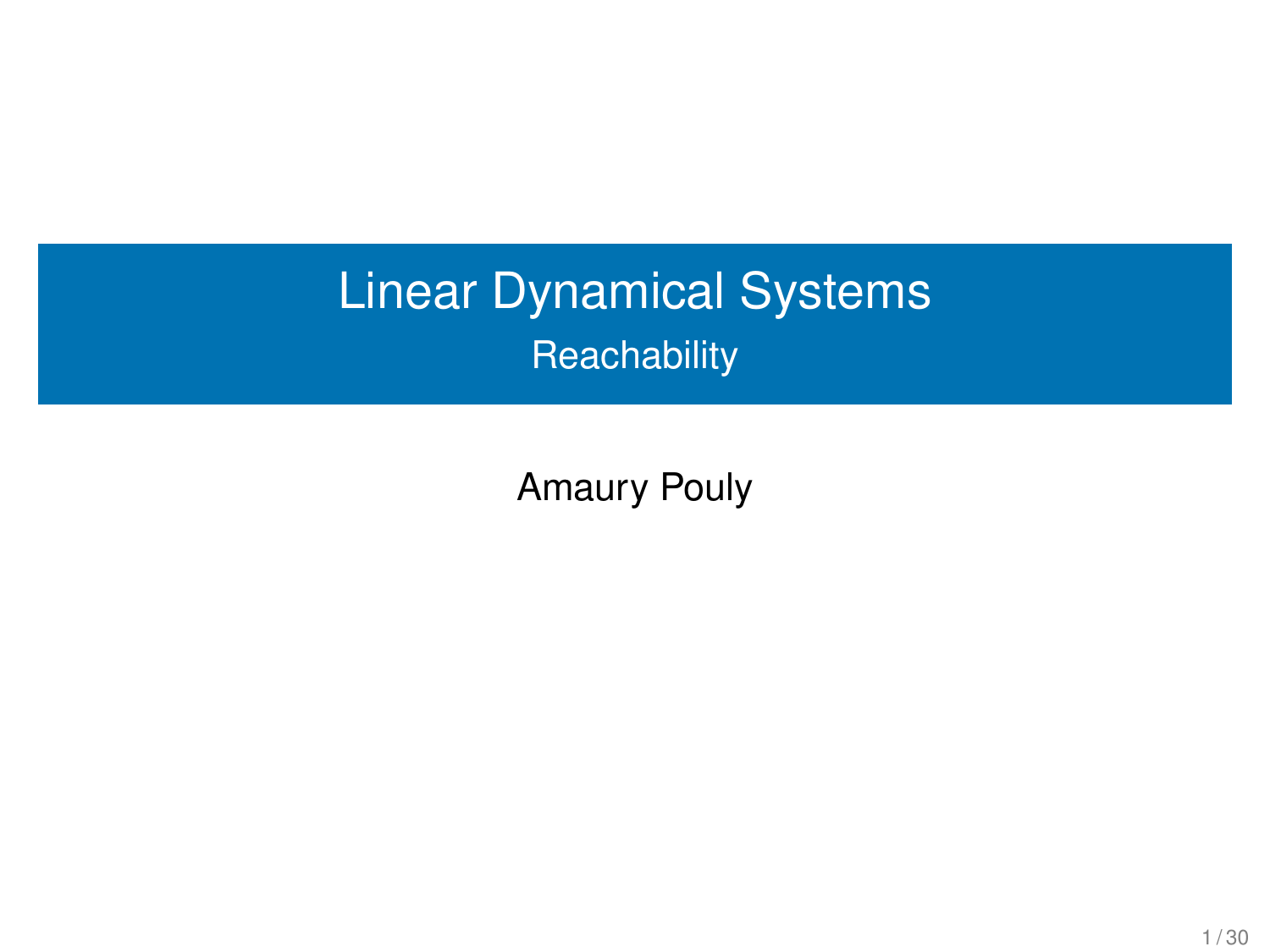# Linear Dynamical Systems

## Reachability

Amaury Pouly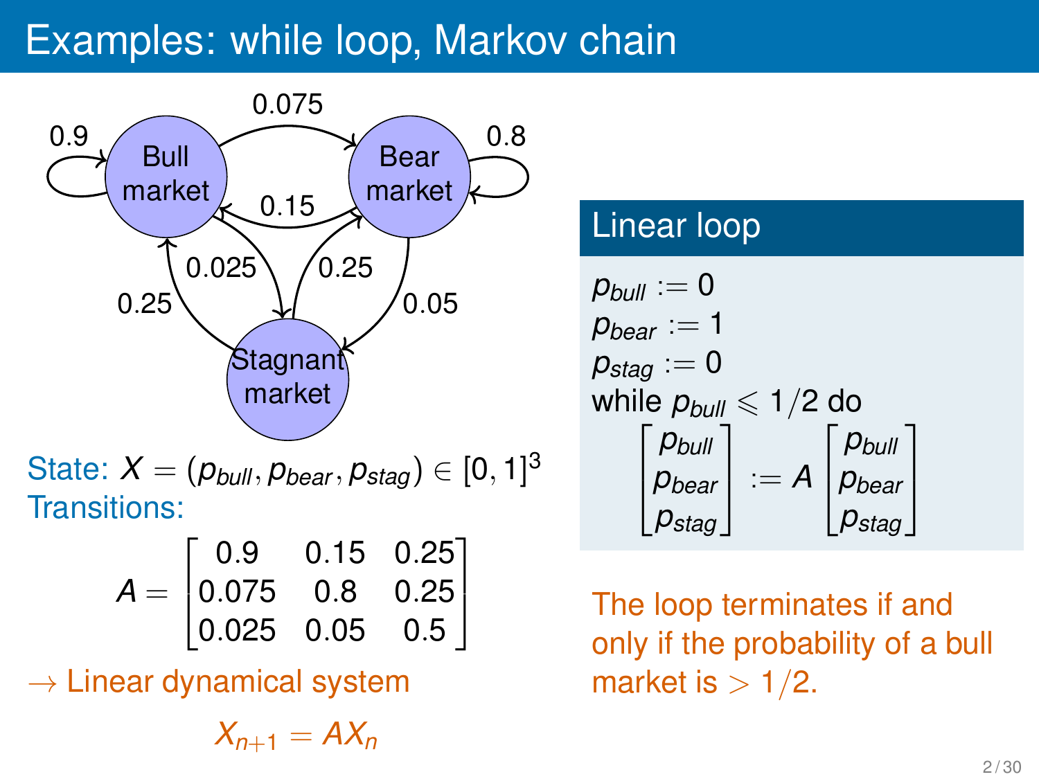# Examples: while loop, Markov chain

State: $X = (p_{bull}, p_{bear}, p_{stag}) \in [0,1]^3$

Transitions:

$$A = \begin{bmatrix} 0.9 & 0.15 & 0.25 \\ 0.075 & 0.8 & 0.25 \\ 0.025 & 0.05 & 0.5 \end{bmatrix}$$

$\rightarrow$ Linear dynamical system

$$X_{n+1} = AX_n$$

## Linear loop

$p_{bull} := 0$
$p_{bear} := 1$
$p_{stag} := 0$
while $p_{bull} \leqslant 1/2$ do

$$\begin{bmatrix} p_{bull} \\ p_{bear} \\ p_{stag} \end{bmatrix} := A \begin{bmatrix} p_{bull} \\ p_{bear} \\ p_{stag} \end{bmatrix}$$

The loop terminates if and only if the probability of a bull market is $> 1/2$.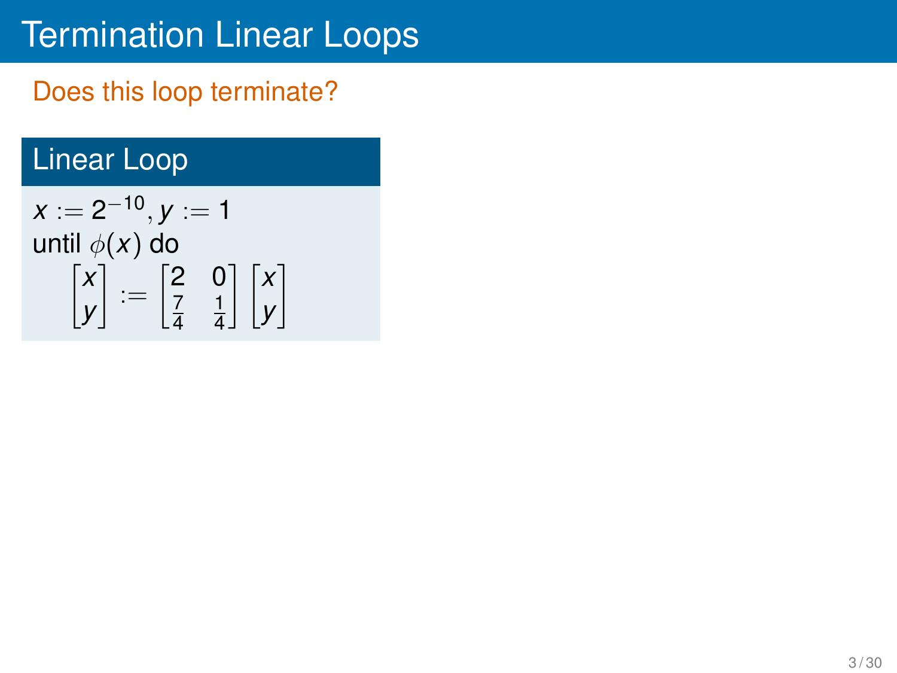# Termination Linear Loops

Does this loop terminate?

## Linear Loop

$x := 2^{-10}, y := 1$
until $\phi(x)$ do

$$\begin{bmatrix} x \\ y \end{bmatrix} := \begin{bmatrix} 2 & 0 \\ \frac{7}{4} & \frac{1}{4} \end{bmatrix} \begin{bmatrix} x \\ y \end{bmatrix}$$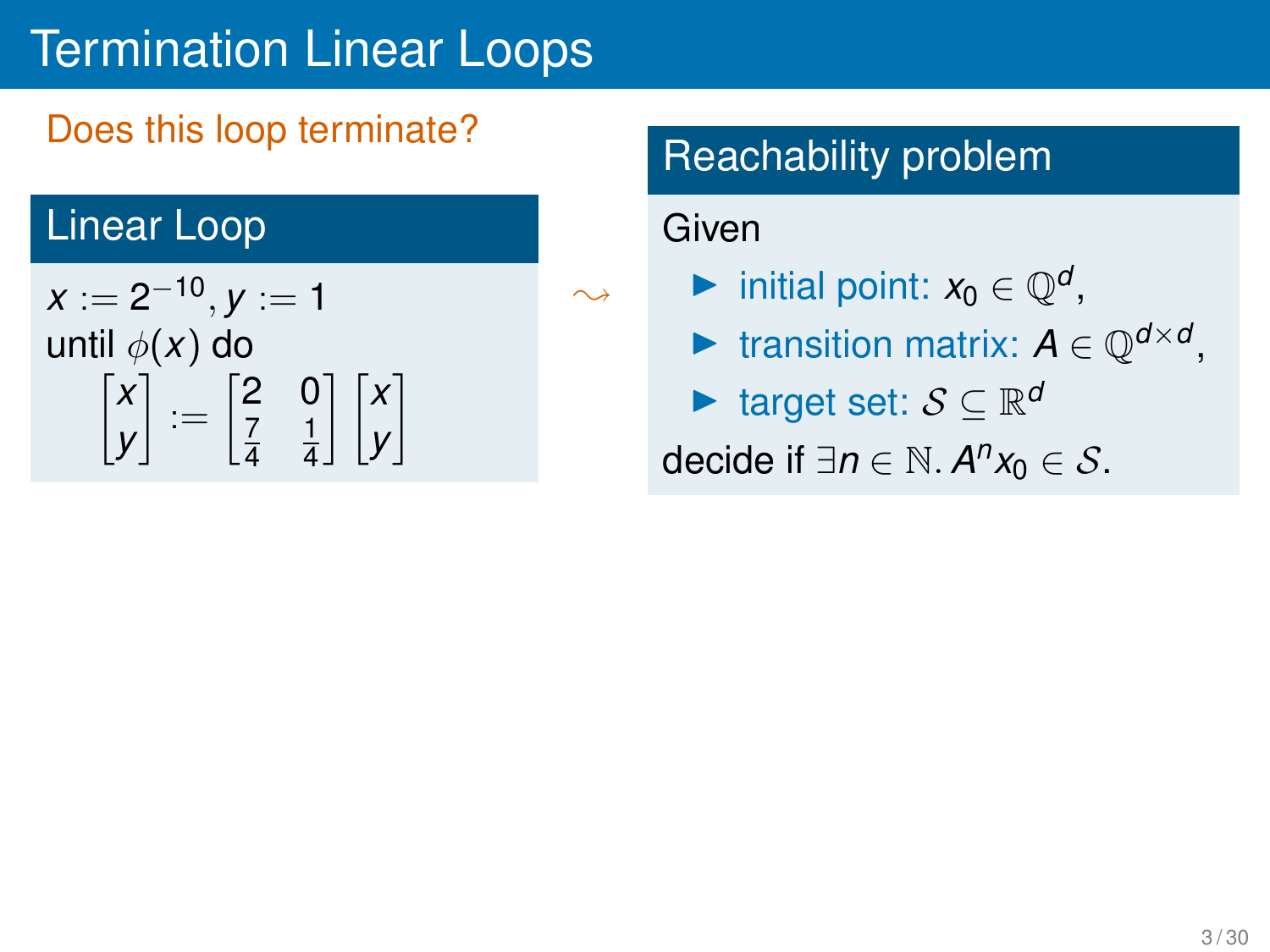# Termination Linear Loops

Does this loop terminate?

### Linear Loop

$x := 2^{-10}, y := 1$
until $\phi(x)$ do

$$\begin{bmatrix} x \\ y \end{bmatrix} := \begin{bmatrix} 2 & 0 \\ \frac{7}{4} & \frac{1}{4} \end{bmatrix} \begin{bmatrix} x \\ y \end{bmatrix}$$

$\rightsquigarrow$

### Reachability problem

Given

- initial point: $x_0 \in \mathbb{Q}^d$,
- transition matrix: $A \in \mathbb{Q}^{d \times d}$,
- target set: $\mathcal{S} \subseteq \mathbb{R}^d$

decide if $\exists n \in \mathbb{N}.\, A^n x_0 \in \mathcal{S}$.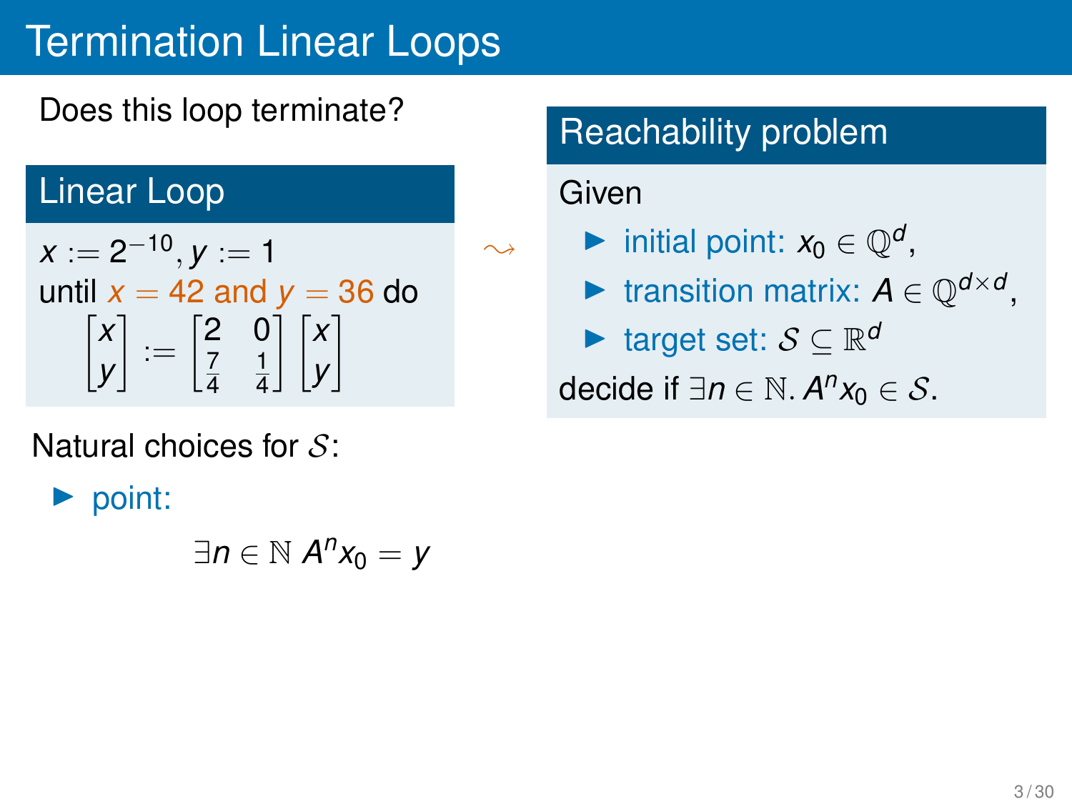# Termination Linear Loops

Does this loop terminate?

## Linear Loop

$x := 2^{-10}, y := 1$
until $x = 42$ and $y = 36$ do

$$\begin{bmatrix} x \\ y \end{bmatrix} := \begin{bmatrix} 2 & 0 \\ \frac{7}{4} & \frac{1}{4} \end{bmatrix} \begin{bmatrix} x \\ y \end{bmatrix}$$

$\rightsquigarrow$

## Reachability problem

Given

- initial point: $x_0 \in \mathbb{Q}^d$,
- transition matrix: $A \in \mathbb{Q}^{d \times d}$,
- target set: $\mathcal{S} \subseteq \mathbb{R}^d$

decide if $\exists n \in \mathbb{N}. A^n x_0 \in \mathcal{S}$.

Natural choices for $\mathcal{S}$:

- point:

$$\exists n \in \mathbb{N} \; A^n x_0 = y$$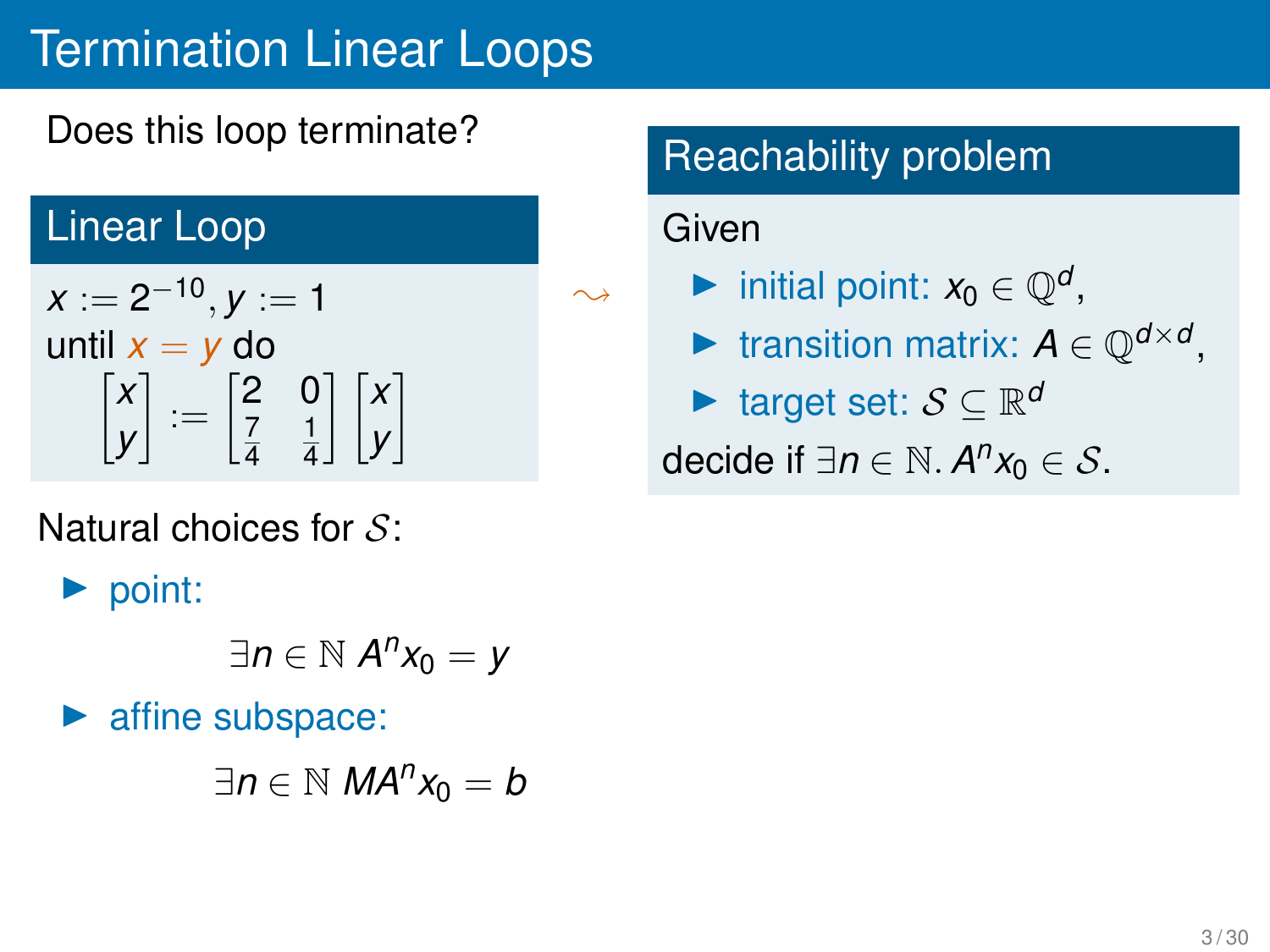# Termination Linear Loops

Does this loop terminate?

## Linear Loop

$x := 2^{-10}, y := 1$

until $x = y$ do

$$\begin{bmatrix} x \\ y \end{bmatrix} := \begin{bmatrix} 2 & 0 \\ \frac{7}{4} & \frac{1}{4} \end{bmatrix} \begin{bmatrix} x \\ y \end{bmatrix}$$

Natural choices for $\mathcal{S}$:

- point:

$$\exists n \in \mathbb{N}\ A^n x_0 = y$$

- affine subspace:

$$\exists n \in \mathbb{N}\ MA^n x_0 = b$$

$\rightsquigarrow$

## Reachability problem

Given

- initial point: $x_0 \in \mathbb{Q}^d$,
- transition matrix: $A \in \mathbb{Q}^{d \times d}$,
- target set: $\mathcal{S} \subseteq \mathbb{R}^d$

decide if $\exists n \in \mathbb{N}.\ A^n x_0 \in \mathcal{S}$.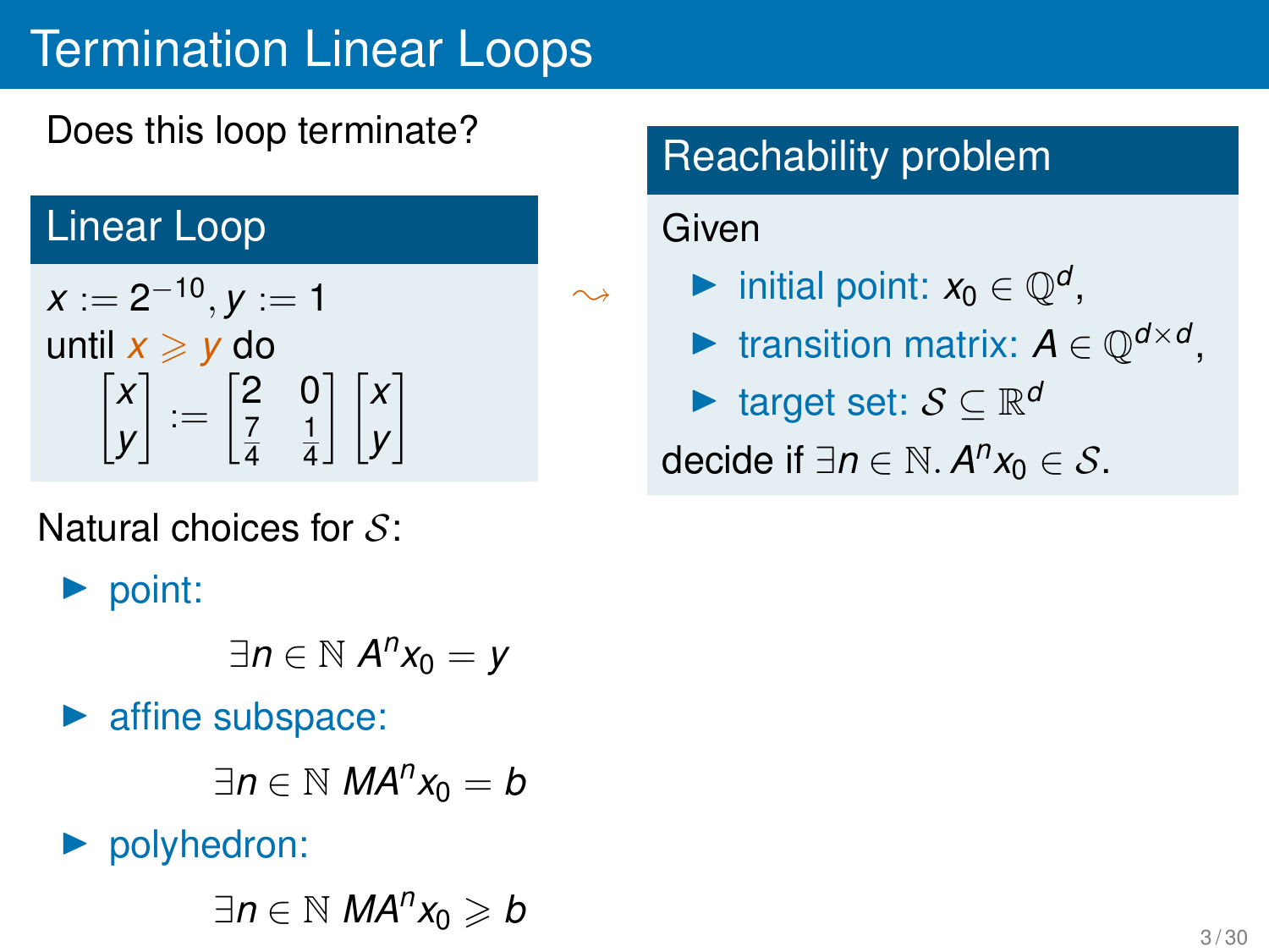# Termination Linear Loops

Does this loop terminate?

## Linear Loop

$x := 2^{-10}, y := 1$
until $x \geqslant y$ do

$$\begin{bmatrix} x \\ y \end{bmatrix} := \begin{bmatrix} 2 & 0 \\ \frac{7}{4} & \frac{1}{4} \end{bmatrix} \begin{bmatrix} x \\ y \end{bmatrix}$$

$\rightsquigarrow$

## Reachability problem

Given

- initial point: $x_0 \in \mathbb{Q}^d$,
- transition matrix: $A \in \mathbb{Q}^{d \times d}$,
- target set: $\mathcal{S} \subseteq \mathbb{R}^d$

decide if $\exists n \in \mathbb{N}.\ A^n x_0 \in \mathcal{S}$.

Natural choices for $\mathcal{S}$:

- point:

$$\exists n \in \mathbb{N}\ A^n x_0 = y$$

- affine subspace:

$$\exists n \in \mathbb{N}\ MA^n x_0 = b$$

- polyhedron:

$$\exists n \in \mathbb{N}\ MA^n x_0 \geqslant b$$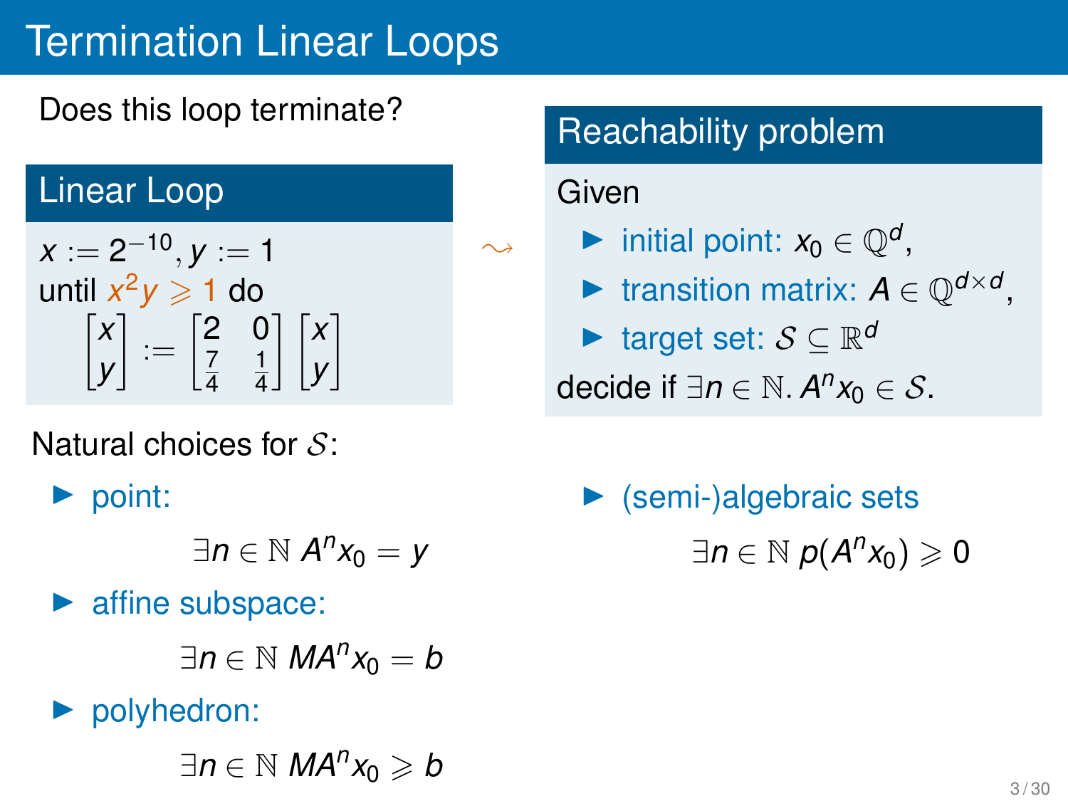# Termination Linear Loops

Does this loop terminate?

## Linear Loop

$x := 2^{-10}, y := 1$
until $x^2 y \geqslant 1$ do

$$\begin{bmatrix} x \\ y \end{bmatrix} := \begin{bmatrix} 2 & 0 \\ \frac{7}{4} & \frac{1}{4} \end{bmatrix} \begin{bmatrix} x \\ y \end{bmatrix}$$

$\rightsquigarrow$

## Reachability problem

Given

- initial point: $x_0 \in \mathbb{Q}^d$,
- transition matrix: $A \in \mathbb{Q}^{d \times d}$,
- target set: $\mathcal{S} \subseteq \mathbb{R}^d$

decide if $\exists n \in \mathbb{N}. A^n x_0 \in \mathcal{S}$.

Natural choices for $\mathcal{S}$:

- point:

$$\exists n \in \mathbb{N} \; A^n x_0 = y$$

- affine subspace:

$$\exists n \in \mathbb{N} \; M A^n x_0 = b$$

- polyhedron:

$$\exists n \in \mathbb{N} \; M A^n x_0 \geqslant b$$

- (semi-)algebraic sets

$$\exists n \in \mathbb{N} \; p(A^n x_0) \geqslant 0$$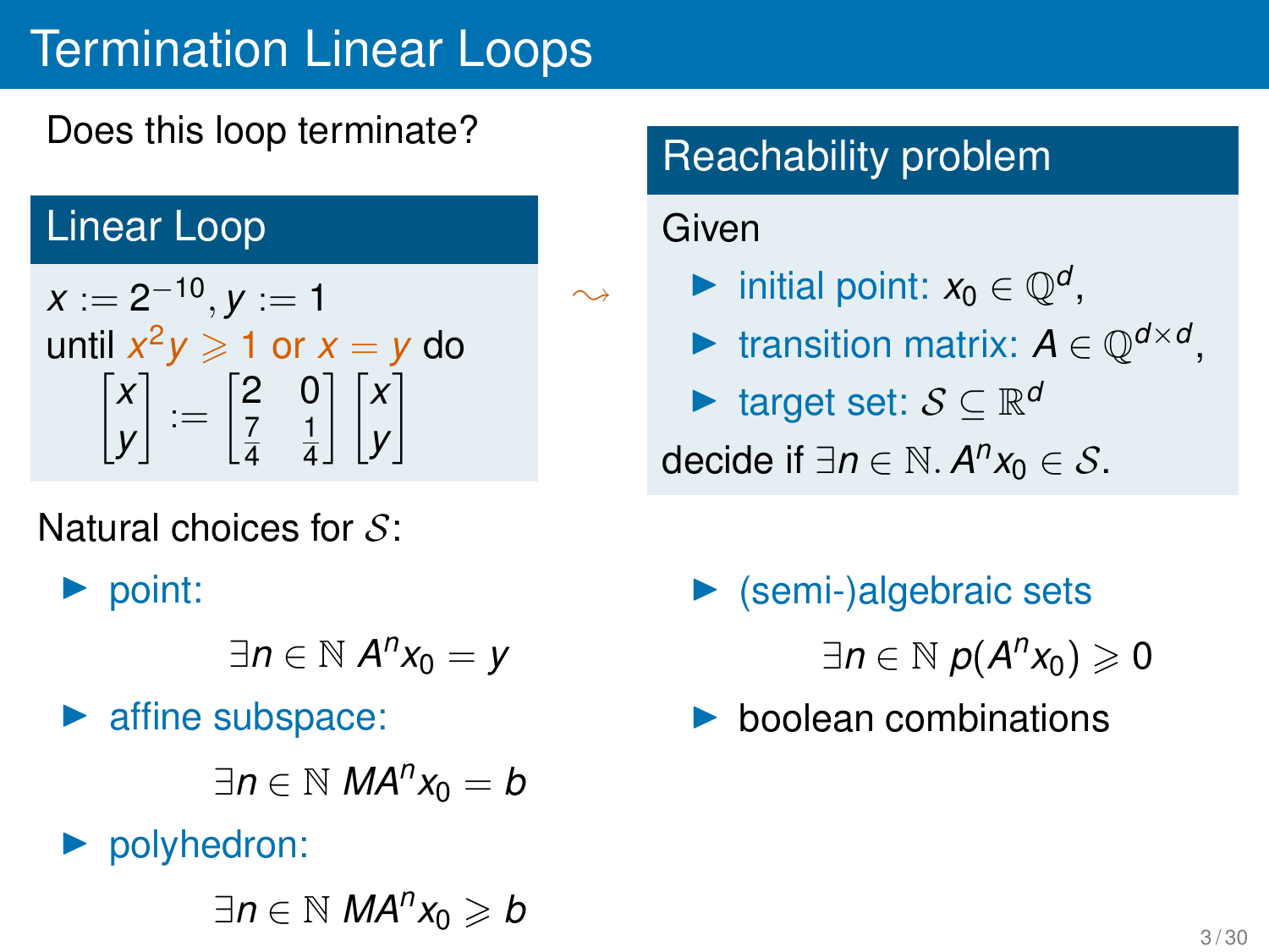# Termination Linear Loops

Does this loop terminate?

## Linear Loop

$x := 2^{-10}, y := 1$

until $x^2 y \geqslant 1$ or $x = y$ do

$$\begin{bmatrix} x \\ y \end{bmatrix} := \begin{bmatrix} 2 & 0 \\ \frac{7}{4} & \frac{1}{4} \end{bmatrix} \begin{bmatrix} x \\ y \end{bmatrix}$$

$\rightsquigarrow$

## Reachability problem

Given

- initial point: $x_0 \in \mathbb{Q}^d$,
- transition matrix: $A \in \mathbb{Q}^{d \times d}$,
- target set: $\mathcal{S} \subseteq \mathbb{R}^d$

decide if $\exists n \in \mathbb{N}.\, A^n x_0 \in \mathcal{S}$.

Natural choices for $\mathcal{S}$:

- point:

$$\exists n \in \mathbb{N}\ A^n x_0 = y$$

- affine subspace:

$$\exists n \in \mathbb{N}\ M A^n x_0 = b$$

- polyhedron:

$$\exists n \in \mathbb{N}\ M A^n x_0 \geqslant b$$

- (semi-)algebraic sets

$$\exists n \in \mathbb{N}\ p(A^n x_0) \geqslant 0$$

- boolean combinations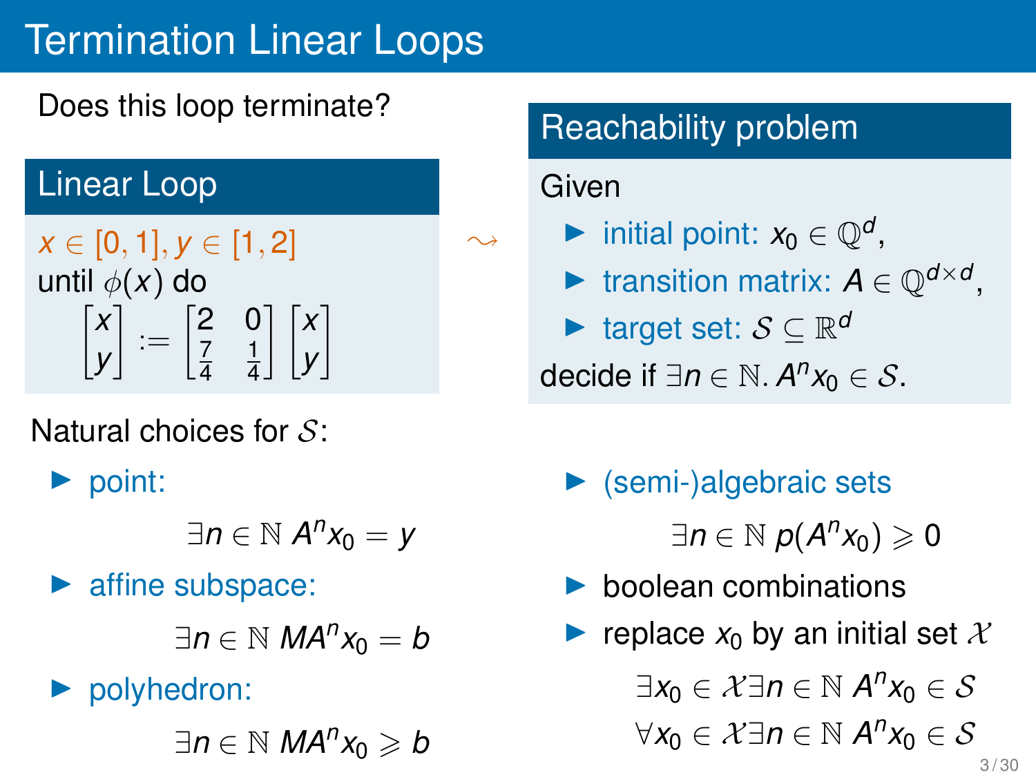# Termination Linear Loops

Does this loop terminate?

## Linear Loop

$x \in [0, 1], y \in [1, 2]$
until $\phi(x)$ do

$$\begin{bmatrix} x \\ y \end{bmatrix} := \begin{bmatrix} 2 & 0 \\ \frac{7}{4} & \frac{1}{4} \end{bmatrix} \begin{bmatrix} x \\ y \end{bmatrix}$$

$\rightsquigarrow$

## Reachability problem

Given

- initial point: $x_0 \in \mathbb{Q}^d$,
- transition matrix: $A \in \mathbb{Q}^{d \times d}$,
- target set: $\mathcal{S} \subseteq \mathbb{R}^d$

decide if $\exists n \in \mathbb{N}. A^n x_0 \in \mathcal{S}$.

Natural choices for $\mathcal{S}$:

- point:

$$\exists n \in \mathbb{N} \; A^n x_0 = y$$

- affine subspace:

$$\exists n \in \mathbb{N} \; M A^n x_0 = b$$

- polyhedron:

$$\exists n \in \mathbb{N} \; M A^n x_0 \geqslant b$$

- (semi-)algebraic sets

$$\exists n \in \mathbb{N} \; p(A^n x_0) \geqslant 0$$

- boolean combinations
- replace $x_0$ by an initial set $\mathcal{X}$

$$\exists x_0 \in \mathcal{X} \exists n \in \mathbb{N} \; A^n x_0 \in \mathcal{S}$$

$$\forall x_0 \in \mathcal{X} \exists n \in \mathbb{N} \; A^n x_0 \in \mathcal{S}$$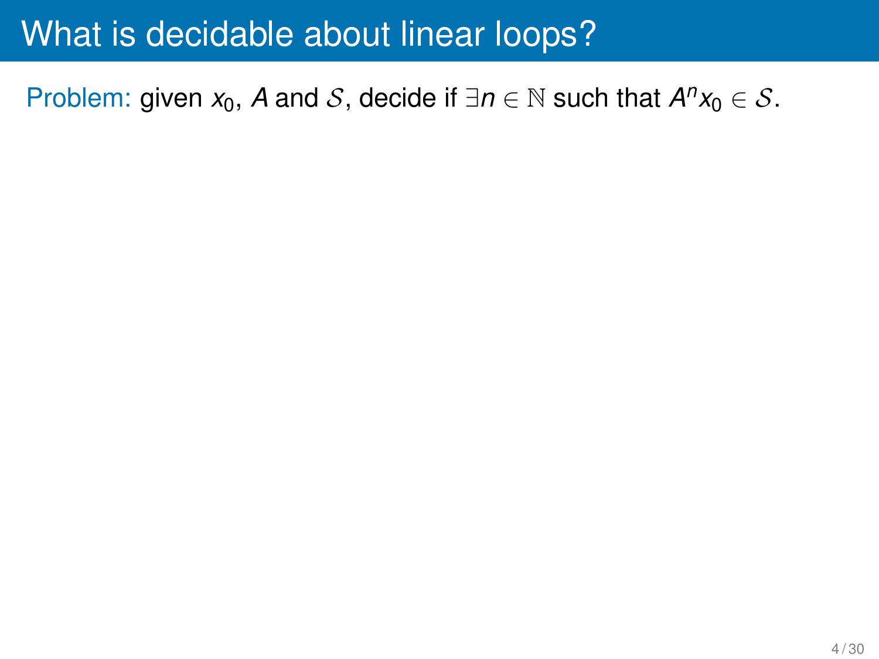# What is decidable about linear loops?

Problem: given $x_0$, $A$ and $\mathcal{S}$, decide if $\exists n \in \mathbb{N}$ such that $A^n x_0 \in \mathcal{S}$.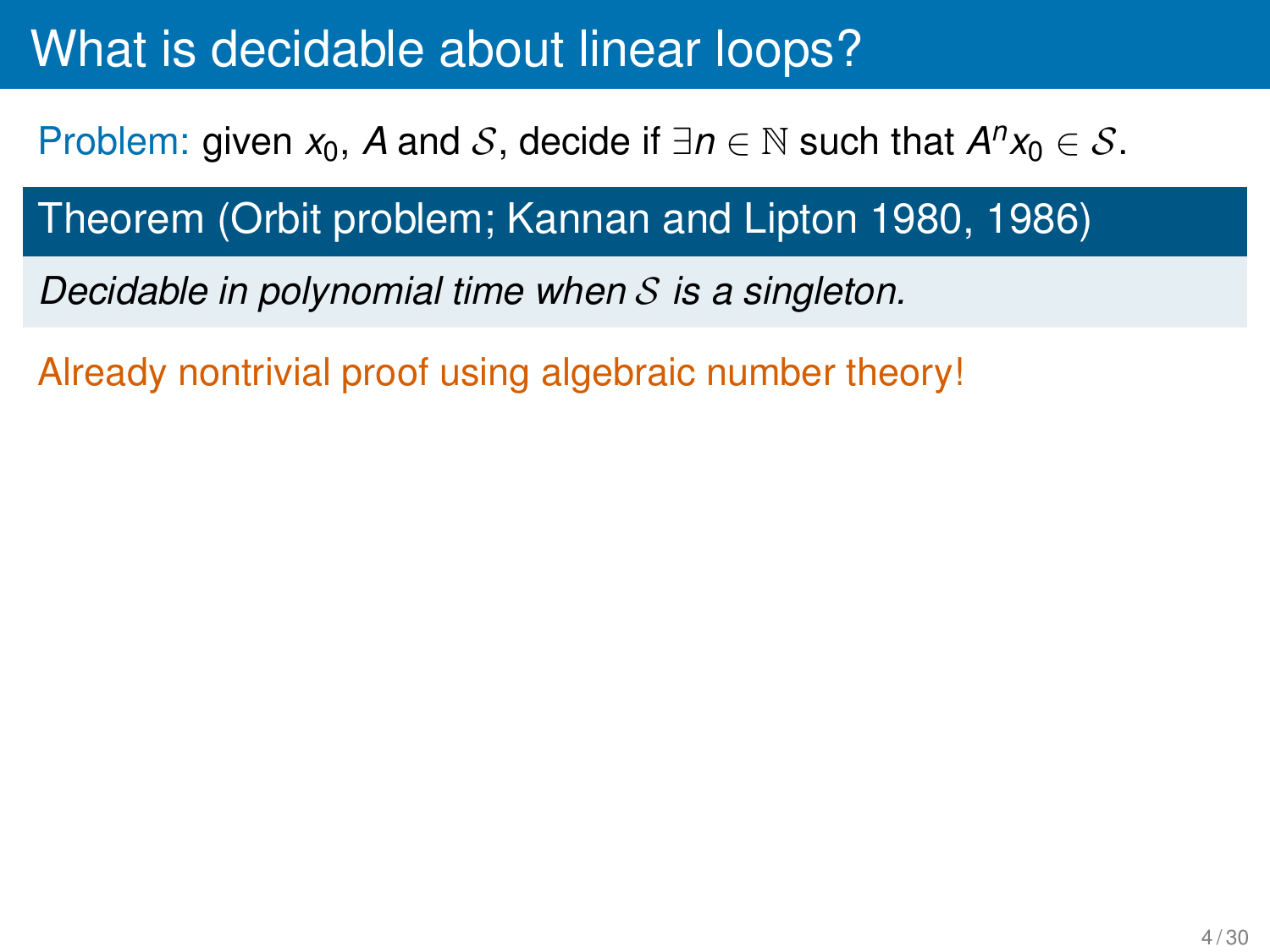# What is decidable about linear loops?

Problem: given $x_0$, $A$ and $\mathcal{S}$, decide if $\exists n \in \mathbb{N}$ such that $A^n x_0 \in \mathcal{S}$.

**Theorem (Orbit problem; Kannan and Lipton 1980, 1986)**

*Decidable in polynomial time when $\mathcal{S}$ is a singleton.*

Already nontrivial proof using algebraic number theory!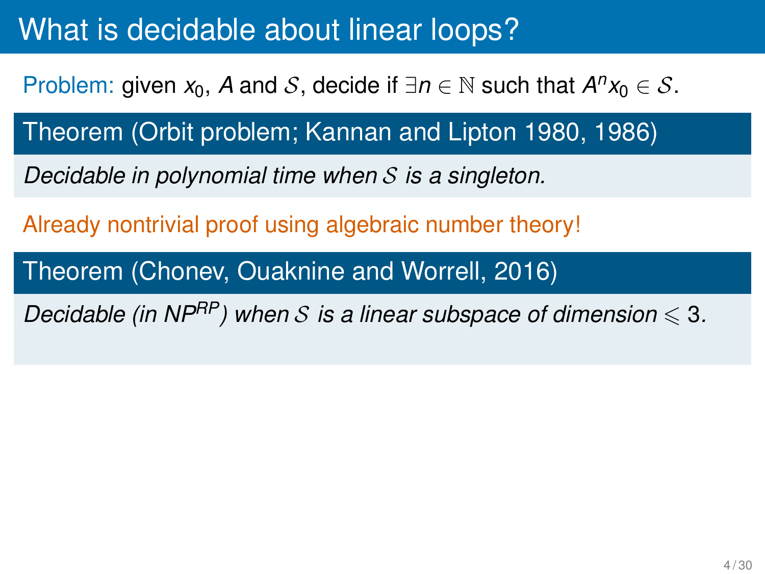# What is decidable about linear loops?

Problem: given $x_0$, $A$ and $\mathcal{S}$, decide if $\exists n \in \mathbb{N}$ such that $A^n x_0 \in \mathcal{S}$.

**Theorem (Orbit problem; Kannan and Lipton 1980, 1986)**

*Decidable in polynomial time when $\mathcal{S}$ is a singleton.*

Already nontrivial proof using algebraic number theory!

**Theorem (Chonev, Ouaknine and Worrell, 2016)**

*Decidable (in $NP^{RP}$) when $\mathcal{S}$ is a linear subspace of dimension $\leqslant 3$.*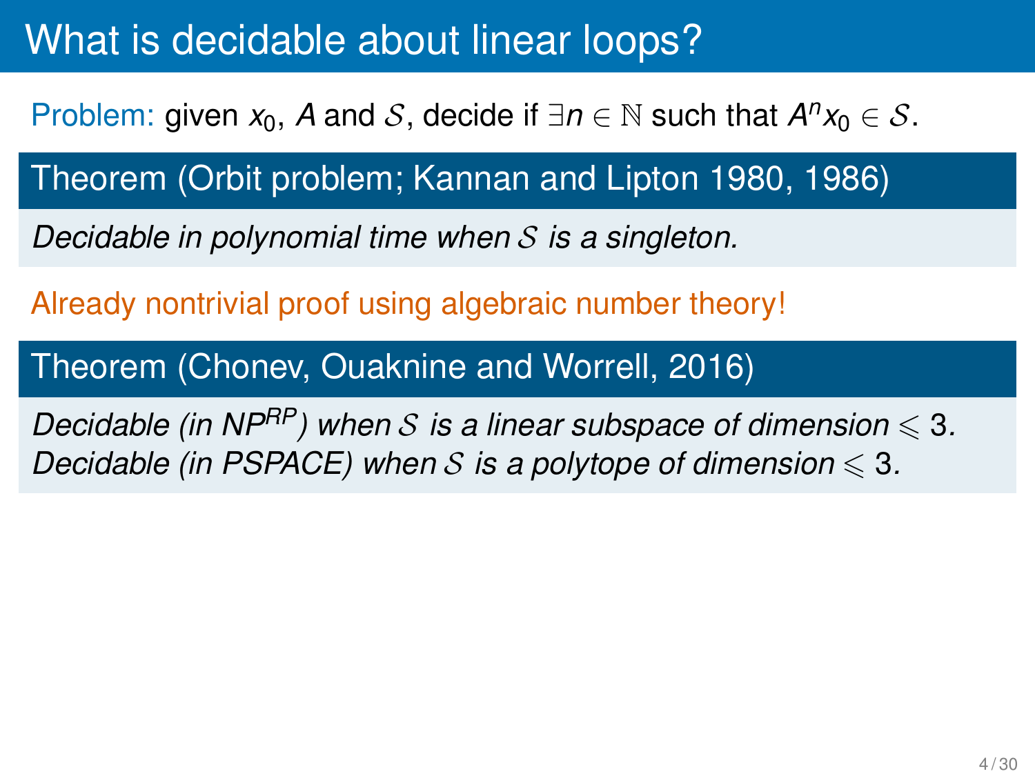# What is decidable about linear loops?

Problem: given $x_0$, $A$ and $\mathcal{S}$, decide if $\exists n \in \mathbb{N}$ such that $A^n x_0 \in \mathcal{S}$.

**Theorem (Orbit problem; Kannan and Lipton 1980, 1986)**

*Decidable in polynomial time when $\mathcal{S}$ is a singleton.*

Already nontrivial proof using algebraic number theory!

**Theorem (Chonev, Ouaknine and Worrell, 2016)**

*Decidable (in $NP^{RP}$) when $\mathcal{S}$ is a linear subspace of dimension $\leqslant 3$.*
*Decidable (in PSPACE) when $\mathcal{S}$ is a polytope of dimension $\leqslant 3$.*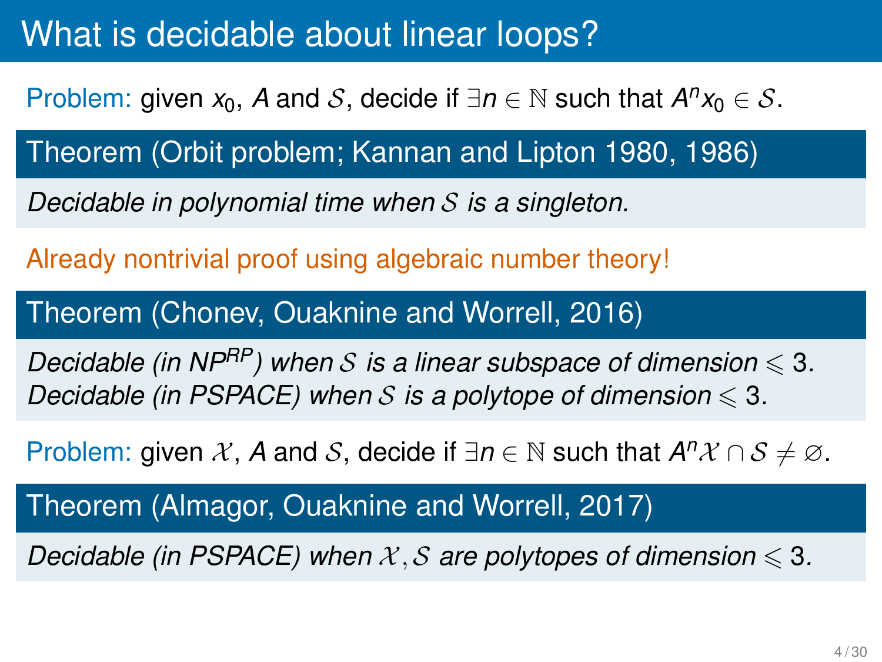# What is decidable about linear loops?

Problem: given $x_0$, $A$ and $\mathcal{S}$, decide if $\exists n \in \mathbb{N}$ such that $A^n x_0 \in \mathcal{S}$.

**Theorem (Orbit problem; Kannan and Lipton 1980, 1986)**

*Decidable in polynomial time when $\mathcal{S}$ is a singleton.*

Already nontrivial proof using algebraic number theory!

**Theorem (Chonev, Ouaknine and Worrell, 2016)**

*Decidable (in $NP^{RP}$) when $\mathcal{S}$ is a linear subspace of dimension $\leqslant 3$.*
*Decidable (in PSPACE) when $\mathcal{S}$ is a polytope of dimension $\leqslant 3$.*

Problem: given $\mathcal{X}$, $A$ and $\mathcal{S}$, decide if $\exists n \in \mathbb{N}$ such that $A^n \mathcal{X} \cap \mathcal{S} \neq \varnothing$.

**Theorem (Almagor, Ouaknine and Worrell, 2017)**

*Decidable (in PSPACE) when $\mathcal{X}, \mathcal{S}$ are polytopes of dimension $\leqslant 3$.*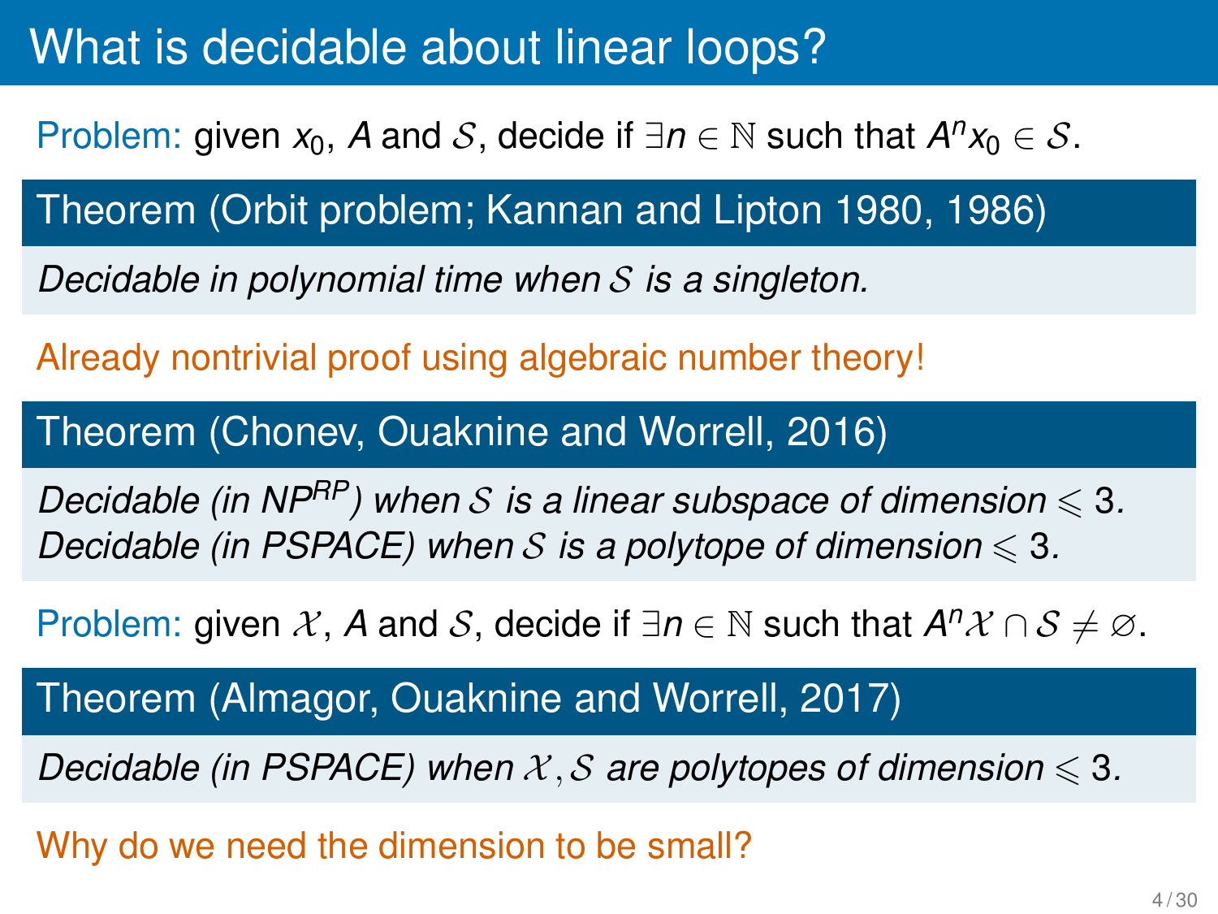# What is decidable about linear loops?

Problem: given $x_0$, $A$ and $\mathcal{S}$, decide if $\exists n \in \mathbb{N}$ such that $A^n x_0 \in \mathcal{S}$.

**Theorem (Orbit problem; Kannan and Lipton 1980, 1986)**

*Decidable in polynomial time when $\mathcal{S}$ is a singleton.*

Already nontrivial proof using algebraic number theory!

**Theorem (Chonev, Ouaknine and Worrell, 2016)**

*Decidable (in $NP^{RP}$) when $\mathcal{S}$ is a linear subspace of dimension $\leqslant 3$.*
*Decidable (in PSPACE) when $\mathcal{S}$ is a polytope of dimension $\leqslant 3$.*

Problem: given $\mathcal{X}$, $A$ and $\mathcal{S}$, decide if $\exists n \in \mathbb{N}$ such that $A^n \mathcal{X} \cap \mathcal{S} \neq \varnothing$.

**Theorem (Almagor, Ouaknine and Worrell, 2017)**

*Decidable (in PSPACE) when $\mathcal{X}, \mathcal{S}$ are polytopes of dimension $\leqslant 3$.*

Why do we need the dimension to be small?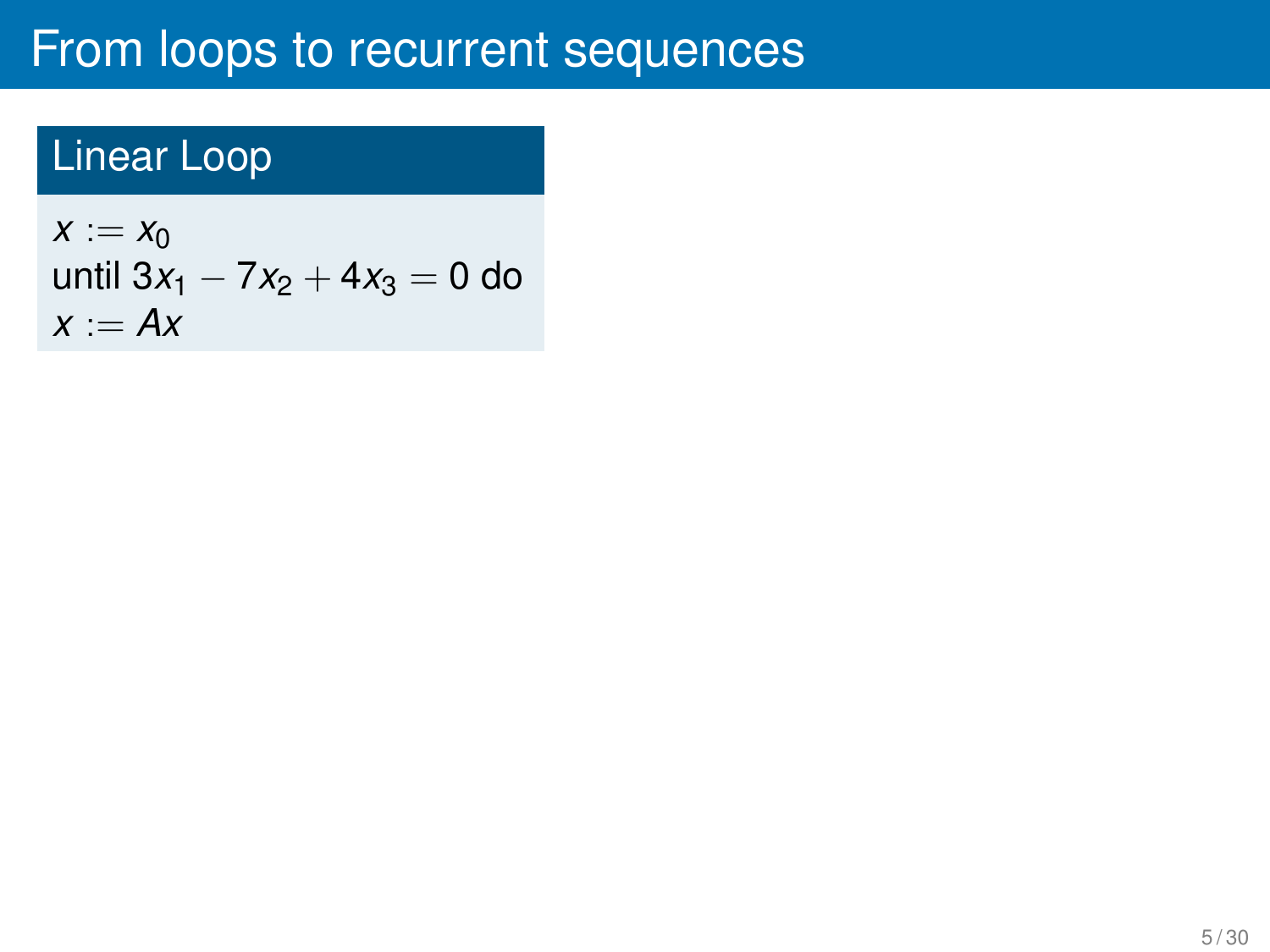# From loops to recurrent sequences

## Linear Loop

$x := x_0$
until $3x_1 - 7x_2 + 4x_3 = 0$ do
$x := Ax$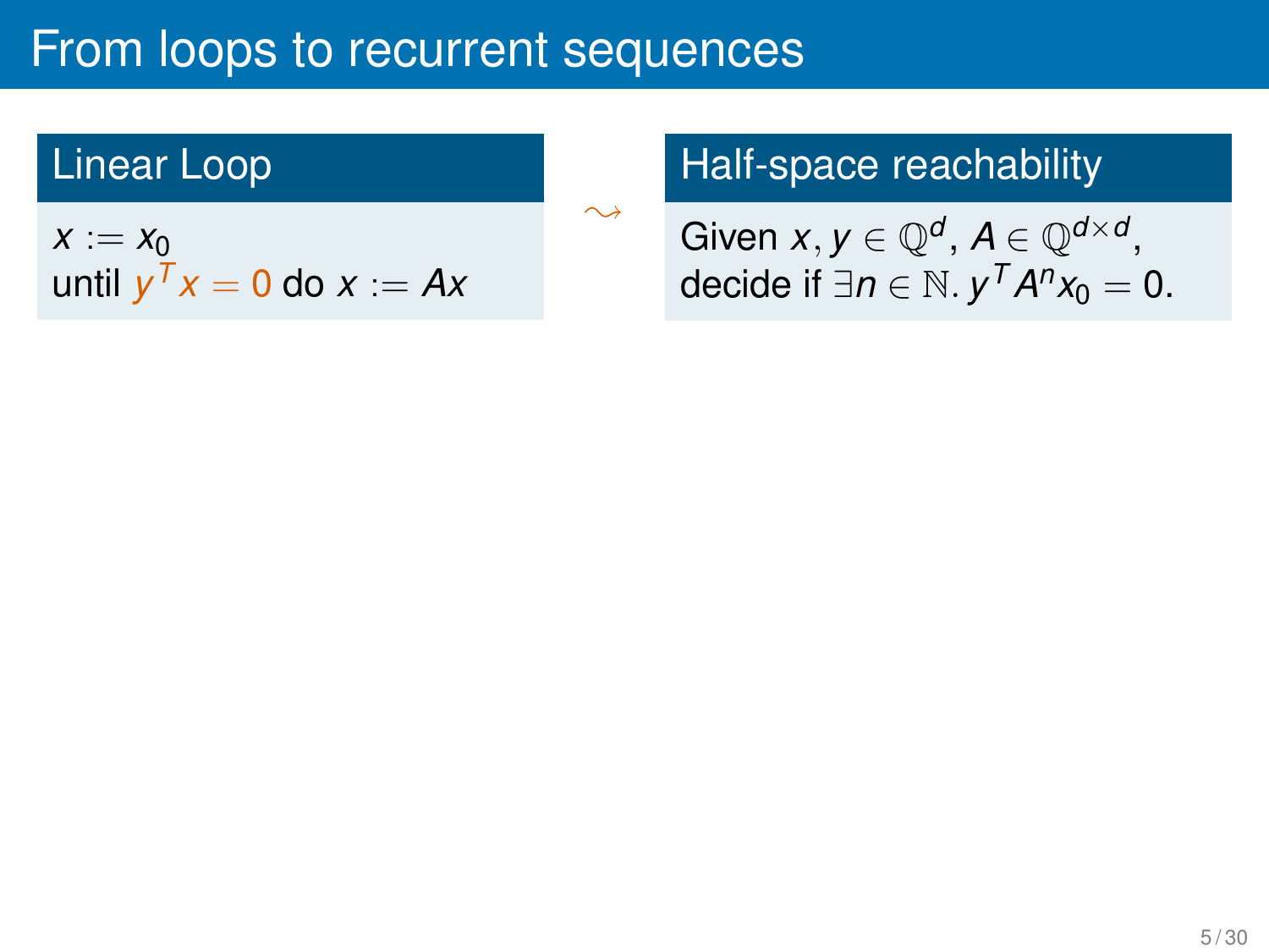# From loops to recurrent sequences

## Linear Loop

$x := x_0$
until $y^T x = 0$ do $x := Ax$

$\leadsto$

## Half-space reachability

Given $x, y \in \mathbb{Q}^d$, $A \in \mathbb{Q}^{d \times d}$,
decide if $\exists n \in \mathbb{N}.\, y^T A^n x_0 = 0$.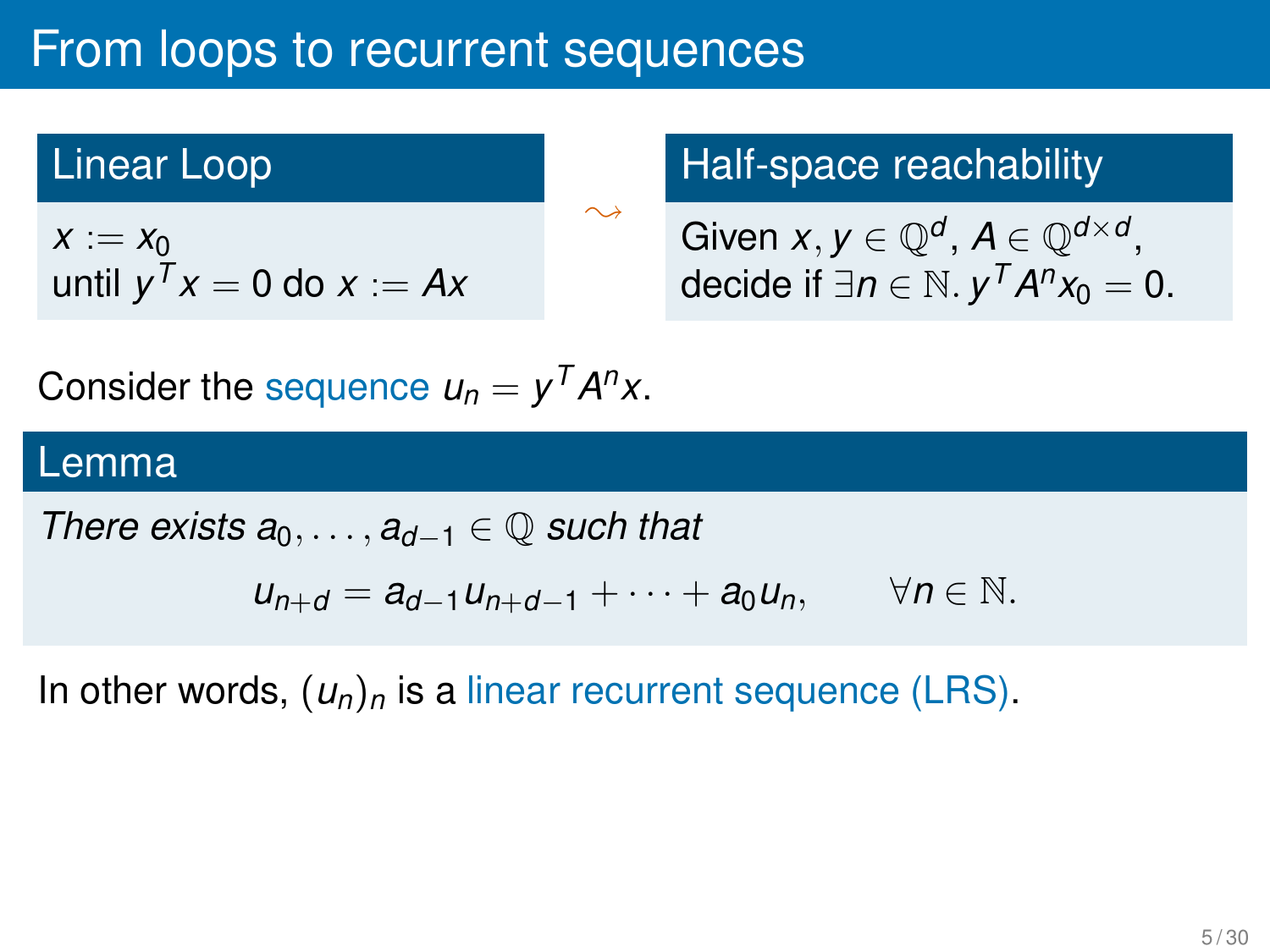# From loops to recurrent sequences

### Linear Loop

$x := x_0$
until $y^T x = 0$ do $x := Ax$

$\rightsquigarrow$

### Half-space reachability

Given $x, y \in \mathbb{Q}^d$, $A \in \mathbb{Q}^{d\times d}$,
decide if $\exists n \in \mathbb{N}.\, y^T A^n x_0 = 0$.

Consider the sequence $u_n = y^T A^n x$.

### Lemma

*There exists* $a_0, \ldots, a_{d-1} \in \mathbb{Q}$ *such that*

$$u_{n+d} = a_{d-1} u_{n+d-1} + \cdots + a_0 u_n, \qquad \forall n \in \mathbb{N}.$$

In other words, $(u_n)_n$ is a linear recurrent sequence (LRS).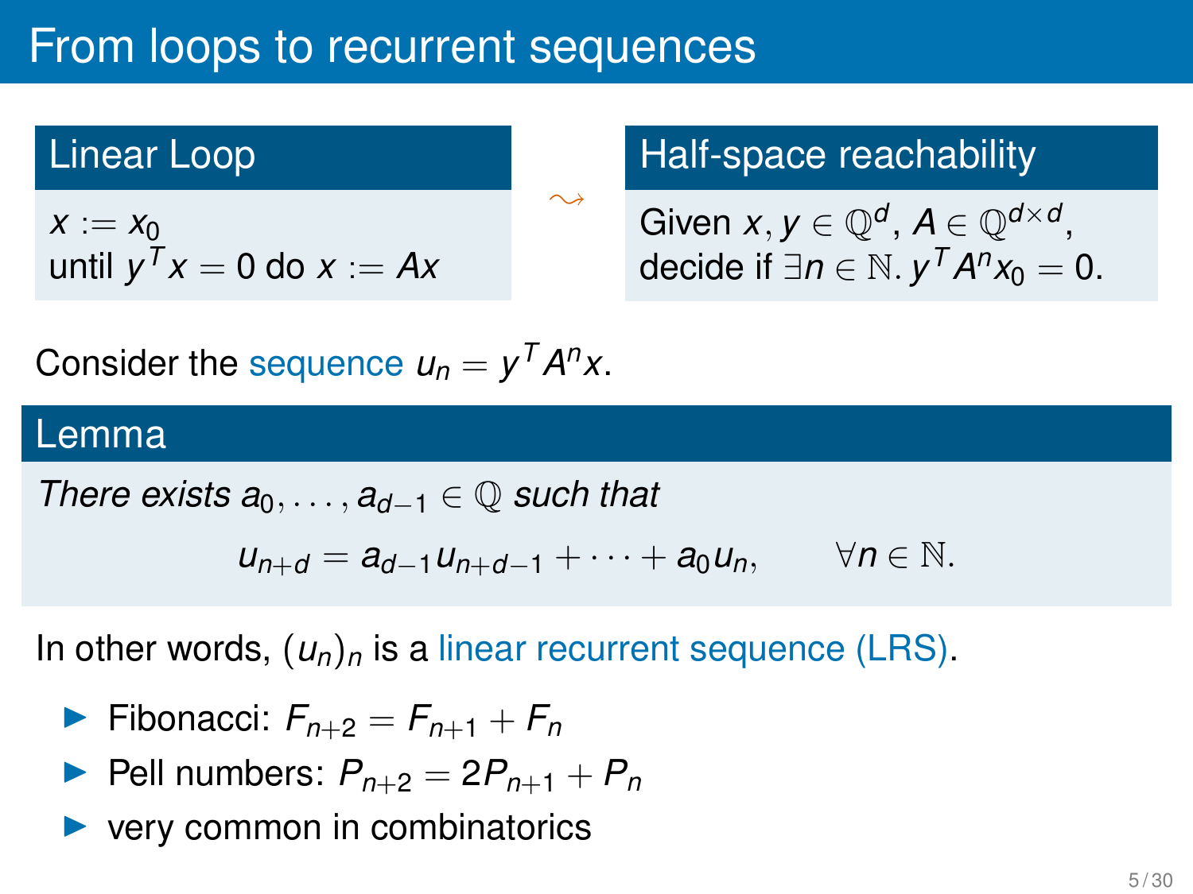# From loops to recurrent sequences

**Linear Loop**

$x := x_0$
until $y^T x = 0$ do $x := Ax$

$\rightsquigarrow$

**Half-space reachability**

Given $x, y \in \mathbb{Q}^d$, $A \in \mathbb{Q}^{d \times d}$,
decide if $\exists n \in \mathbb{N}.\, y^T A^n x_0 = 0$.

Consider the sequence $u_n = y^T A^n x$.

**Lemma**

*There exists $a_0, \ldots, a_{d-1} \in \mathbb{Q}$ such that*

$$u_{n+d} = a_{d-1} u_{n+d-1} + \cdots + a_0 u_n, \qquad \forall n \in \mathbb{N}.$$

In other words, $(u_n)_n$ is a linear recurrent sequence (LRS).

- Fibonacci: $F_{n+2} = F_{n+1} + F_n$
- Pell numbers: $P_{n+2} = 2P_{n+1} + P_n$
- very common in combinatorics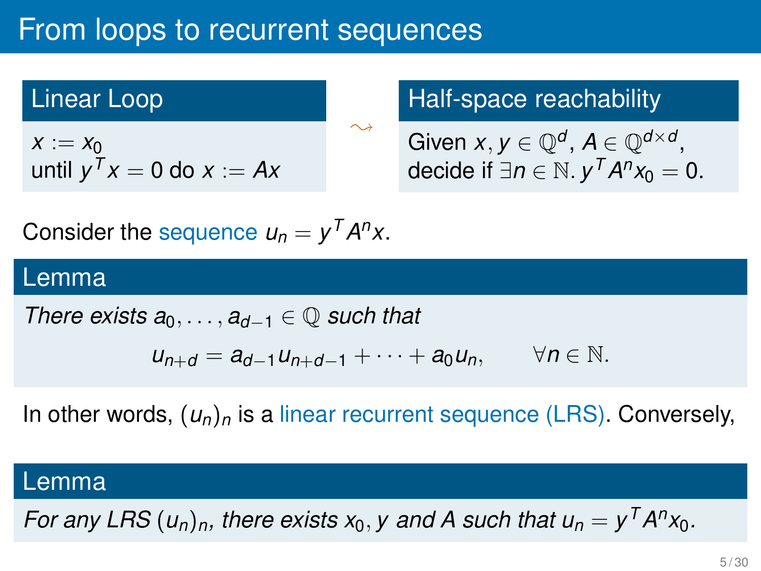# From loops to recurrent sequences

**Linear Loop**

$x := x_0$
until $y^T x = 0$ do $x := Ax$

$\rightsquigarrow$

**Half-space reachability**

Given $x, y \in \mathbb{Q}^d$, $A \in \mathbb{Q}^{d \times d}$,
decide if $\exists n \in \mathbb{N}.\, y^T A^n x_0 = 0$.

Consider the sequence $u_n = y^T A^n x$.

**Lemma**

*There exists $a_0, \dots, a_{d-1} \in \mathbb{Q}$ such that*

$$u_{n+d} = a_{d-1} u_{n+d-1} + \cdots + a_0 u_n, \qquad \forall n \in \mathbb{N}.$$

In other words, $(u_n)_n$ is a linear recurrent sequence (LRS). Conversely,

**Lemma**

*For any LRS $(u_n)_n$, there exists $x_0, y$ and $A$ such that $u_n = y^T A^n x_0$.*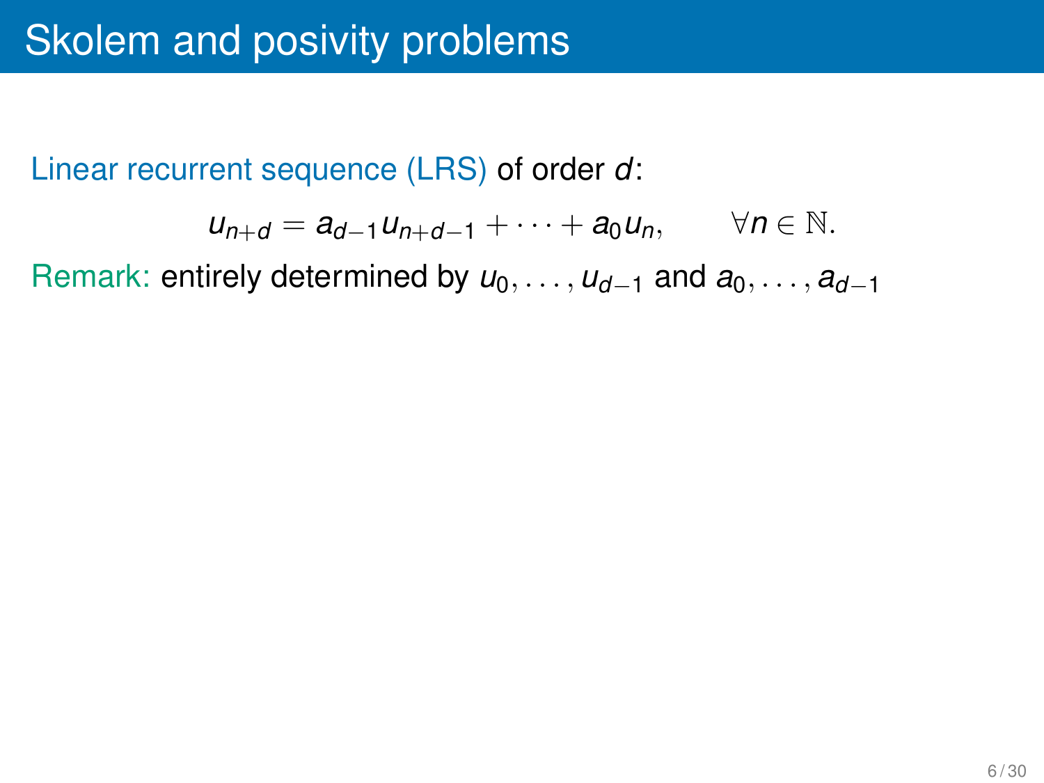# Skolem and posivity problems

Linear recurrent sequence (LRS) of order $d$:

$$u_{n+d} = a_{d-1}u_{n+d-1} + \cdots + a_0 u_n, \qquad \forall n \in \mathbb{N}.$$

Remark: entirely determined by $u_0, \ldots, u_{d-1}$ and $a_0, \ldots, a_{d-1}$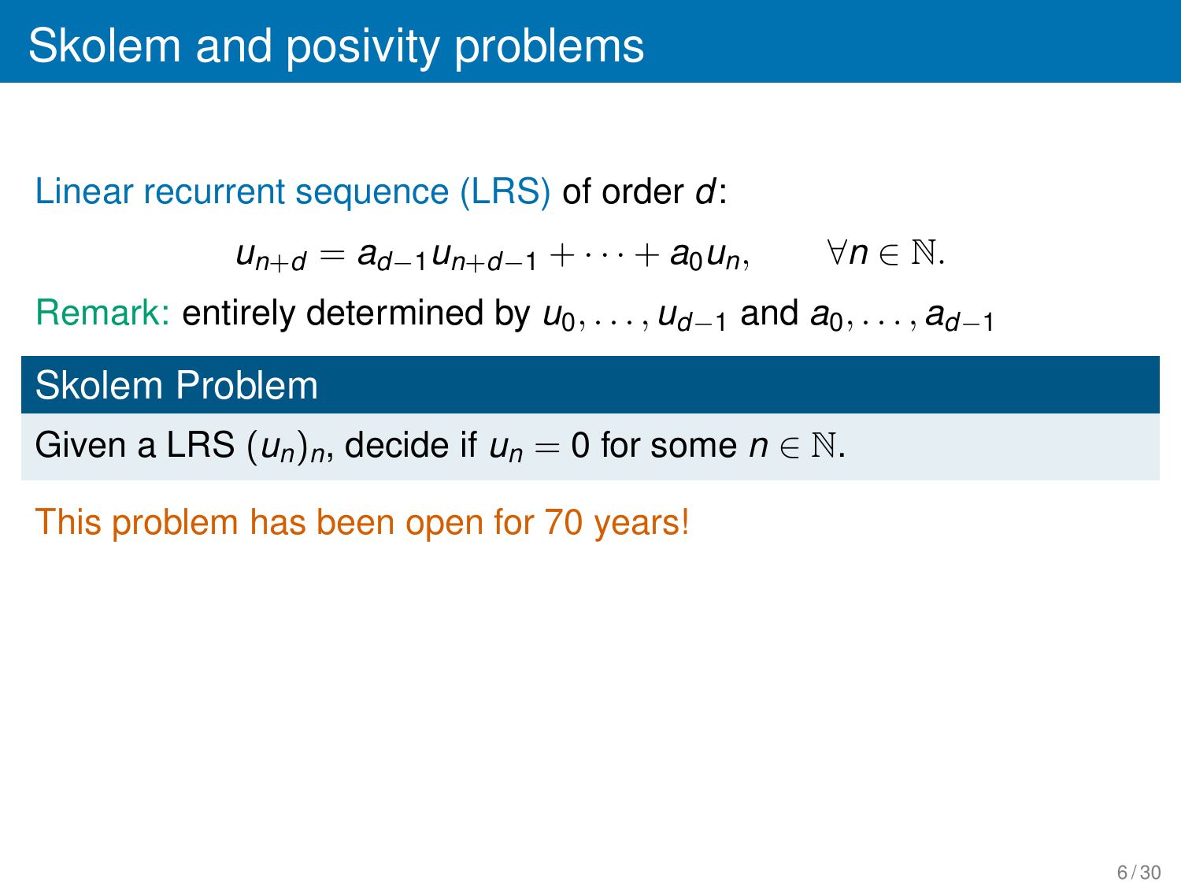# Skolem and posivity problems

Linear recurrent sequence (LRS) of order $d$:

$$u_{n+d} = a_{d-1}u_{n+d-1} + \cdots + a_0 u_n, \qquad \forall n \in \mathbb{N}.$$

Remark: entirely determined by $u_0, \ldots, u_{d-1}$ and $a_0, \ldots, a_{d-1}$

## Skolem Problem

Given a LRS $(u_n)_n$, decide if $u_n = 0$ for some $n \in \mathbb{N}$.

This problem has been open for 70 years!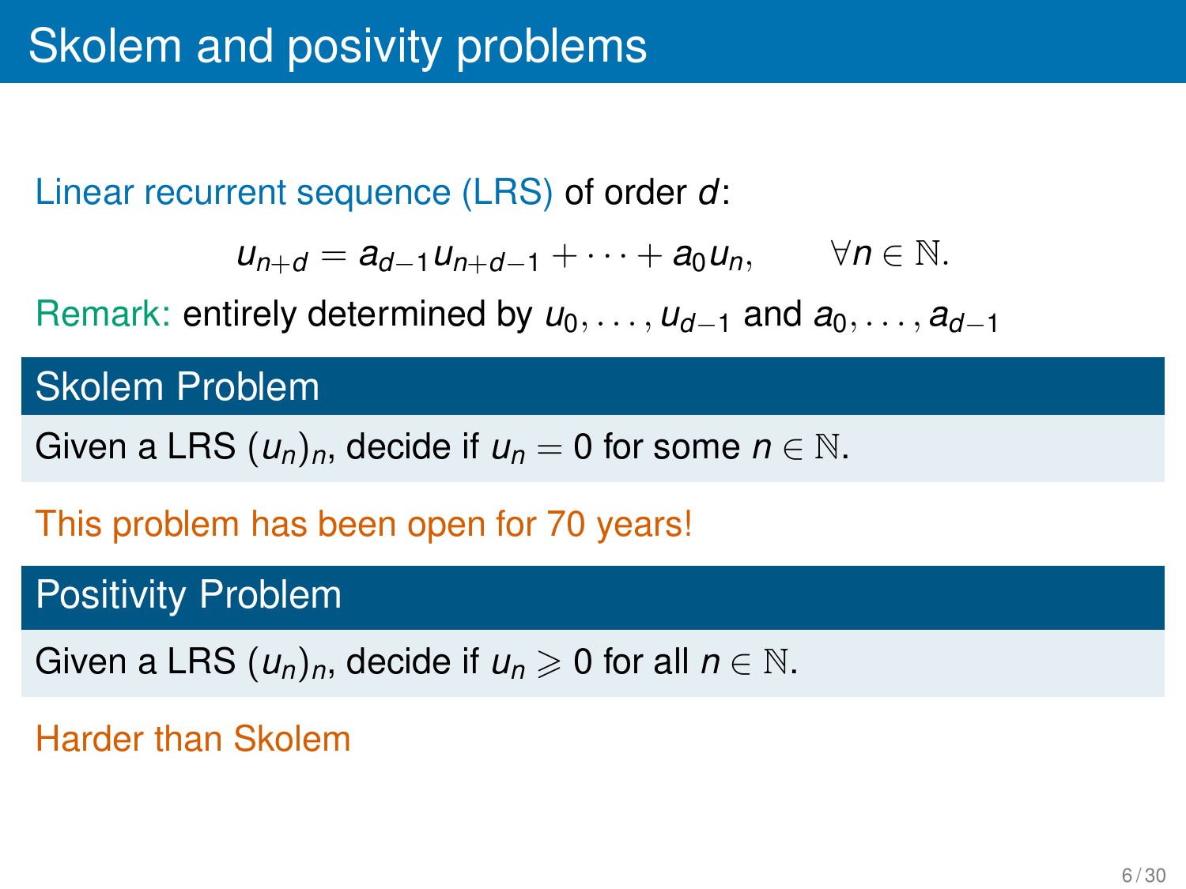# Skolem and posivity problems

Linear recurrent sequence (LRS) of order $d$:

$$u_{n+d} = a_{d-1}u_{n+d-1} + \cdots + a_0 u_n, \qquad \forall n \in \mathbb{N}.$$

Remark: entirely determined by $u_0, \ldots, u_{d-1}$ and $a_0, \ldots, a_{d-1}$

## Skolem Problem

Given a LRS $(u_n)_n$, decide if $u_n = 0$ for some $n \in \mathbb{N}$.

This problem has been open for 70 years!

## Positivity Problem

Given a LRS $(u_n)_n$, decide if $u_n \geqslant 0$ for all $n \in \mathbb{N}$.

Harder than Skolem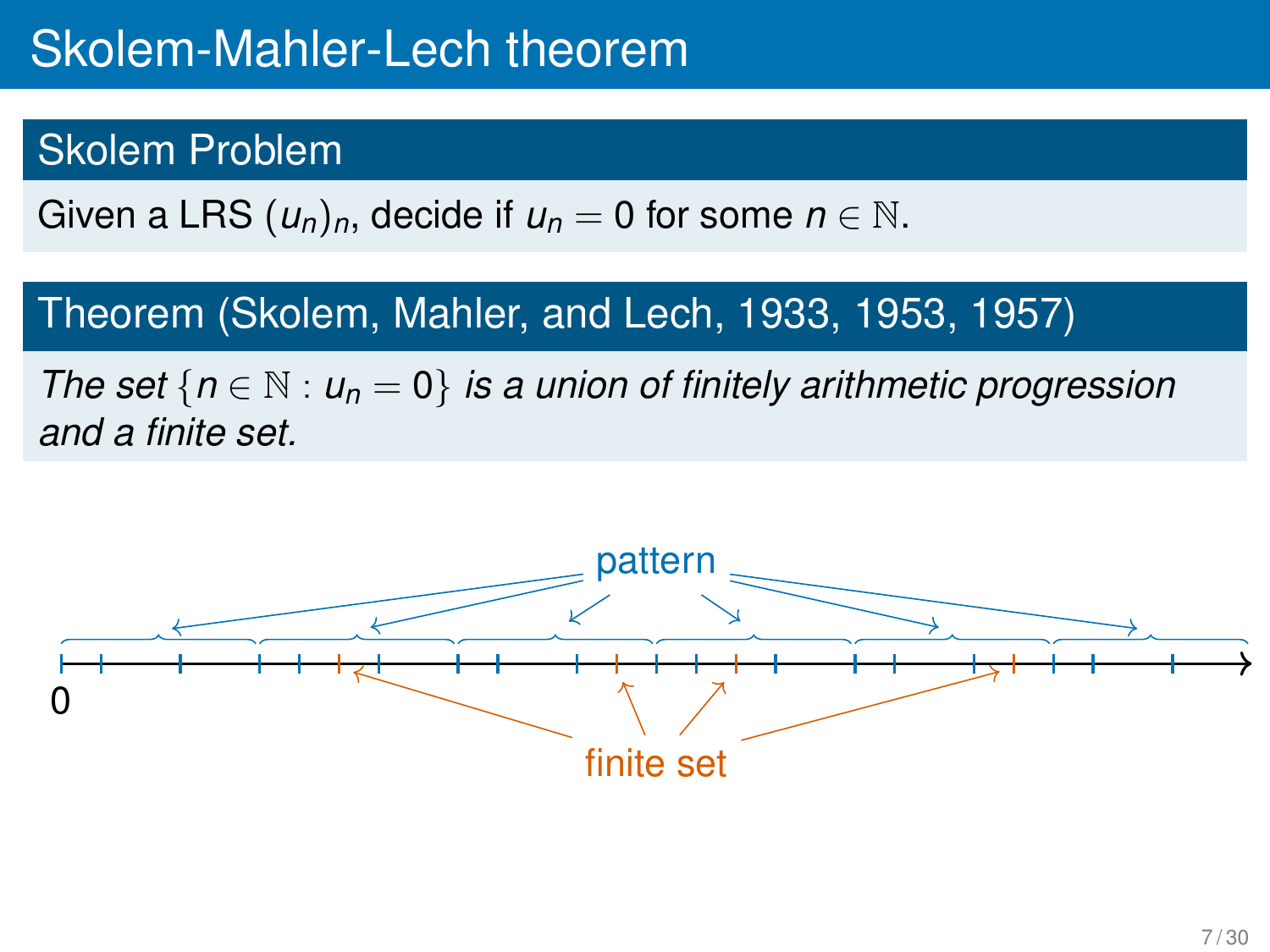# Skolem-Mahler-Lech theorem

## Skolem Problem

Given a LRS $(u_n)_n$, decide if $u_n = 0$ for some $n \in \mathbb{N}$.

## Theorem (Skolem, Mahler, and Lech, 1933, 1953, 1957)

*The set $\{n \in \mathbb{N} : u_n = 0\}$ is a union of finitely arithmetic progression and a finite set.*

pattern

0

finite set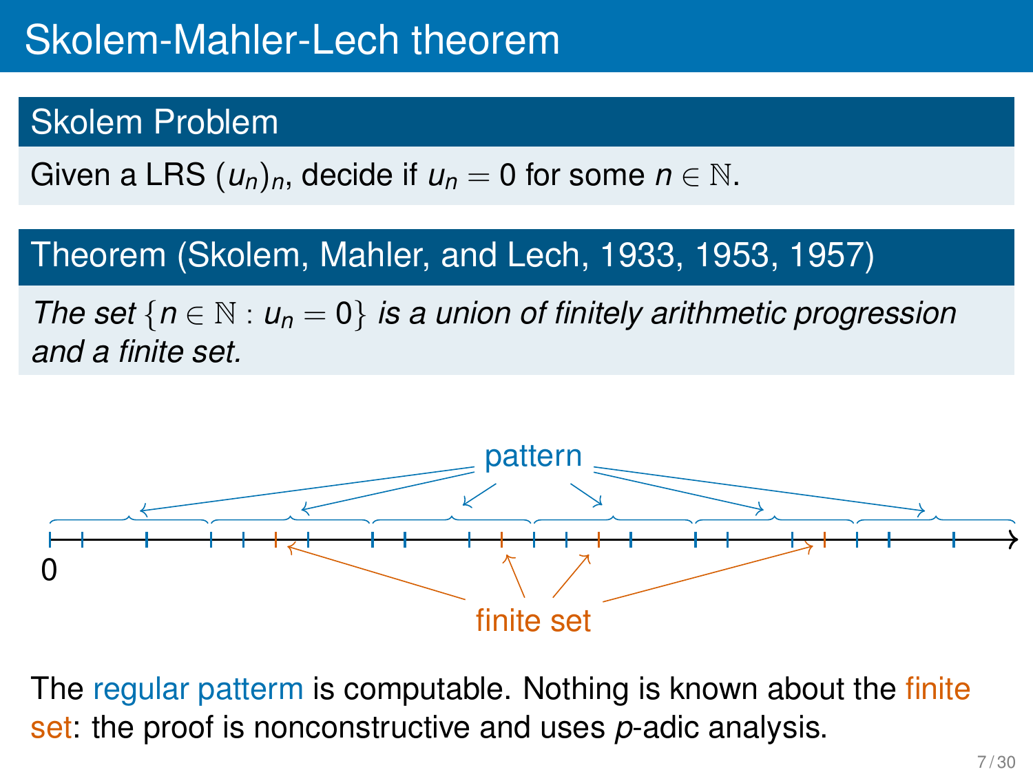# Skolem-Mahler-Lech theorem

## Skolem Problem

Given a LRS $(u_n)_n$, decide if $u_n = 0$ for some $n \in \mathbb{N}$.

## Theorem (Skolem, Mahler, and Lech, 1933, 1953, 1957)

*The set* $\{n \in \mathbb{N} : u_n = 0\}$ *is a union of finitely arithmetic progression and a finite set.*

pattern

0

finite set

The regular patterm is computable. Nothing is known about the finite set: the proof is nonconstructive and uses $p$-adic analysis.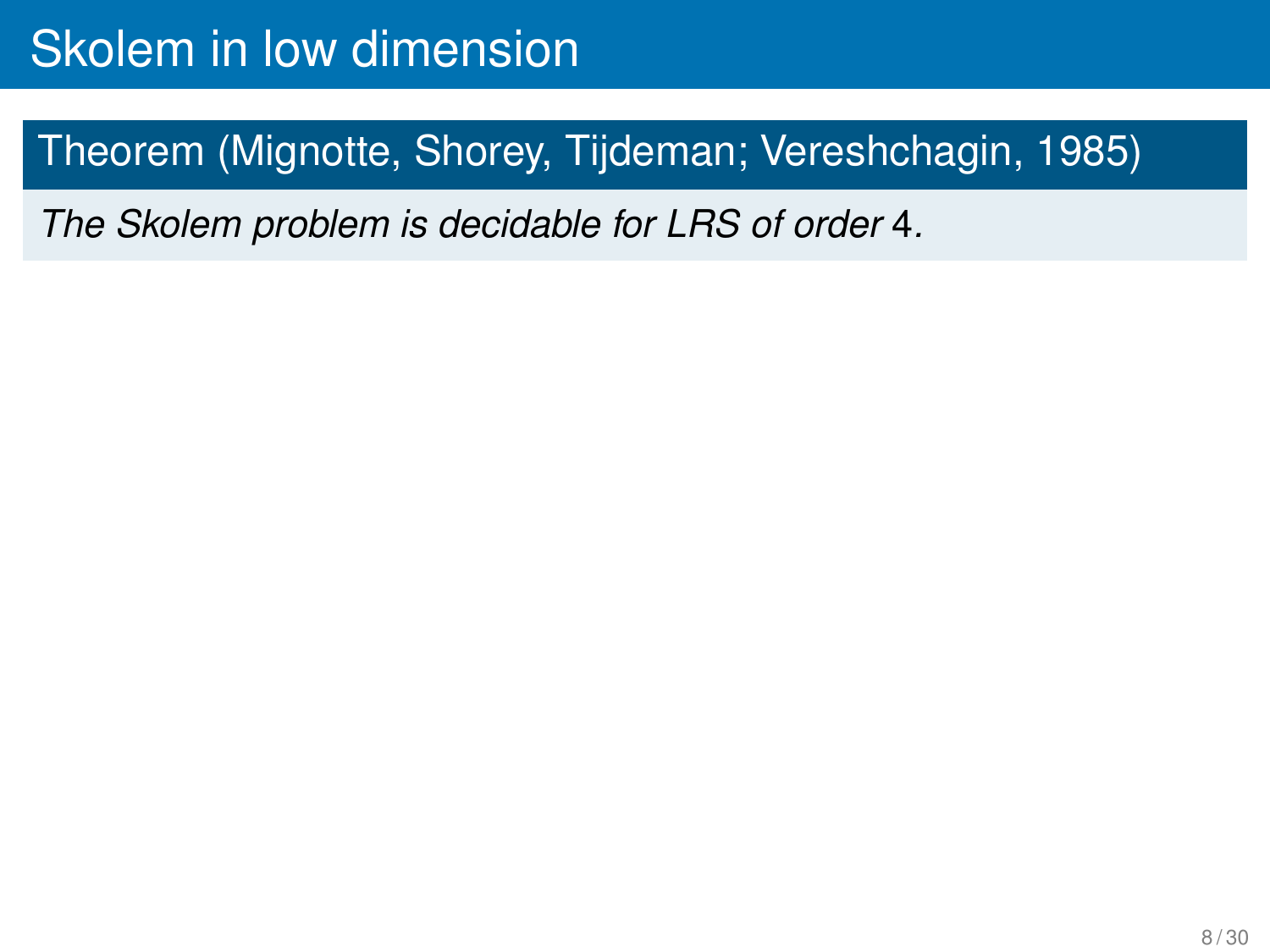# Skolem in low dimension

**Theorem (Mignotte, Shorey, Tijdeman; Vereshchagin, 1985)**

*The Skolem problem is decidable for LRS of order* $4$*.*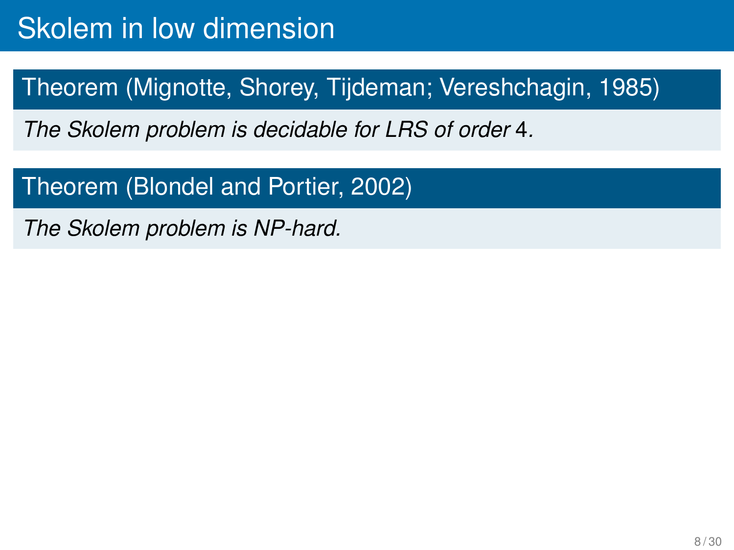# Skolem in low dimension

**Theorem (Mignotte, Shorey, Tijdeman; Vereshchagin, 1985)**

*The Skolem problem is decidable for LRS of order* $4$*.*

**Theorem (Blondel and Portier, 2002)**

*The Skolem problem is NP-hard.*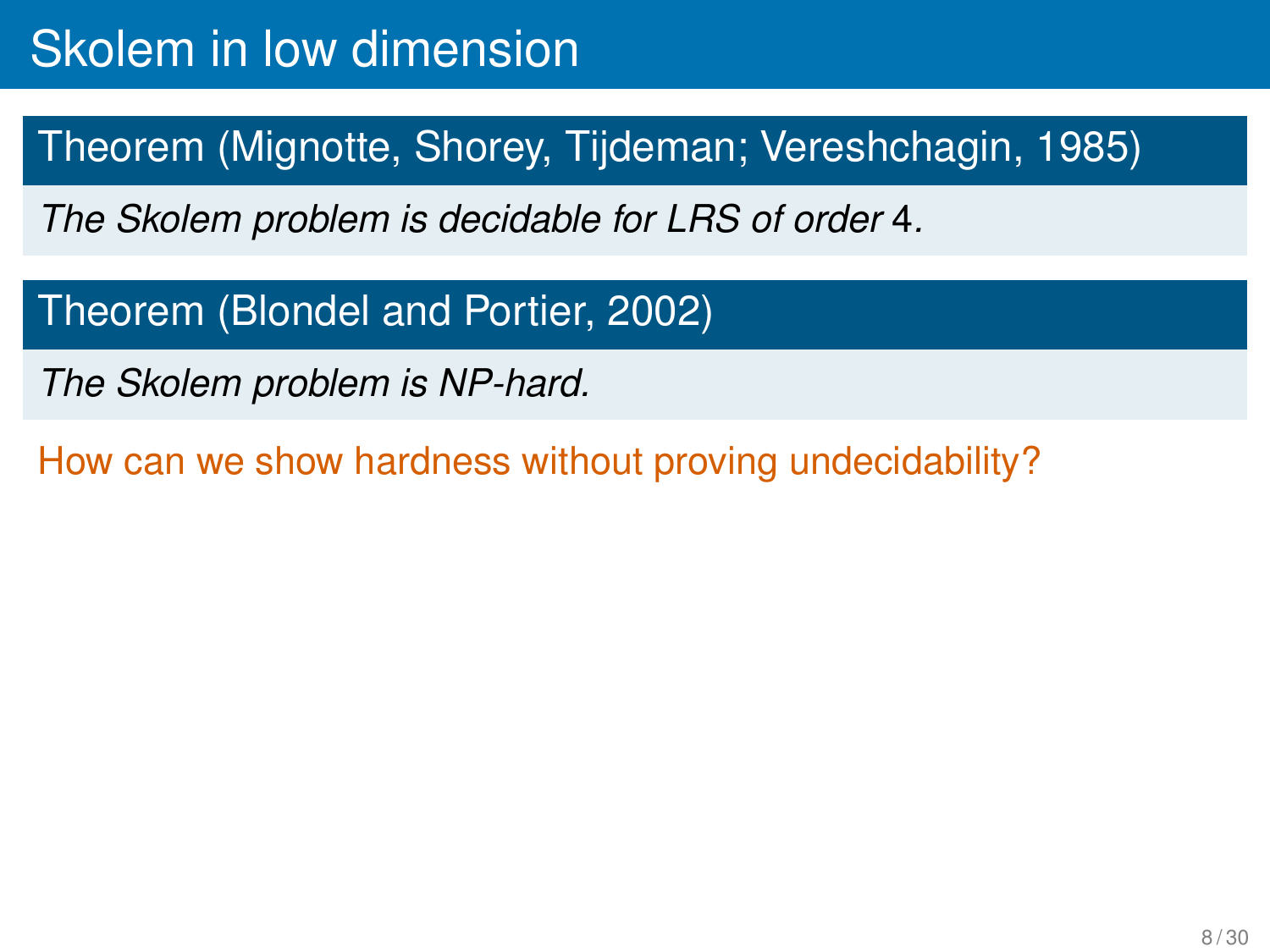# Skolem in low dimension

**Theorem (Mignotte, Shorey, Tijdeman; Vereshchagin, 1985)**

*The Skolem problem is decidable for LRS of order* 4*.*

**Theorem (Blondel and Portier, 2002)**

*The Skolem problem is NP-hard.*

How can we show hardness without proving undecidability?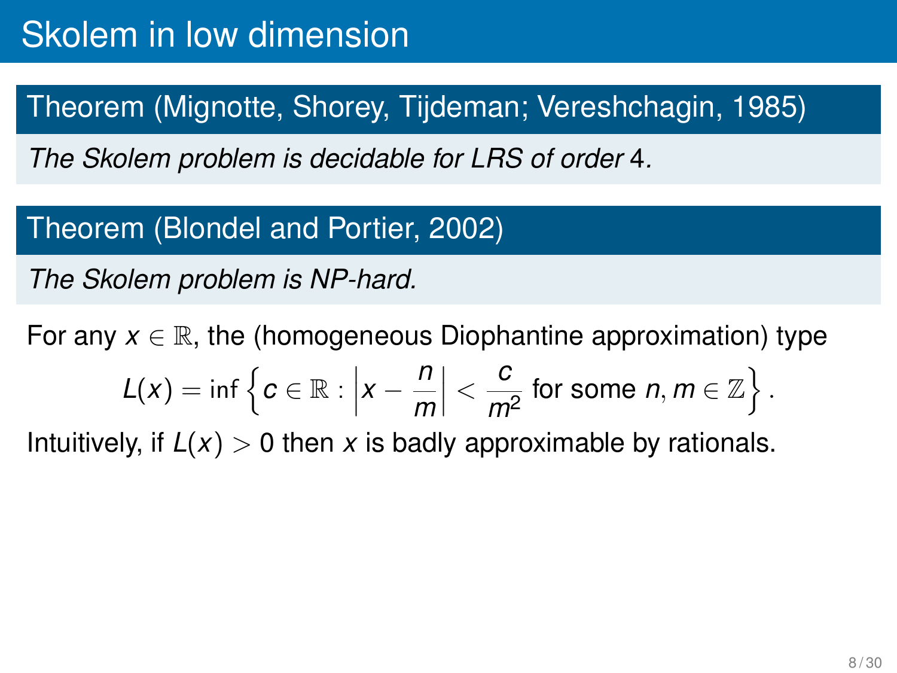# Skolem in low dimension

**Theorem (Mignotte, Shorey, Tijdeman; Vereshchagin, 1985)**

*The Skolem problem is decidable for LRS of order* 4*.*

**Theorem (Blondel and Portier, 2002)**

*The Skolem problem is NP-hard.*

For any $x \in \mathbb{R}$, the (homogeneous Diophantine approximation) type

$$L(x) = \inf \left\{ c \in \mathbb{R} : \left| x - \frac{n}{m} \right| < \frac{c}{m^2} \text{ for some } n, m \in \mathbb{Z} \right\}.$$

Intuitively, if $L(x) > 0$ then $x$ is badly approximable by rationals.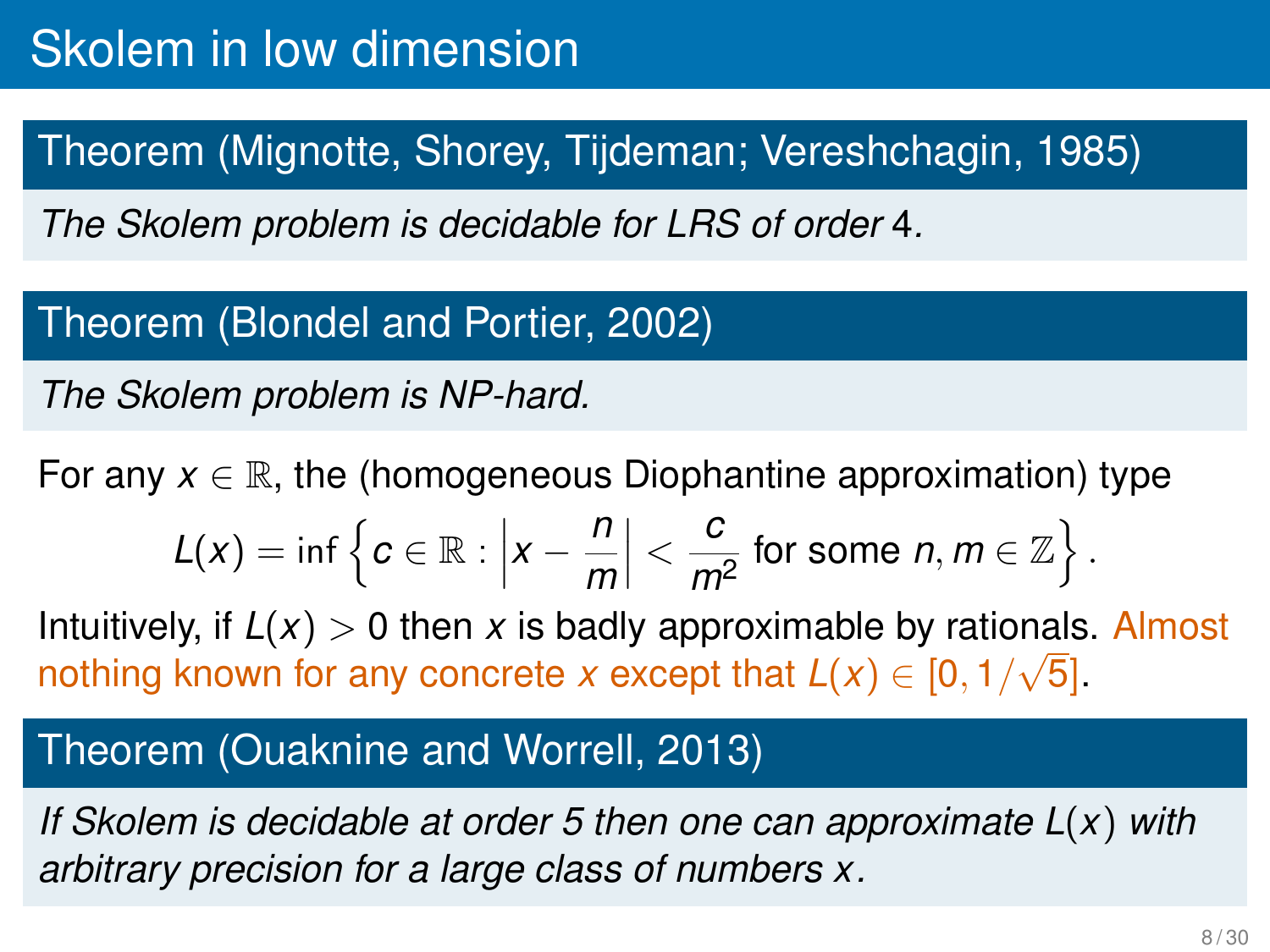# Skolem in low dimension

**Theorem (Mignotte, Shorey, Tijdeman; Vereshchagin, 1985)**

*The Skolem problem is decidable for LRS of order* 4.

**Theorem (Blondel and Portier, 2002)**

*The Skolem problem is NP-hard.*

For any $x \in \mathbb{R}$, the (homogeneous Diophantine approximation) type

$$L(x) = \inf \left\{ c \in \mathbb{R} : \left| x - \frac{n}{m} \right| < \frac{c}{m^2} \text{ for some } n, m \in \mathbb{Z} \right\}.$$

Intuitively, if $L(x) > 0$ then $x$ is badly approximable by rationals. Almost nothing known for any concrete $x$ except that $L(x) \in [0, 1/\sqrt{5}]$.

**Theorem (Ouaknine and Worrell, 2013)**

*If Skolem is decidable at order 5 then one can approximate $L(x)$ with arbitrary precision for a large class of numbers $x$.*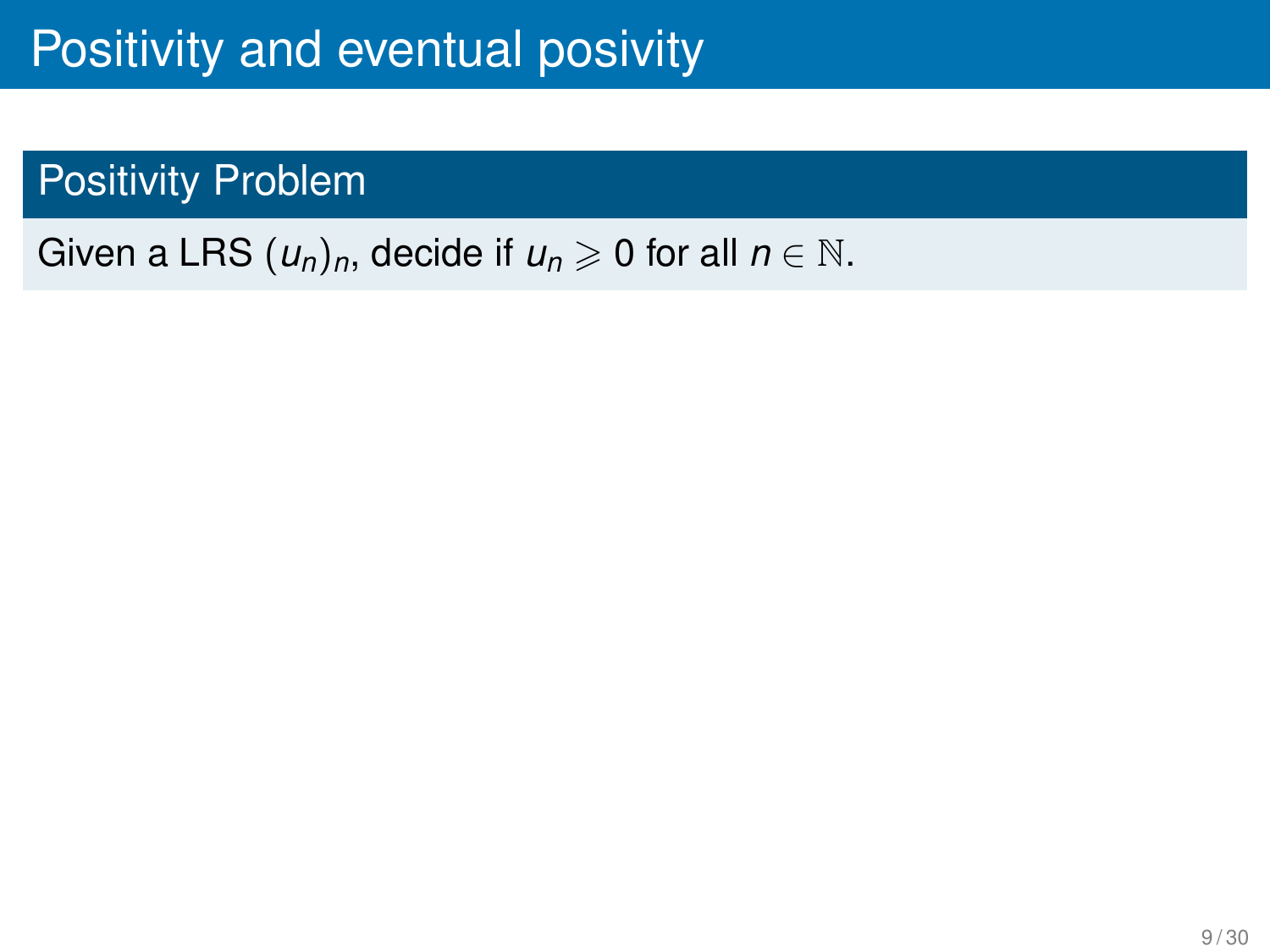# Positivity and eventual posivity

## Positivity Problem

Given a LRS $(u_n)_n$, decide if $u_n \geqslant 0$ for all $n \in \mathbb{N}$.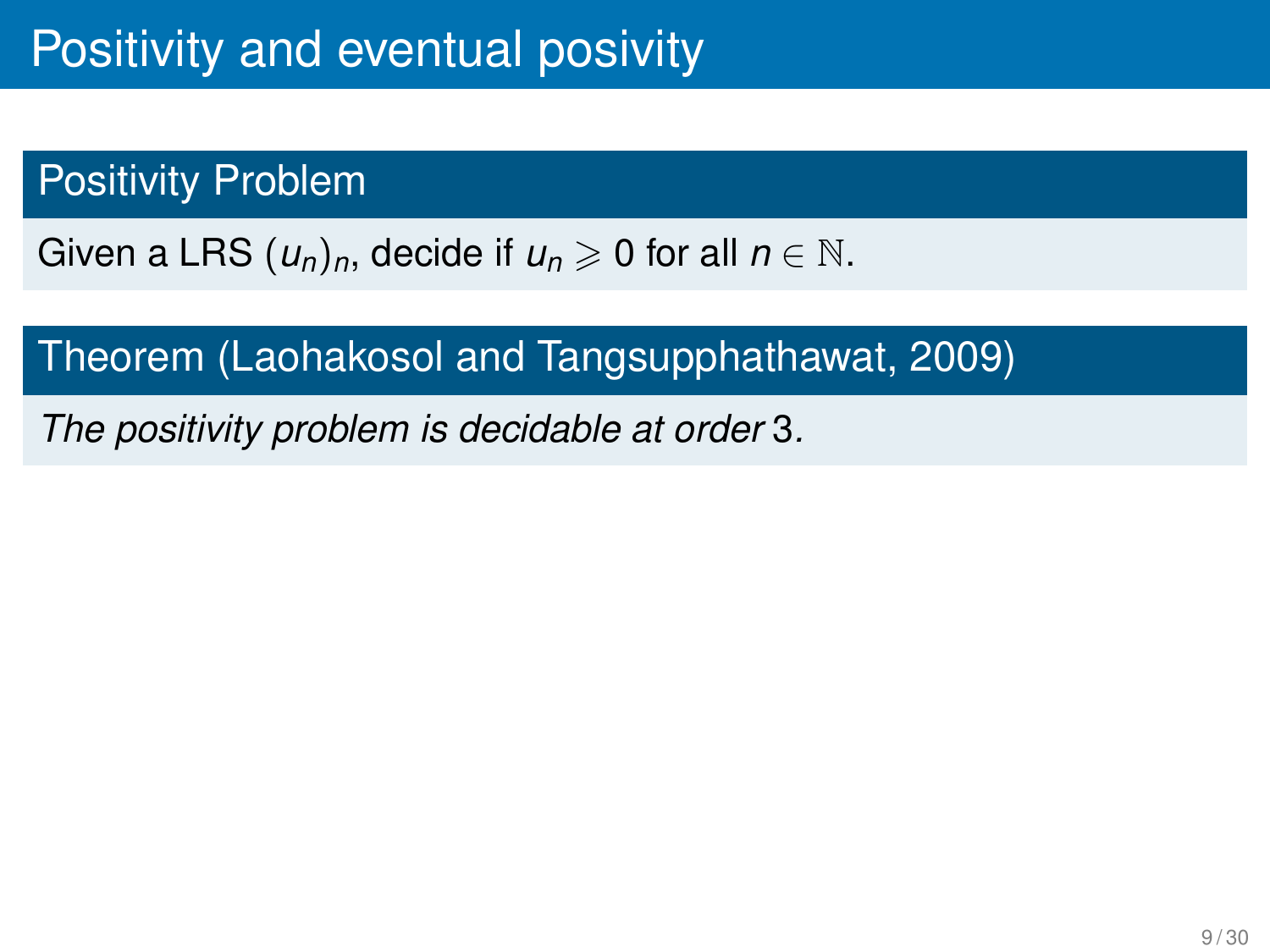# Positivity and eventual posivity

## Positivity Problem

Given a LRS $(u_n)_n$, decide if $u_n \geqslant 0$ for all $n \in \mathbb{N}$.

## Theorem (Laohakosol and Tangsupphathawat, 2009)

*The positivity problem is decidable at order* 3*.*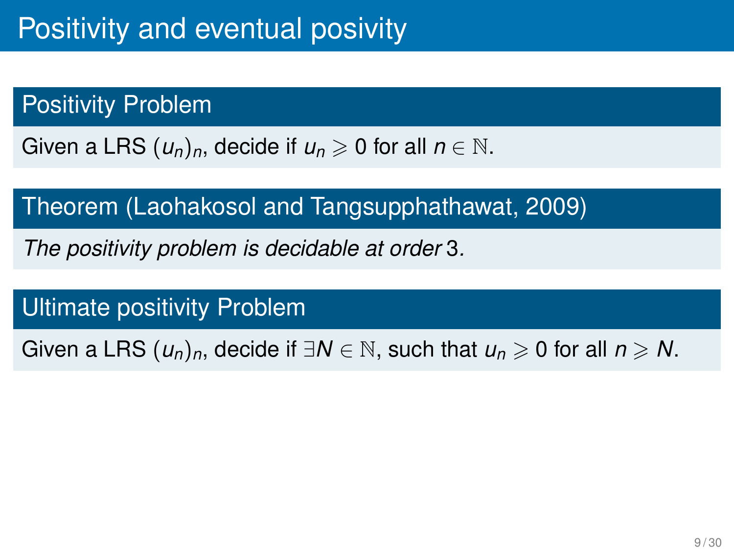# Positivity and eventual posivity

## Positivity Problem

Given a LRS $(u_n)_n$, decide if $u_n \geqslant 0$ for all $n \in \mathbb{N}$.

## Theorem (Laohakosol and Tangsupphathawat, 2009)

*The positivity problem is decidable at order* 3.

## Ultimate positivity Problem

Given a LRS $(u_n)_n$, decide if $\exists N \in \mathbb{N}$, such that $u_n \geqslant 0$ for all $n \geqslant N$.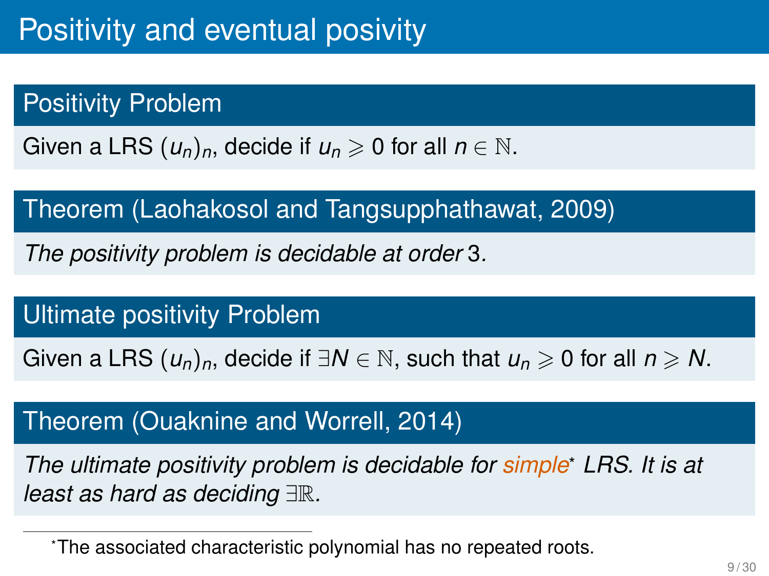# Positivity and eventual posivity

## Positivity Problem

Given a LRS $(u_n)_n$, decide if $u_n \geqslant 0$ for all $n \in \mathbb{N}$.

## Theorem (Laohakosol and Tangsupphathawat, 2009)

*The positivity problem is decidable at order* 3*.*

## Ultimate positivity Problem

Given a LRS $(u_n)_n$, decide if $\exists N \in \mathbb{N}$, such that $u_n \geqslant 0$ for all $n \geqslant N$.

## Theorem (Ouaknine and Worrell, 2014)

*The ultimate positivity problem is decidable for simple\* LRS. It is at least as hard as deciding $\exists\mathbb{R}$.*

---

\*The associated characteristic polynomial has no repeated roots.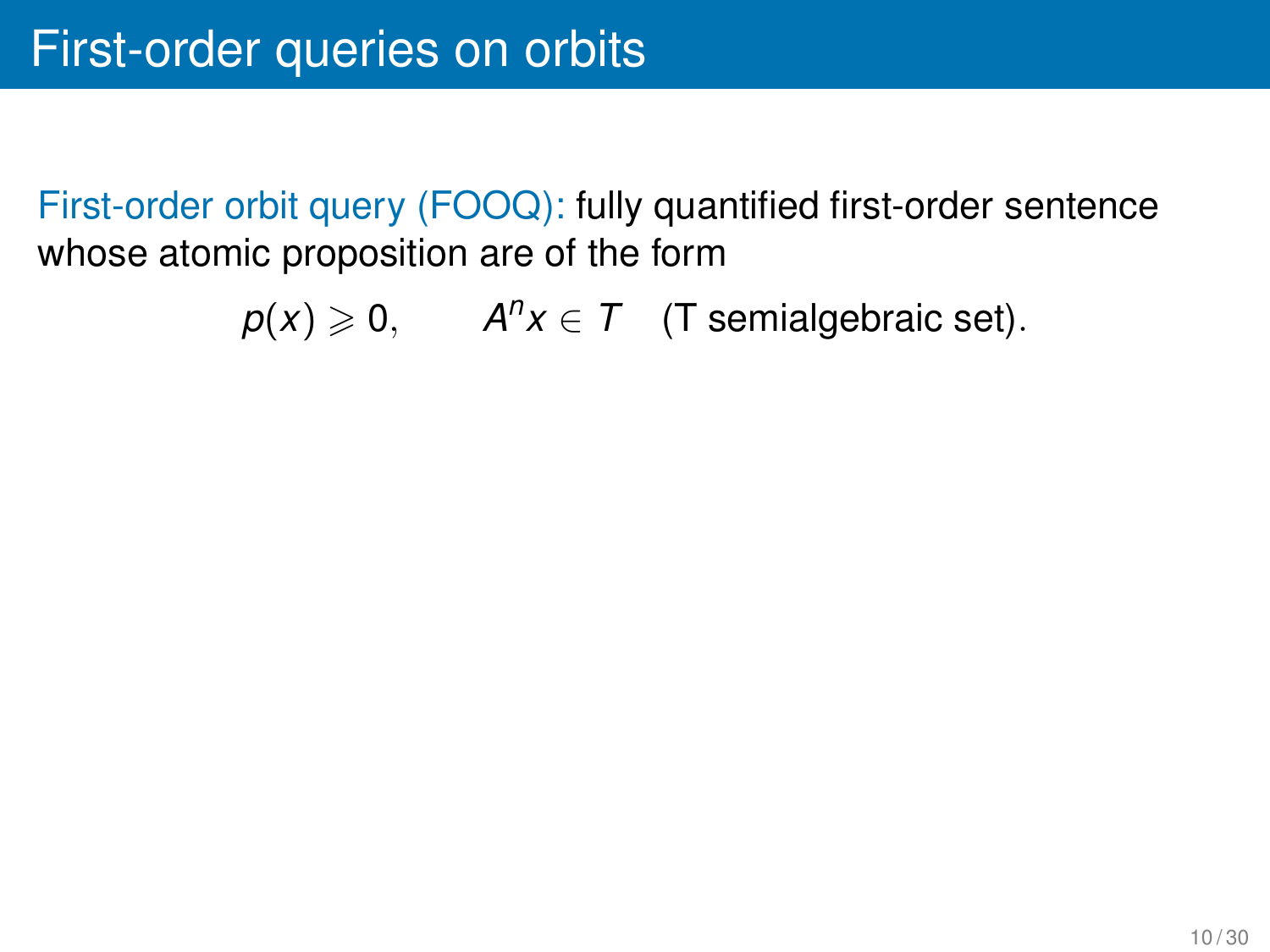# First-order queries on orbits

First-order orbit query (FOOQ): fully quantified first-order sentence whose atomic proposition are of the form

$$p(x) \geqslant 0, \qquad A^n x \in T \quad \text{(T semialgebraic set).}$$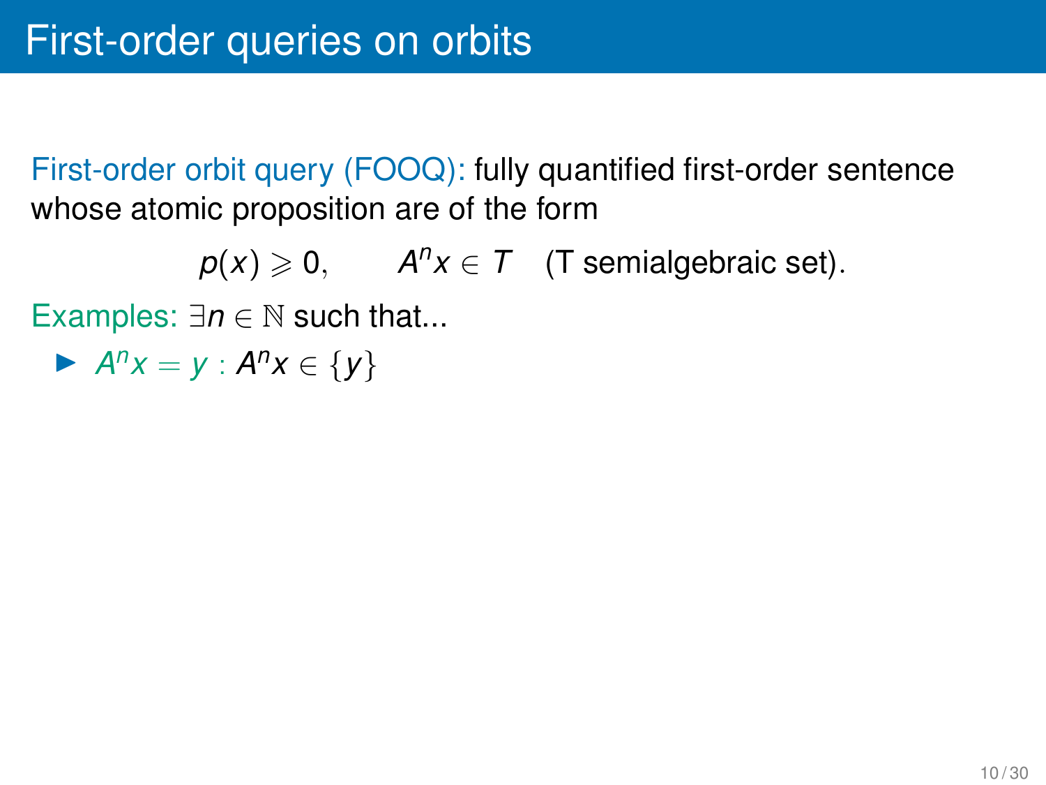# First-order queries on orbits

First-order orbit query (FOOQ): fully quantified first-order sentence whose atomic proposition are of the form

$$p(x) \geqslant 0, \qquad A^n x \in T \quad \text{(T semialgebraic set).}$$

Examples: $\exists n \in \mathbb{N}$ such that...

- $A^n x = y$ : $A^n x \in \{y\}$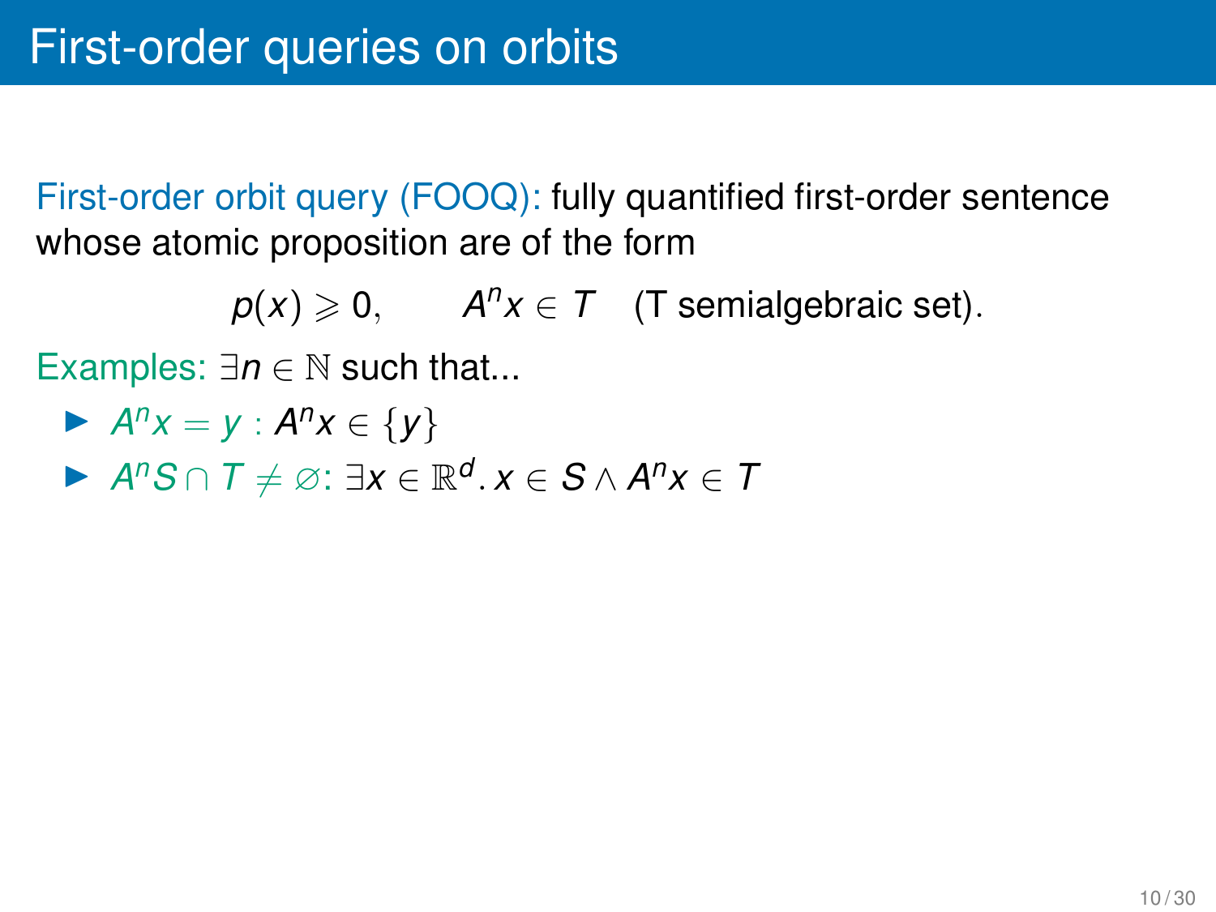# First-order queries on orbits

First-order orbit query (FOOQ): fully quantified first-order sentence whose atomic proposition are of the form

$$p(x) \geqslant 0, \qquad A^n x \in T \quad \text{(T semialgebraic set).}$$

Examples: $\exists n \in \mathbb{N}$ such that...

- $A^n x = y$ : $A^n x \in \{y\}$
- $A^n S \cap T \neq \varnothing$: $\exists x \in \mathbb{R}^d . \, x \in S \wedge A^n x \in T$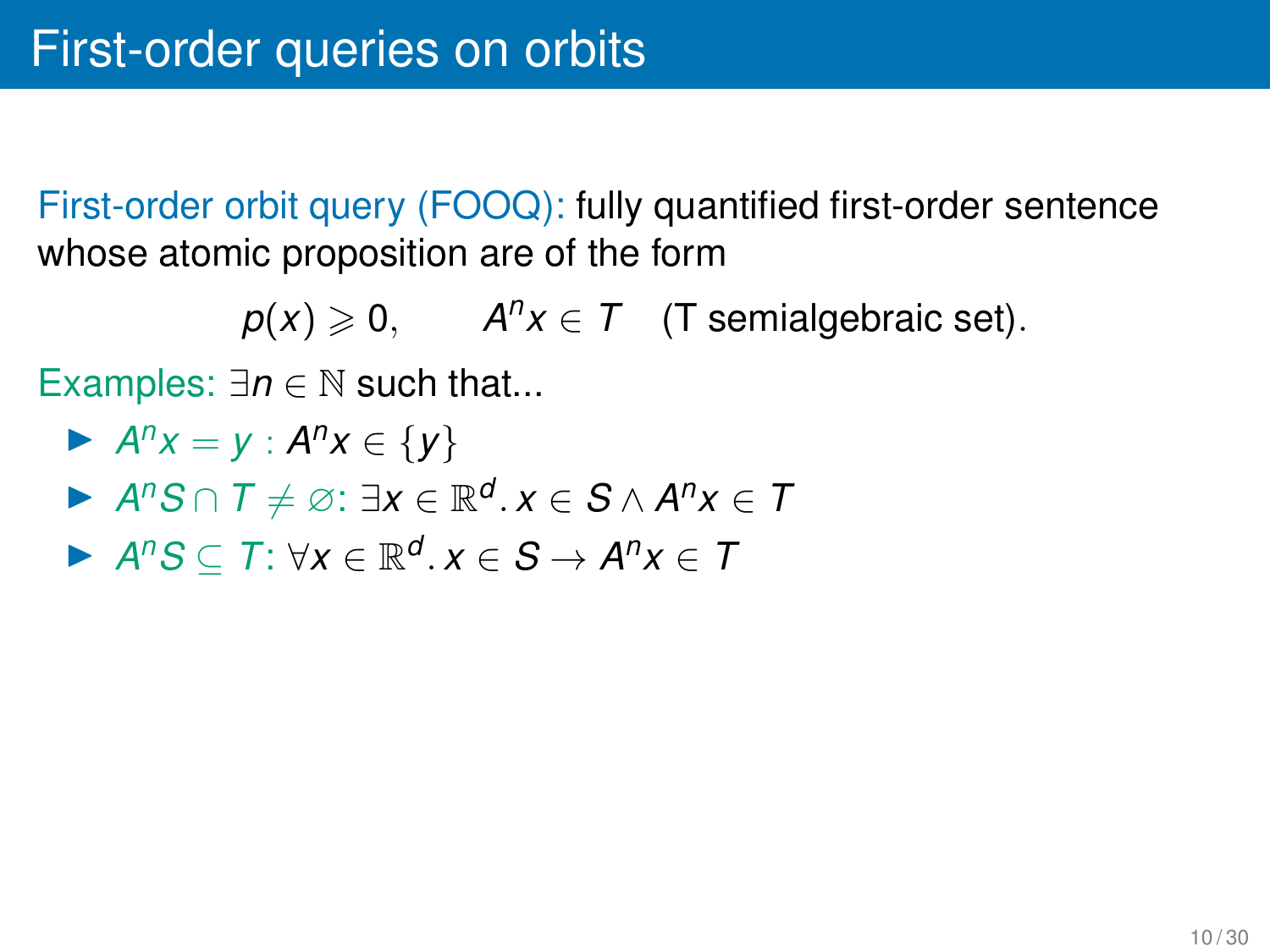# First-order queries on orbits

First-order orbit query (FOOQ): fully quantified first-order sentence whose atomic proposition are of the form

$$p(x) \geqslant 0, \qquad A^n x \in T \quad \text{(T semialgebraic set).}$$

Examples: $\exists n \in \mathbb{N}$ such that...

- $A^n x = y$ : $A^n x \in \{y\}$
- $A^n S \cap T \neq \varnothing$: $\exists x \in \mathbb{R}^d . x \in S \wedge A^n x \in T$
- $A^n S \subseteq T$: $\forall x \in \mathbb{R}^d . x \in S \rightarrow A^n x \in T$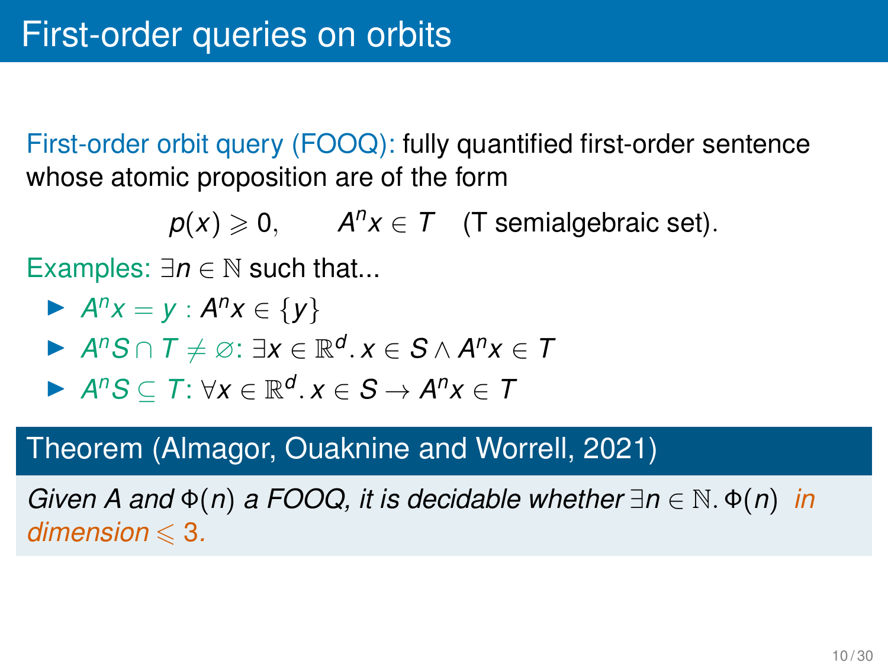# First-order queries on orbits

First-order orbit query (FOOQ): fully quantified first-order sentence whose atomic proposition are of the form

$$p(x) \geqslant 0, \qquad A^n x \in T \quad \text{(T semialgebraic set).}$$

Examples: $\exists n \in \mathbb{N}$ such that...

- $A^n x = y$ : $A^n x \in \{y\}$
- $A^n S \cap T \neq \varnothing$: $\exists x \in \mathbb{R}^d . \, x \in S \wedge A^n x \in T$
- $A^n S \subseteq T$: $\forall x \in \mathbb{R}^d . \, x \in S \rightarrow A^n x \in T$

**Theorem (Almagor, Ouaknine and Worrell, 2021)**

*Given $A$ and $\Phi(n)$ a FOOQ, it is decidable whether $\exists n \in \mathbb{N}. \, \Phi(n)$ in dimension $\leqslant 3$.*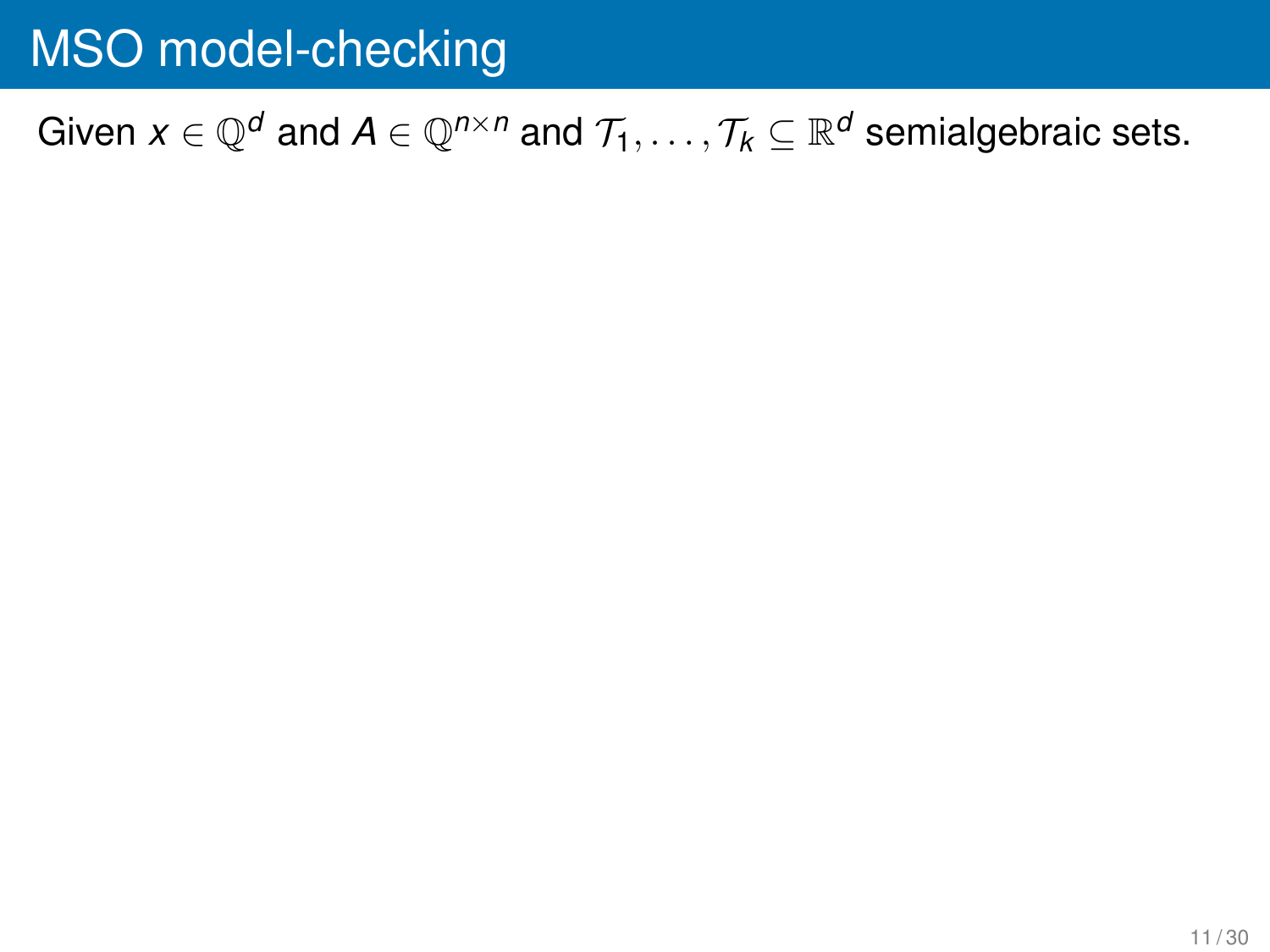# MSO model-checking

Given $x \in \mathbb{Q}^d$ and $A \in \mathbb{Q}^{n \times n}$ and $\mathcal{T}_1, \ldots, \mathcal{T}_k \subseteq \mathbb{R}^d$ semialgebraic sets.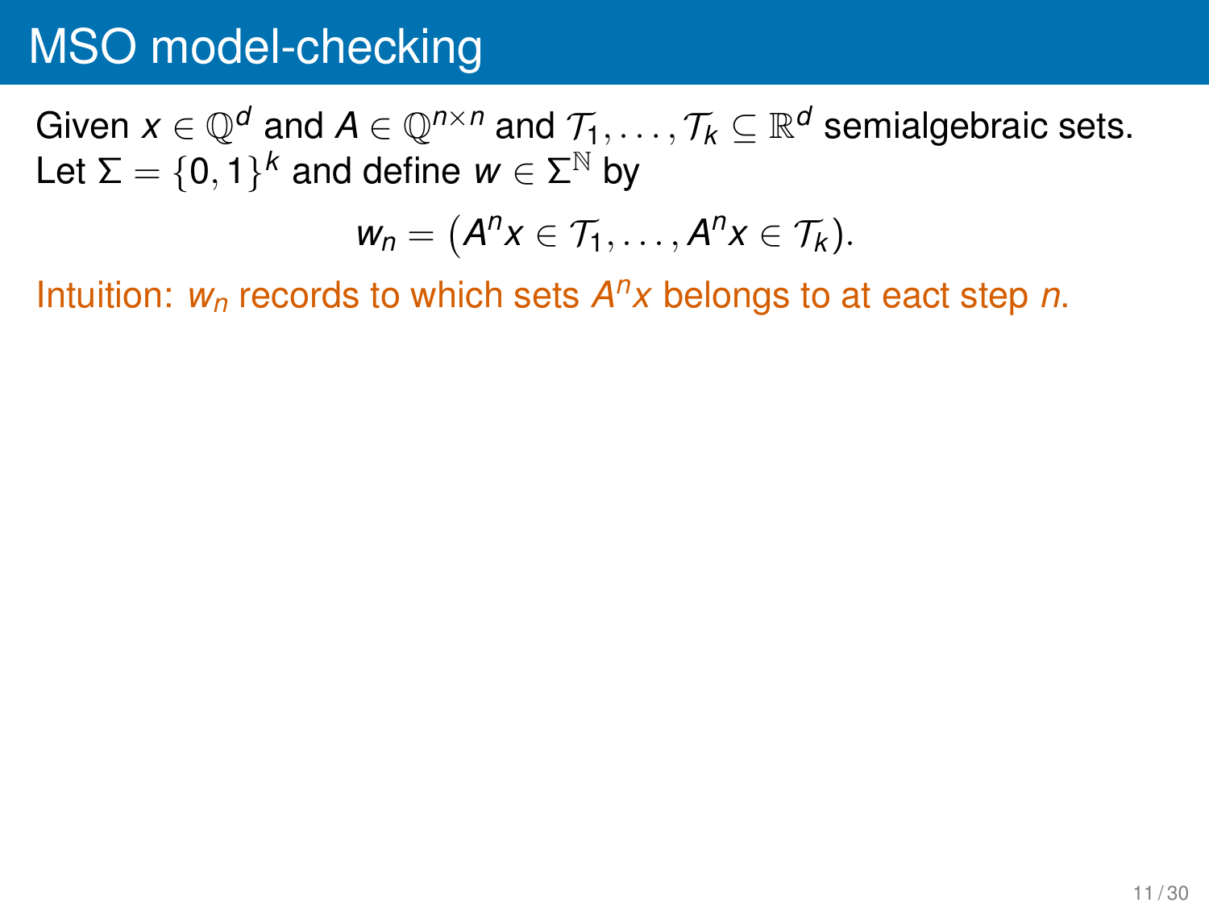# MSO model-checking

Given $x \in \mathbb{Q}^d$ and $A \in \mathbb{Q}^{n \times n}$ and $\mathcal{T}_1, \ldots, \mathcal{T}_k \subseteq \mathbb{R}^d$ semialgebraic sets.
Let $\Sigma = \{0, 1\}^k$ and define $w \in \Sigma^{\mathbb{N}}$ by

$$w_n = \left(A^n x \in \mathcal{T}_1, \ldots, A^n x \in \mathcal{T}_k\right).$$

Intuition: $w_n$ records to which sets $A^n x$ belongs to at eact step $n$.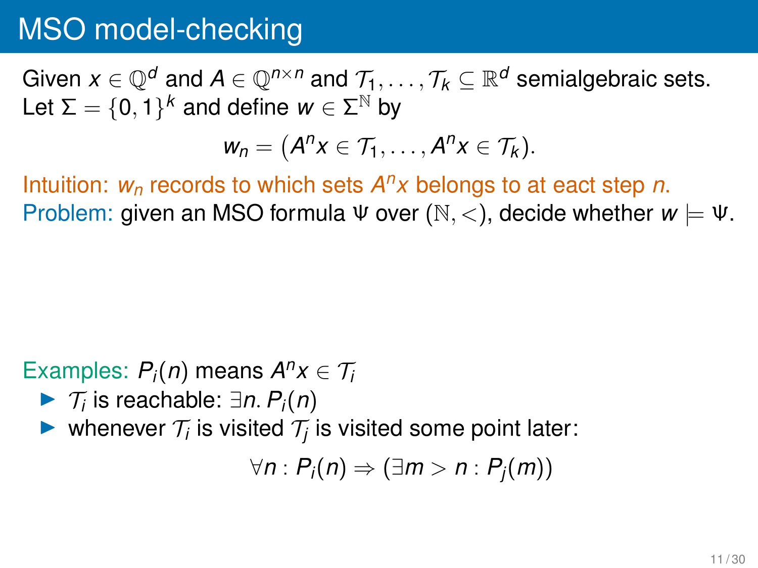# MSO model-checking

Given $x \in \mathbb{Q}^d$ and $A \in \mathbb{Q}^{n \times n}$ and $\mathcal{T}_1, \ldots, \mathcal{T}_k \subseteq \mathbb{R}^d$ semialgebraic sets. Let $\Sigma = \{0, 1\}^k$ and define $w \in \Sigma^{\mathbb{N}}$ by

$$w_n = \left(A^n x \in \mathcal{T}_1, \ldots, A^n x \in \mathcal{T}_k\right).$$

Intuition: $w_n$ records to which sets $A^n x$ belongs to at eact step $n$.

Problem: given an MSO formula $\Psi$ over $(\mathbb{N}, <)$, decide whether $w \models \Psi$.

Examples: $P_i(n)$ means $A^n x \in \mathcal{T}_i$

- $\mathcal{T}_i$ is reachable: $\exists n.\, P_i(n)$
- whenever $\mathcal{T}_i$ is visited $\mathcal{T}_j$ is visited some point later:

$$\forall n : P_i(n) \Rightarrow (\exists m > n : P_j(m))$$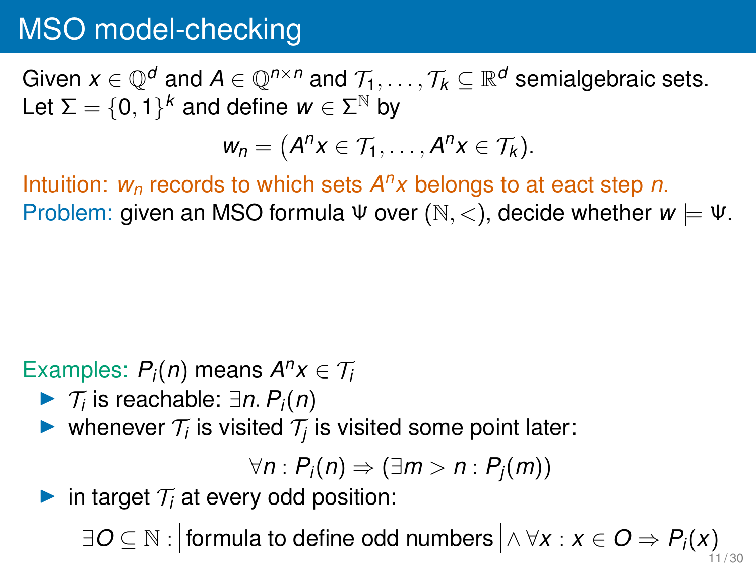# MSO model-checking

Given $x \in \mathbb{Q}^d$ and $A \in \mathbb{Q}^{n \times n}$ and $\mathcal{T}_1, \dots, \mathcal{T}_k \subseteq \mathbb{R}^d$ semialgebraic sets.
Let $\Sigma = \{0,1\}^k$ and define $w \in \Sigma^{\mathbb{N}}$ by

$$w_n = \left(A^n x \in \mathcal{T}_1, \dots, A^n x \in \mathcal{T}_k\right).$$

Intuition: $w_n$ records to which sets $A^n x$ belongs to at eact step $n$.
Problem: given an MSO formula $\Psi$ over $(\mathbb{N}, <)$, decide whether $w \models \Psi$.

Examples: $P_i(n)$ means $A^n x \in \mathcal{T}_i$

- $\mathcal{T}_i$ is reachable: $\exists n.\, P_i(n)$
- whenever $\mathcal{T}_i$ is visited $\mathcal{T}_j$ is visited some point later:

$$\forall n : P_i(n) \Rightarrow (\exists m > n : P_j(m))$$

- in target $\mathcal{T}_i$ at every odd position:

$$\exists O \subseteq \mathbb{N} : \boxed{\text{formula to define odd numbers}} \wedge \forall x : x \in O \Rightarrow P_i(x)$$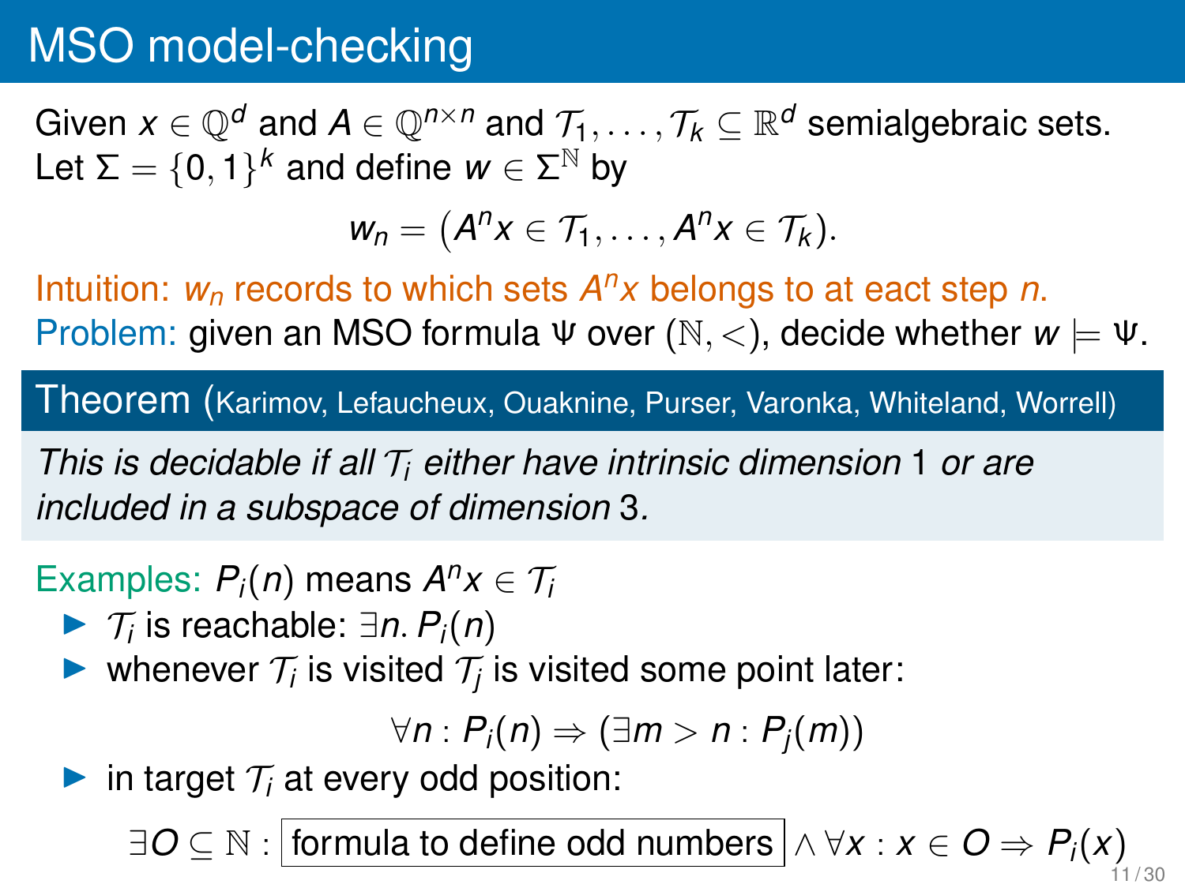# MSO model-checking

Given $x \in \mathbb{Q}^d$ and $A \in \mathbb{Q}^{n \times n}$ and $\mathcal{T}_1, \ldots, \mathcal{T}_k \subseteq \mathbb{R}^d$ semialgebraic sets. Let $\Sigma = \{0, 1\}^k$ and define $w \in \Sigma^{\mathbb{N}}$ by

$$w_n = (A^n x \in \mathcal{T}_1, \ldots, A^n x \in \mathcal{T}_k).$$

Intuition: $w_n$ records to which sets $A^n x$ belongs to at eact step $n$.

Problem: given an MSO formula $\Psi$ over $(\mathbb{N}, <)$, decide whether $w \models \Psi$.

**Theorem** (Karimov, Lefaucheux, Ouaknine, Purser, Varonka, Whiteland, Worrell)

*This is decidable if all $\mathcal{T}_i$ either have intrinsic dimension 1 or are included in a subspace of dimension 3.*

Examples: $P_i(n)$ means $A^n x \in \mathcal{T}_i$

- $\mathcal{T}_i$ is reachable: $\exists n.\, P_i(n)$
- whenever $\mathcal{T}_i$ is visited $\mathcal{T}_j$ is visited some point later:

$$\forall n : P_i(n) \Rightarrow (\exists m > n : P_j(m))$$

- in target $\mathcal{T}_i$ at every odd position:

$$\exists O \subseteq \mathbb{N} : \boxed{\text{formula to define odd numbers}} \wedge \forall x : x \in O \Rightarrow P_i(x)$$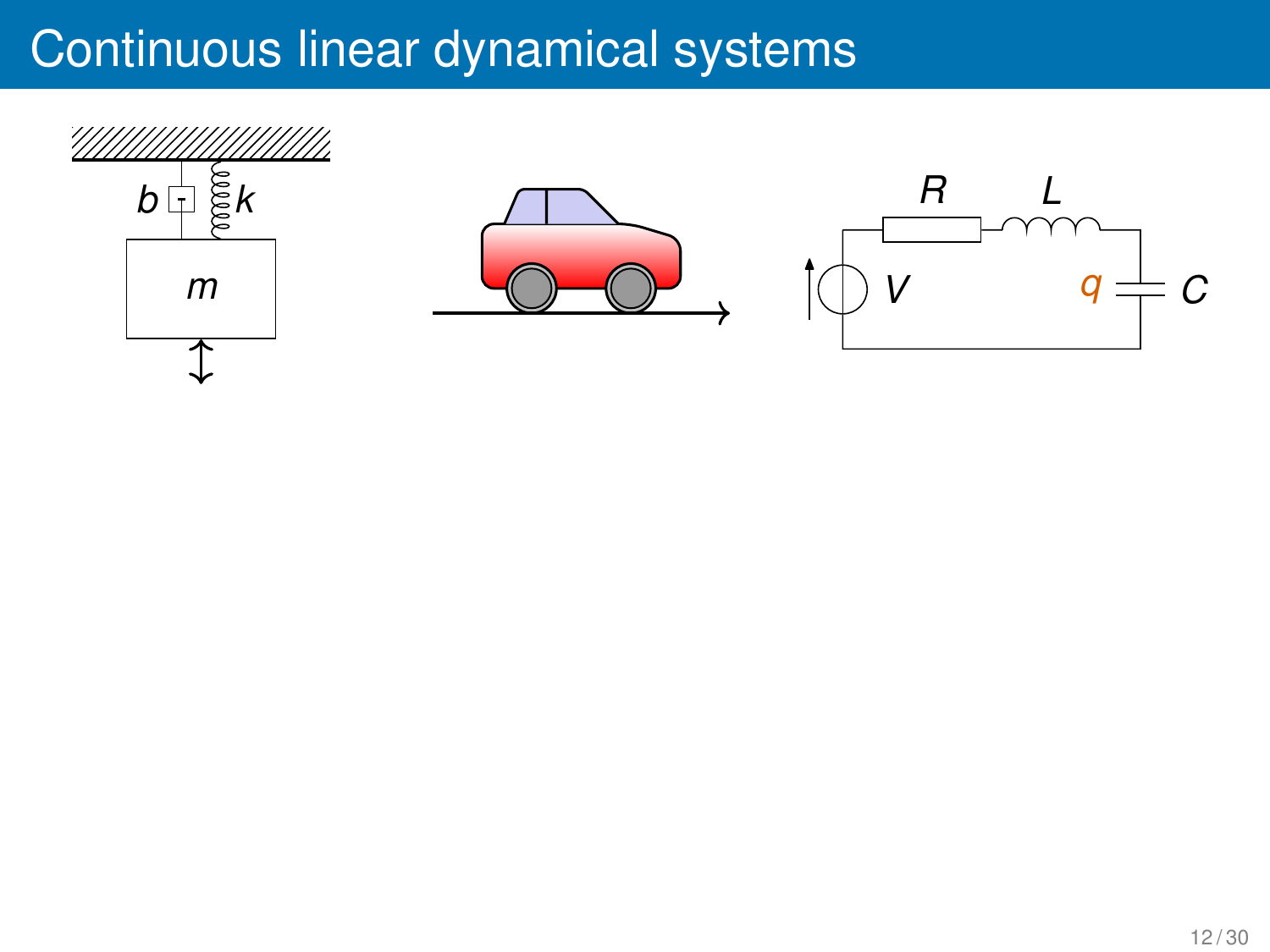# Continuous linear dynamical systems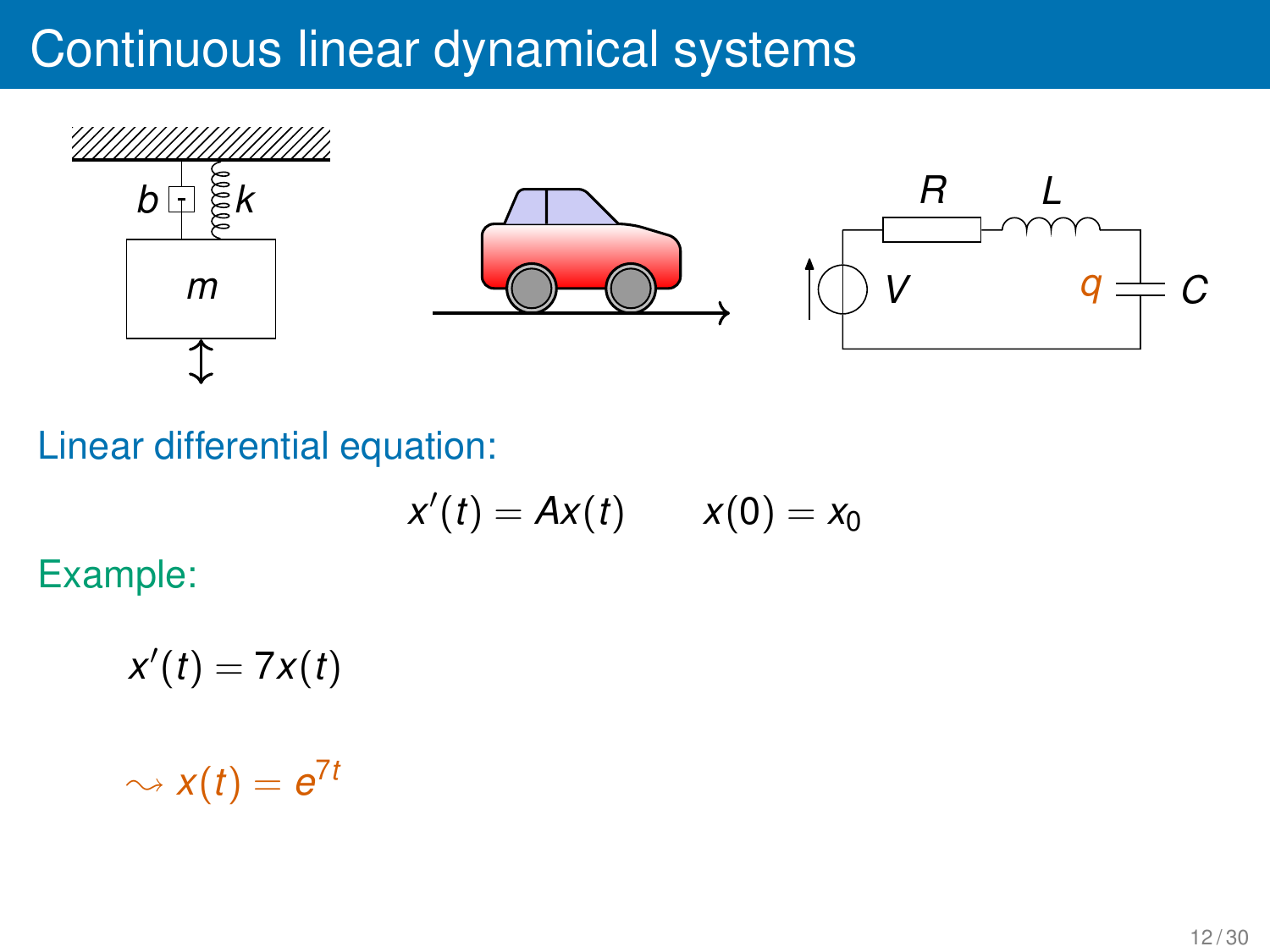# Continuous linear dynamical systems

Linear differential equation:

$$x'(t) = Ax(t) \qquad x(0) = x_0$$

Example:

$$x'(t) = 7x(t)$$

$$\rightsquigarrow x(t) = e^{7t}$$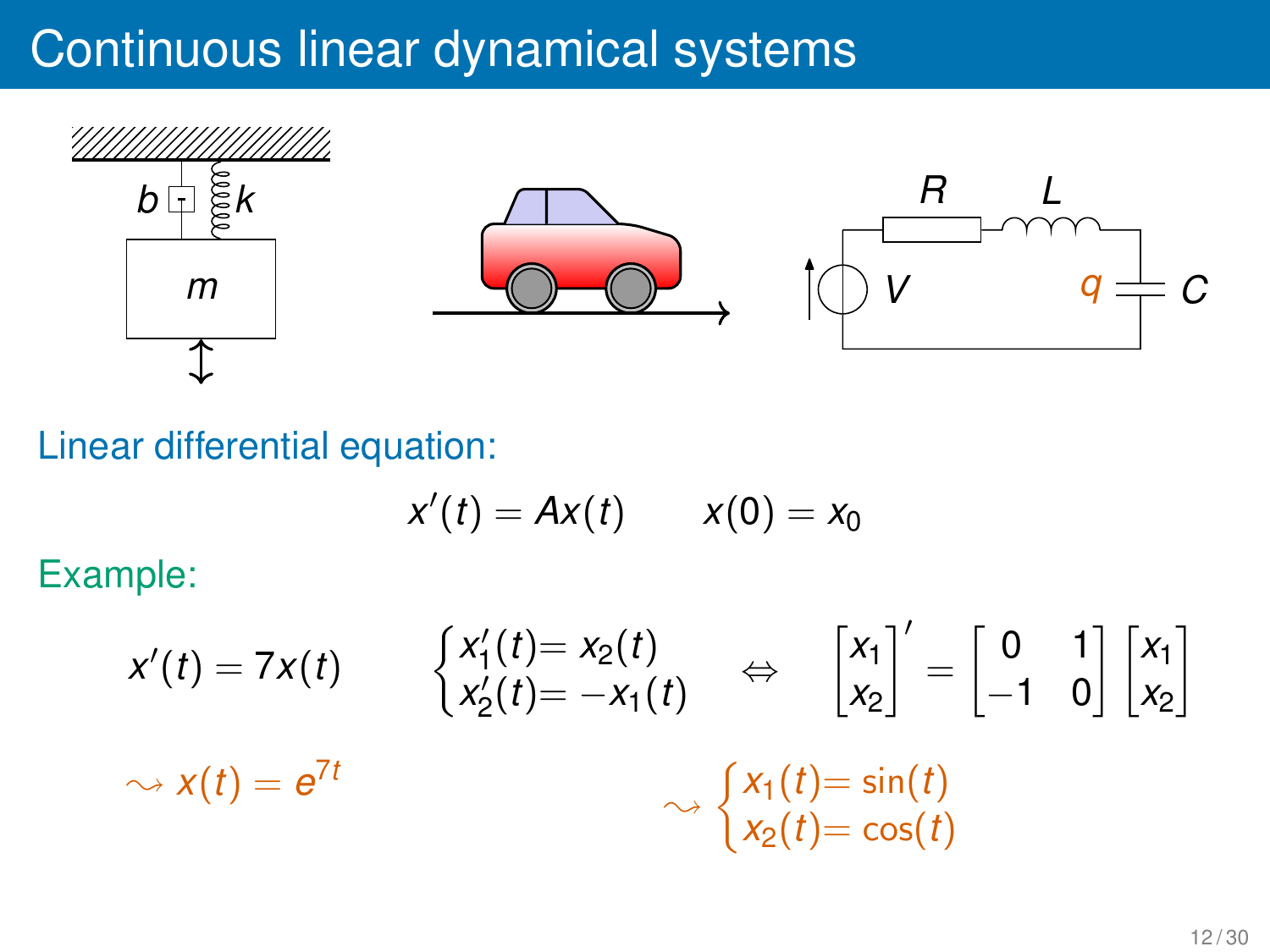# Continuous linear dynamical systems

Linear differential equation:

$$x'(t) = Ax(t) \qquad x(0) = x_0$$

Example:

$$x'(t) = 7x(t)$$

$$\rightsquigarrow x(t) = e^{7t}$$

$$\begin{cases} x_1'(t) = x_2(t) \\ x_2'(t) = -x_1(t) \end{cases} \quad \Leftrightarrow \quad \begin{bmatrix} x_1 \\ x_2 \end{bmatrix}' = \begin{bmatrix} 0 & 1 \\ -1 & 0 \end{bmatrix} \begin{bmatrix} x_1 \\ x_2 \end{bmatrix}$$

$$\rightsquigarrow \begin{cases} x_1(t) = \sin(t) \\ x_2(t) = \cos(t) \end{cases}$$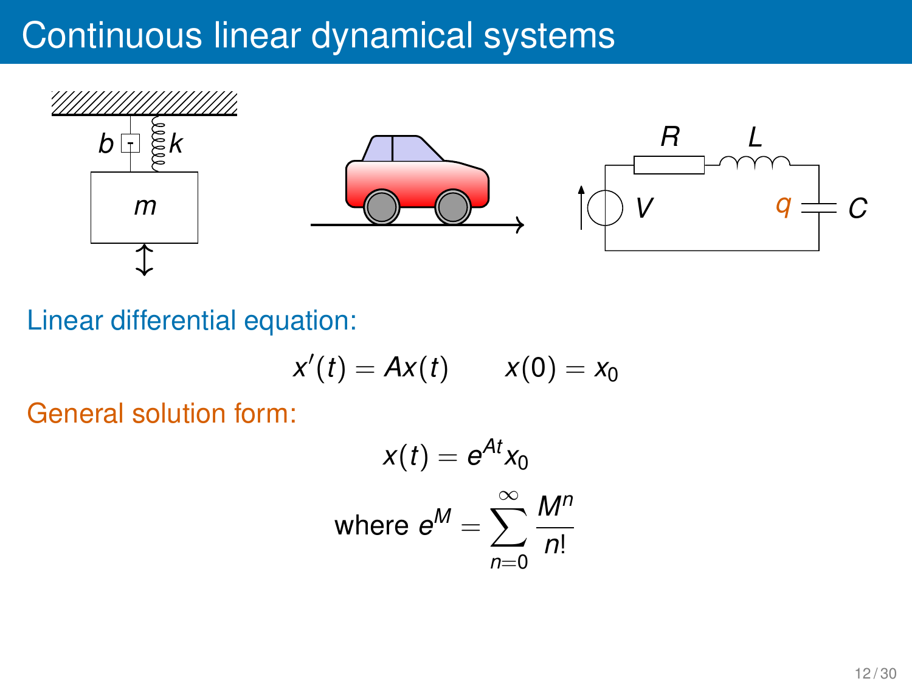# Continuous linear dynamical systems

Linear differential equation:

$$x'(t) = Ax(t) \qquad x(0) = x_0$$

General solution form:

$$x(t) = e^{At}x_0$$

$$\text{where } e^M = \sum_{n=0}^{\infty} \frac{M^n}{n!}$$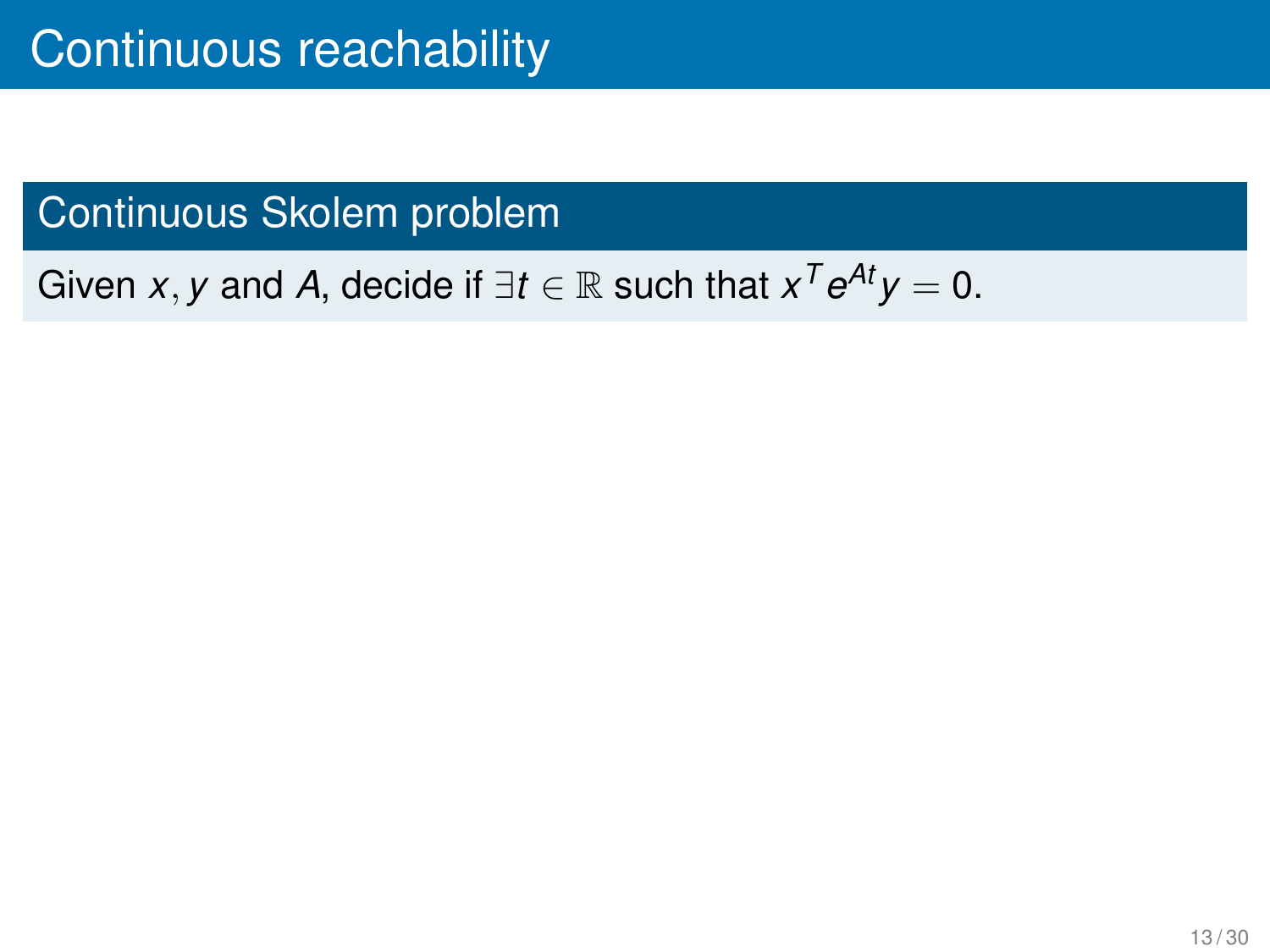# Continuous reachability

## Continuous Skolem problem

Given $x, y$ and $A$, decide if $\exists t \in \mathbb{R}$ such that $x^T e^{At} y = 0$.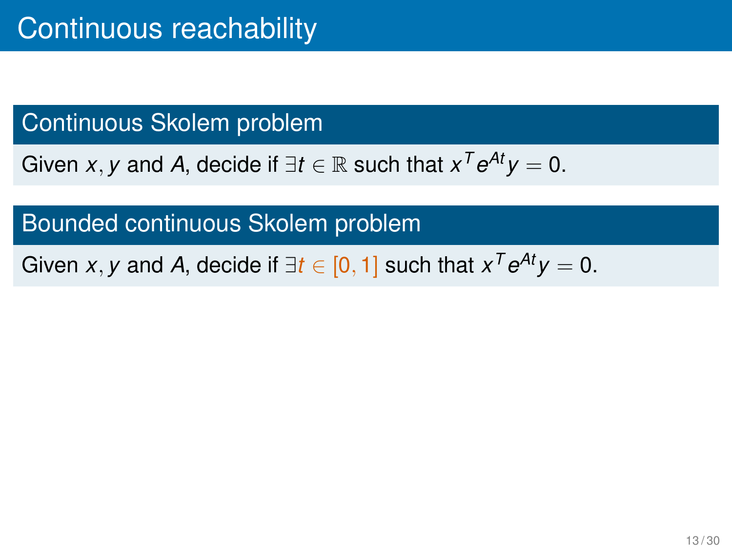# Continuous reachability

## Continuous Skolem problem

Given $x, y$ and $A$, decide if $\exists t \in \mathbb{R}$ such that $x^T e^{At} y = 0$.

## Bounded continuous Skolem problem

Given $x, y$ and $A$, decide if $\exists t \in [0, 1]$ such that $x^T e^{At} y = 0$.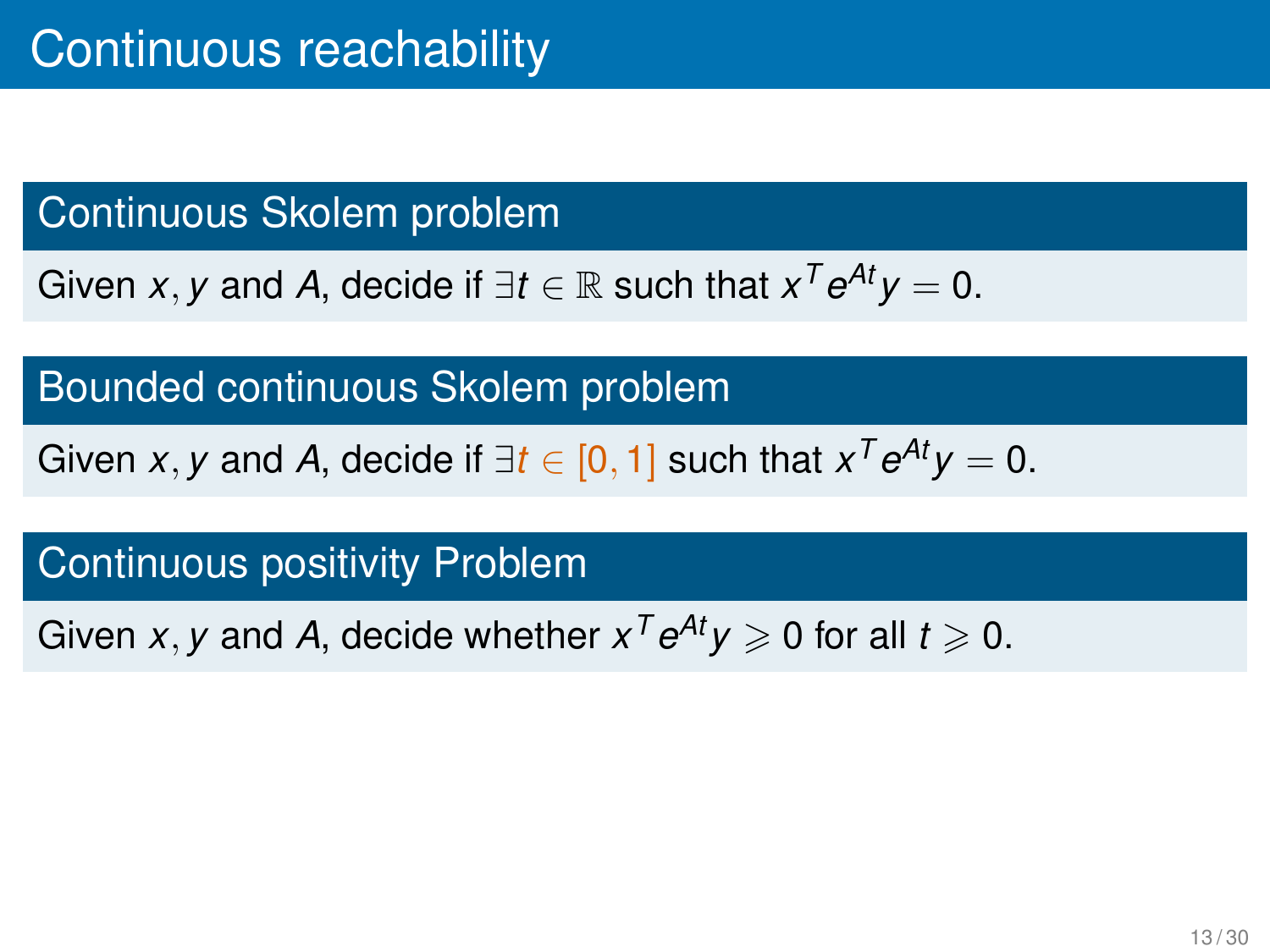# Continuous reachability

### Continuous Skolem problem

Given $x, y$ and $A$, decide if $\exists t \in \mathbb{R}$ such that $x^T e^{At} y = 0$.

### Bounded continuous Skolem problem

Given $x, y$ and $A$, decide if $\exists t \in [0, 1]$ such that $x^T e^{At} y = 0$.

### Continuous positivity Problem

Given $x, y$ and $A$, decide whether $x^T e^{At} y \geqslant 0$ for all $t \geqslant 0$.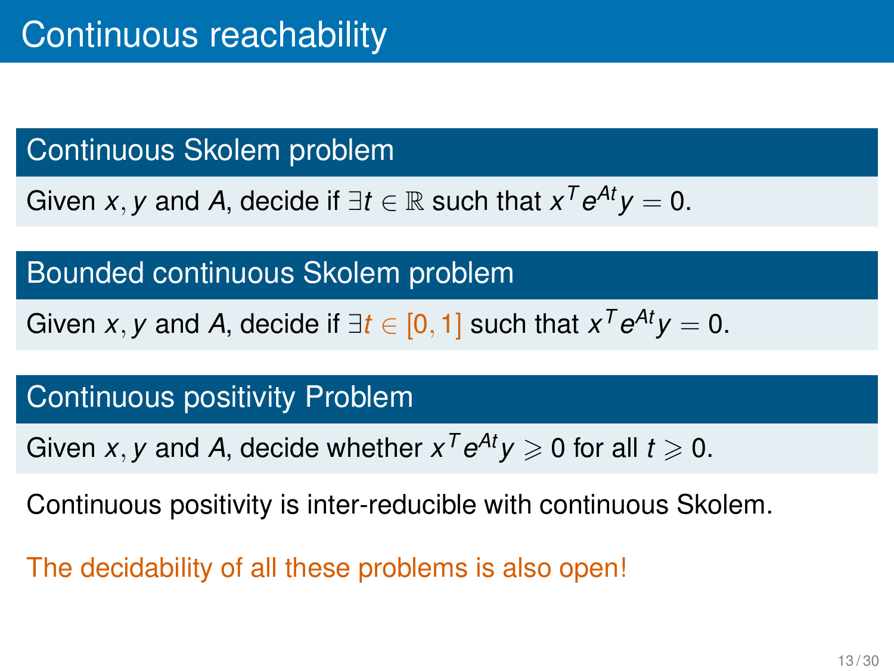# Continuous reachability

### Continuous Skolem problem

Given $x, y$ and $A$, decide if $\exists t \in \mathbb{R}$ such that $x^T e^{At} y = 0$.

### Bounded continuous Skolem problem

Given $x, y$ and $A$, decide if $\exists t \in [0, 1]$ such that $x^T e^{At} y = 0$.

### Continuous positivity Problem

Given $x, y$ and $A$, decide whether $x^T e^{At} y \geqslant 0$ for all $t \geqslant 0$.

Continuous positivity is inter-reducible with continuous Skolem.

The decidability of all these problems is also open!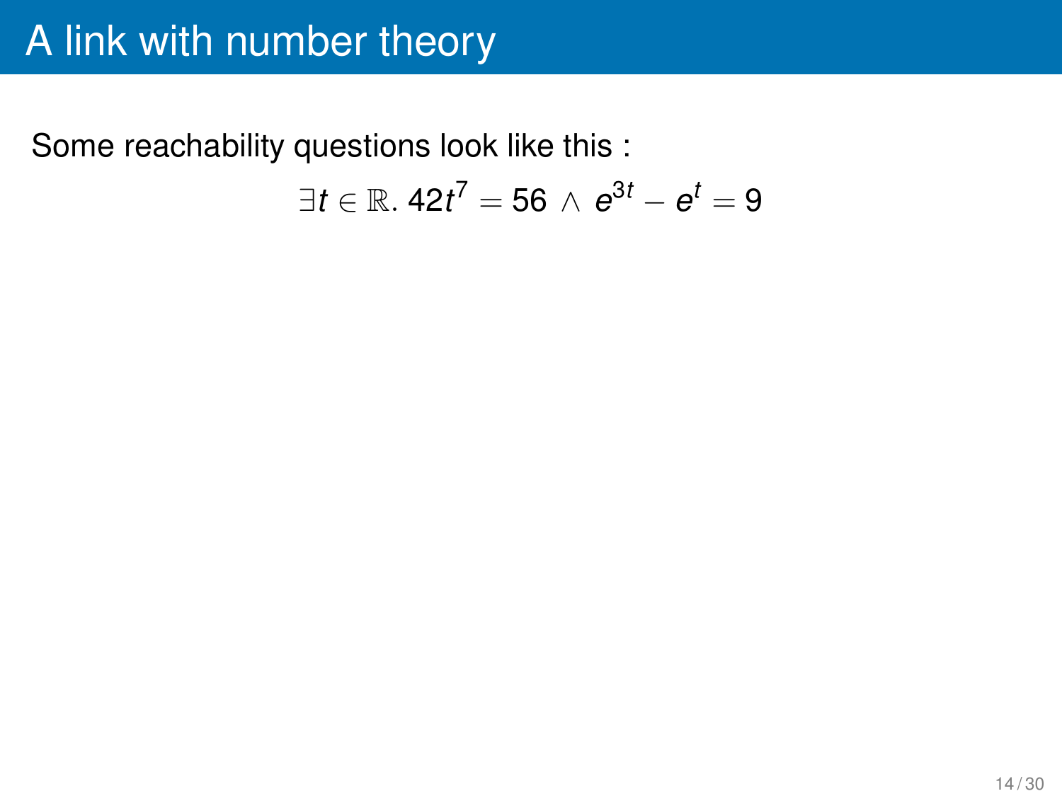# A link with number theory

Some reachability questions look like this :

$$\exists t \in \mathbb{R}.\, 42t^7 = 56 \,\wedge\, e^{3t} - e^t = 9$$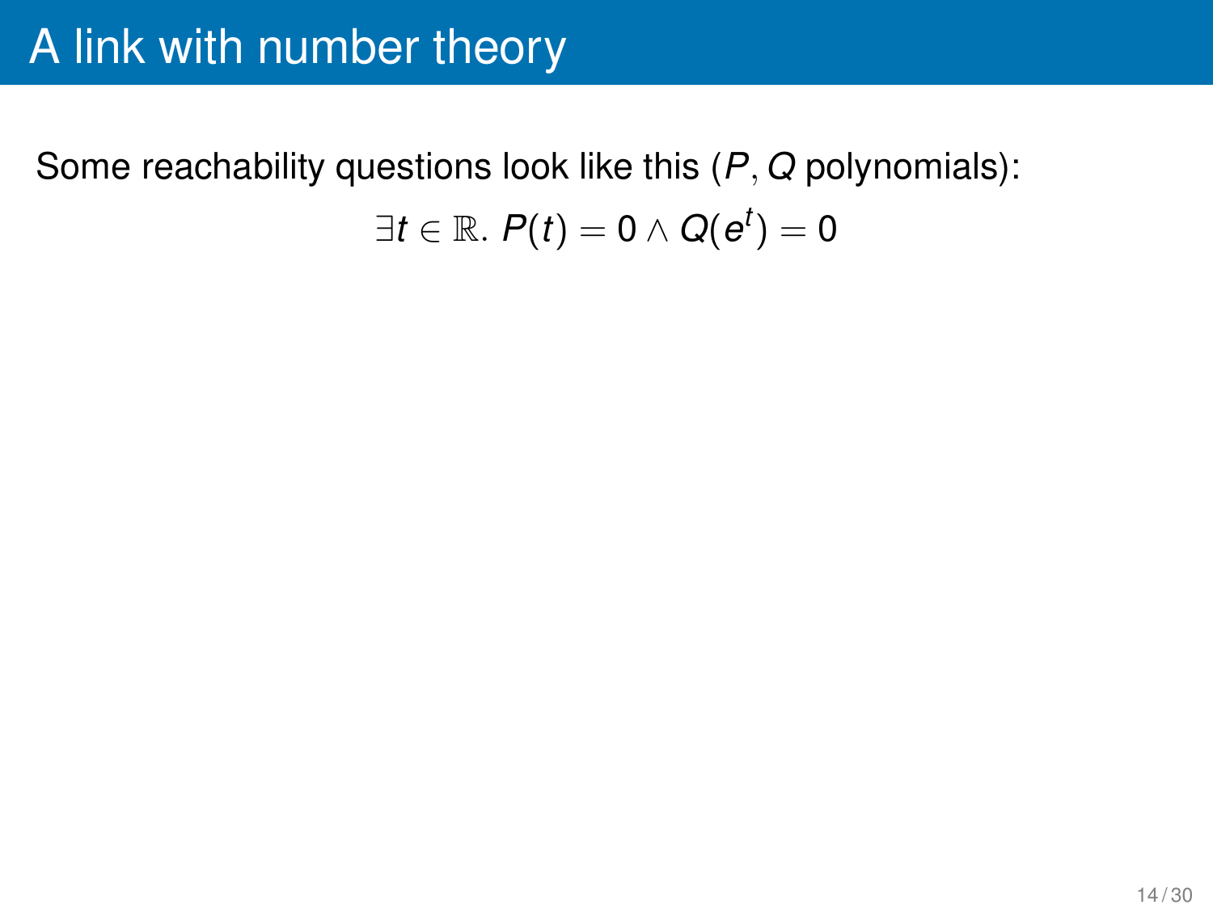# A link with number theory

Some reachability questions look like this ($P, Q$ polynomials):

$$\exists t \in \mathbb{R}.\ P(t) = 0 \wedge Q(e^t) = 0$$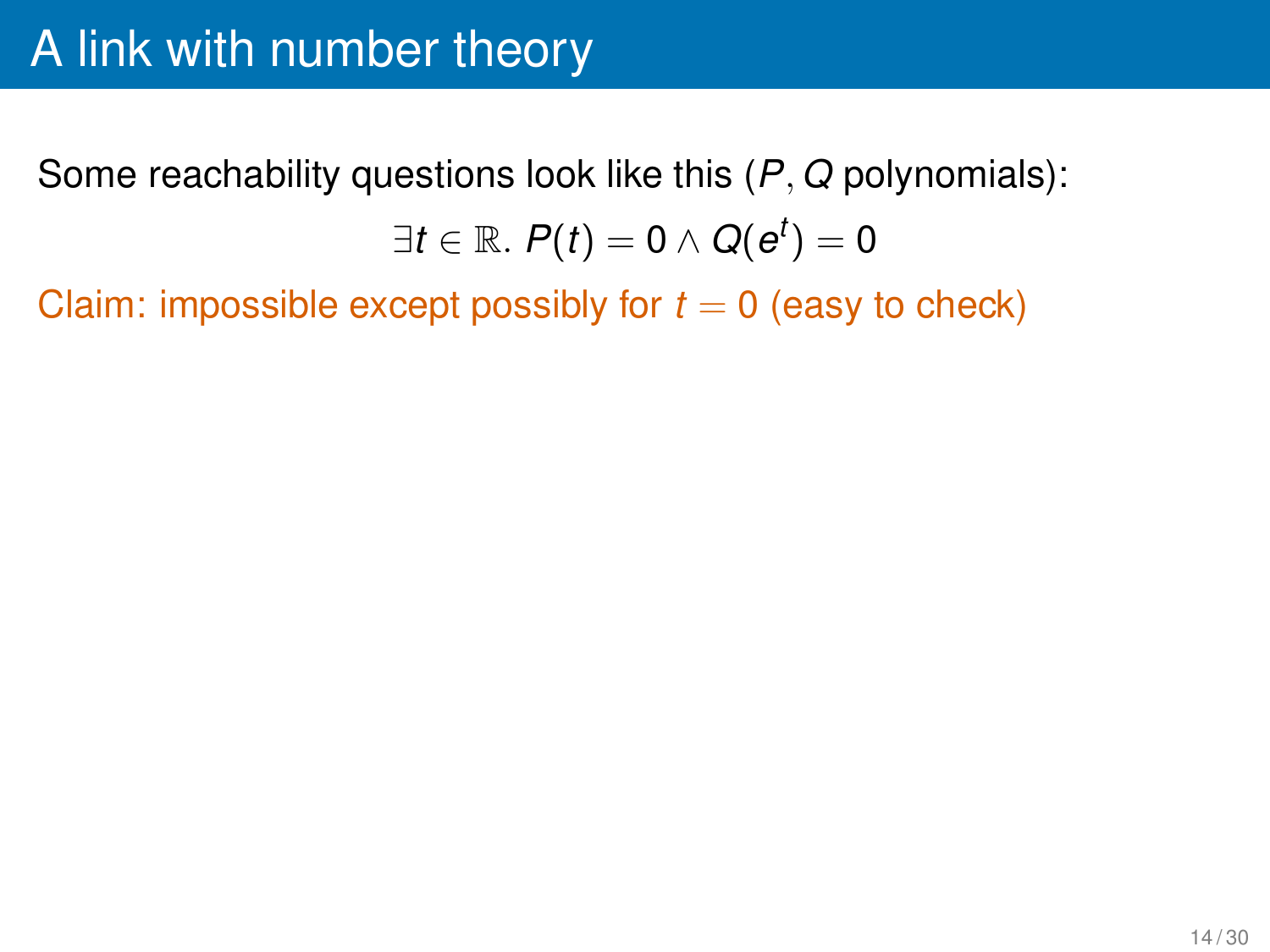# A link with number theory

Some reachability questions look like this ($P, Q$ polynomials):

$$\exists t \in \mathbb{R}.\ P(t) = 0 \wedge Q(e^t) = 0$$

Claim: impossible except possibly for $t = 0$ (easy to check)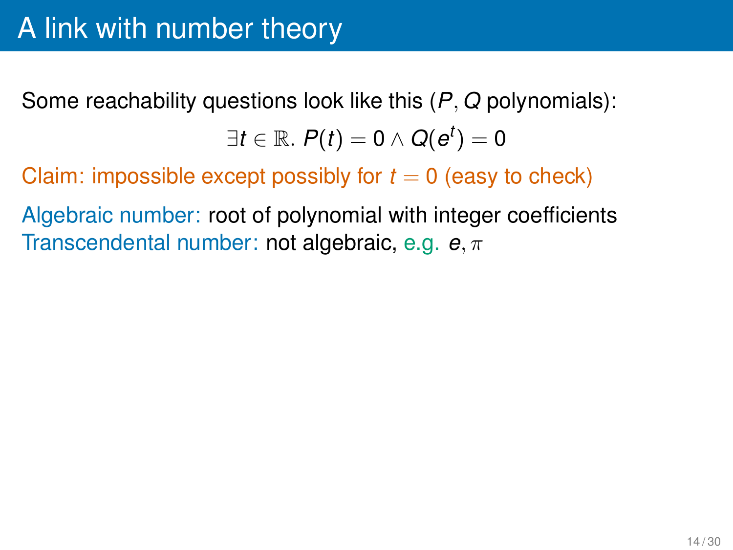# A link with number theory

Some reachability questions look like this ($P, Q$ polynomials):

$$\exists t \in \mathbb{R}.\ P(t) = 0 \wedge Q(e^t) = 0$$

Claim: impossible except possibly for $t = 0$ (easy to check)

Algebraic number: root of polynomial with integer coefficients
Transcendental number: not algebraic, e.g. $e, \pi$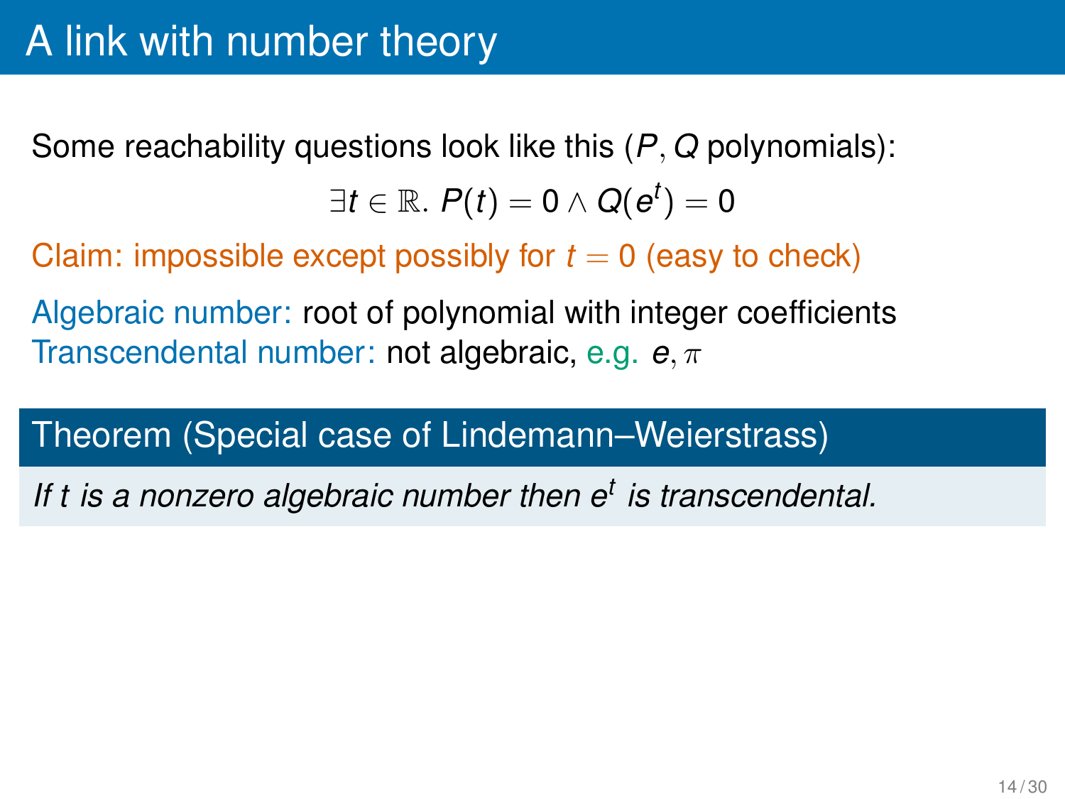# A link with number theory

Some reachability questions look like this ($P, Q$ polynomials):

$$\exists t \in \mathbb{R}.\ P(t) = 0 \wedge Q(e^t) = 0$$

Claim: impossible except possibly for $t = 0$ (easy to check)

Algebraic number: root of polynomial with integer coefficients
Transcendental number: not algebraic, e.g. $e, \pi$

**Theorem (Special case of Lindemann–Weierstrass)**

*If $t$ is a nonzero algebraic number then $e^t$ is transcendental.*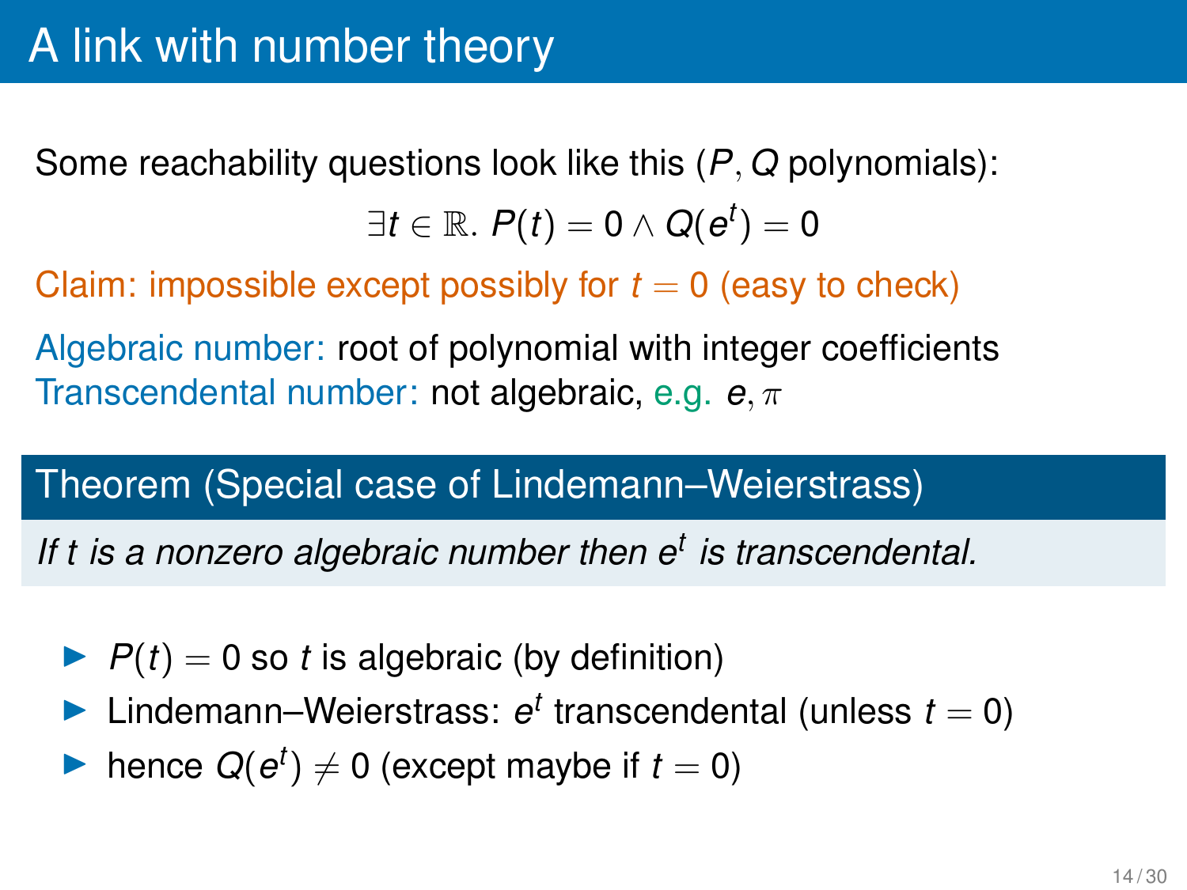# A link with number theory

Some reachability questions look like this ($P, Q$ polynomials):

$$\exists t \in \mathbb{R}.\ P(t) = 0 \wedge Q(e^t) = 0$$

Claim: impossible except possibly for $t = 0$ (easy to check)

Algebraic number: root of polynomial with integer coefficients
Transcendental number: not algebraic, e.g. $e, \pi$

**Theorem (Special case of Lindemann–Weierstrass)**

*If $t$ is a nonzero algebraic number then $e^t$ is transcendental.*

- $P(t) = 0$ so $t$ is algebraic (by definition)
- Lindemann–Weierstrass: $e^t$ transcendental (unless $t = 0$)
- hence $Q(e^t) \neq 0$ (except maybe if $t = 0$)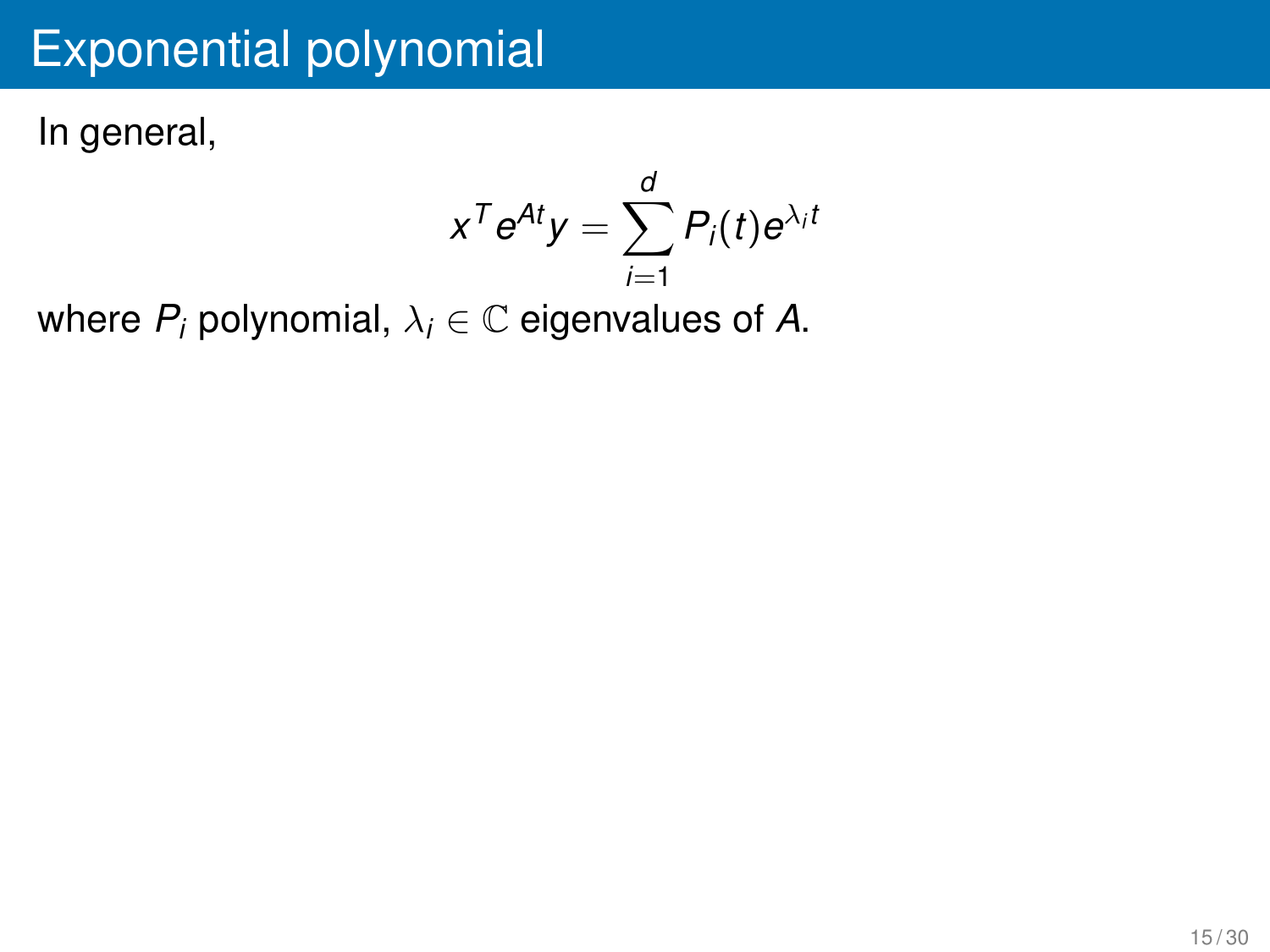# Exponential polynomial

In general,

$$x^T e^{At} y = \sum_{i=1}^{d} P_i(t) e^{\lambda_i t}$$

where $P_i$ polynomial, $\lambda_i \in \mathbb{C}$ eigenvalues of $A$.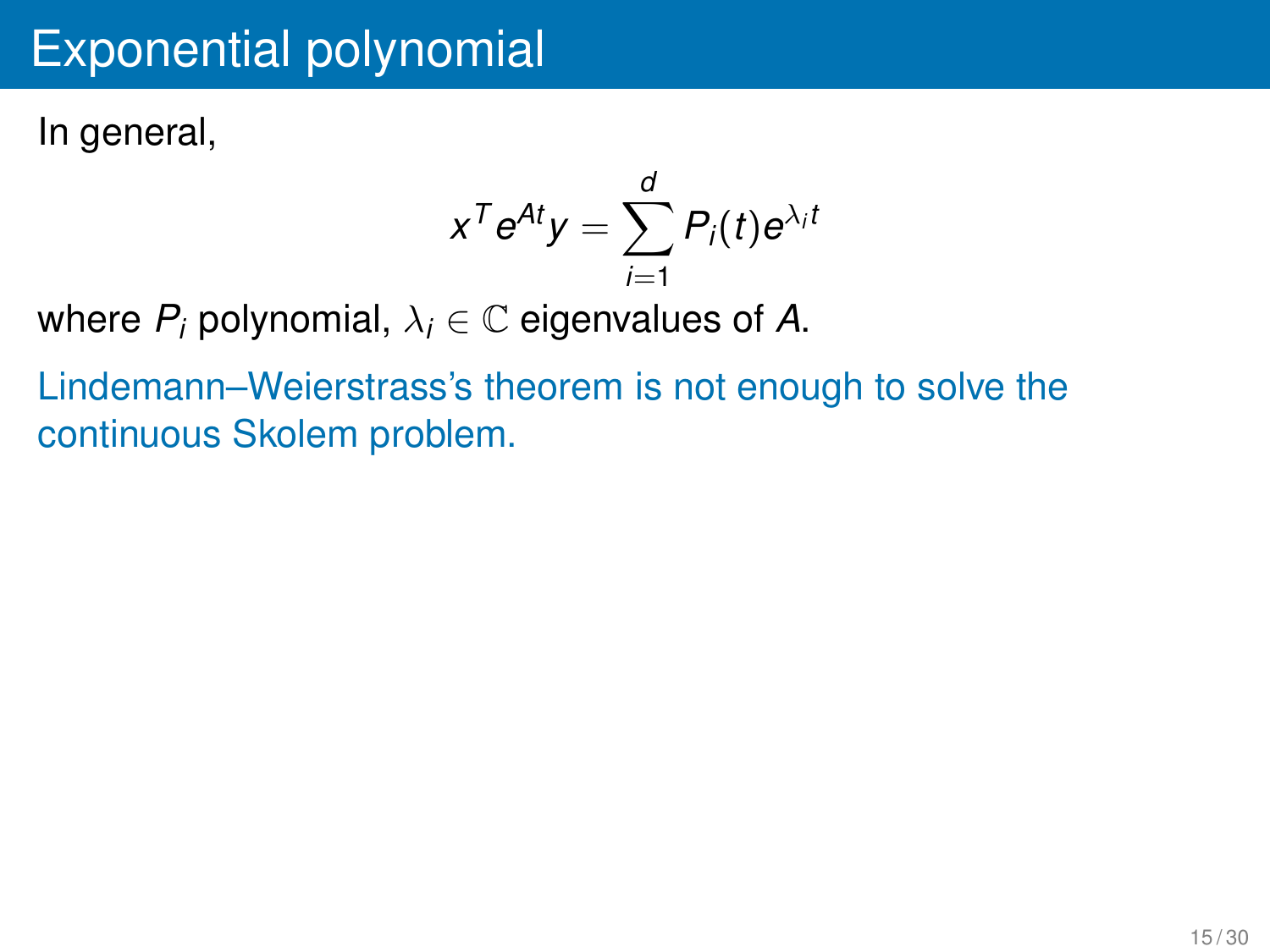# Exponential polynomial

In general,

$$x^T e^{At} y = \sum_{i=1}^{d} P_i(t) e^{\lambda_i t}$$

where $P_i$ polynomial, $\lambda_i \in \mathbb{C}$ eigenvalues of $A$.

Lindemann–Weierstrass's theorem is not enough to solve the continuous Skolem problem.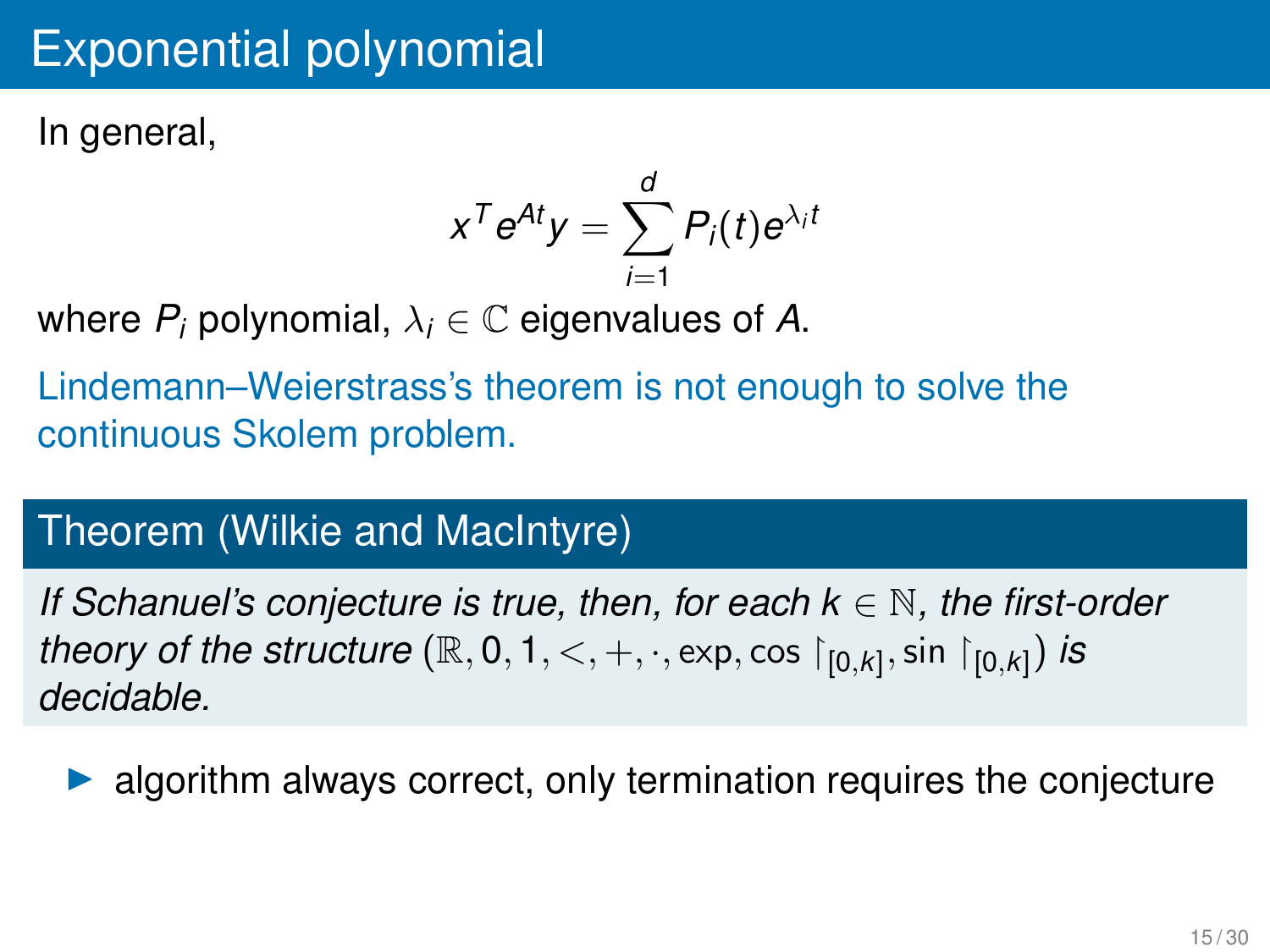# Exponential polynomial

In general,

$$x^T e^{At} y = \sum_{i=1}^{d} P_i(t) e^{\lambda_i t}$$

where $P_i$ polynomial, $\lambda_i \in \mathbb{C}$ eigenvalues of $A$.

Lindemann–Weierstrass's theorem is not enough to solve the continuous Skolem problem.

## Theorem (Wilkie and MacIntyre)

*If Schanuel's conjecture is true, then, for each $k \in \mathbb{N}$, the first-order theory of the structure $(\mathbb{R}, 0, 1, <, +, \cdot, \exp, \cos\restriction_{[0,k]}, \sin\restriction_{[0,k]})$ is decidable.*

- algorithm always correct, only termination requires the conjecture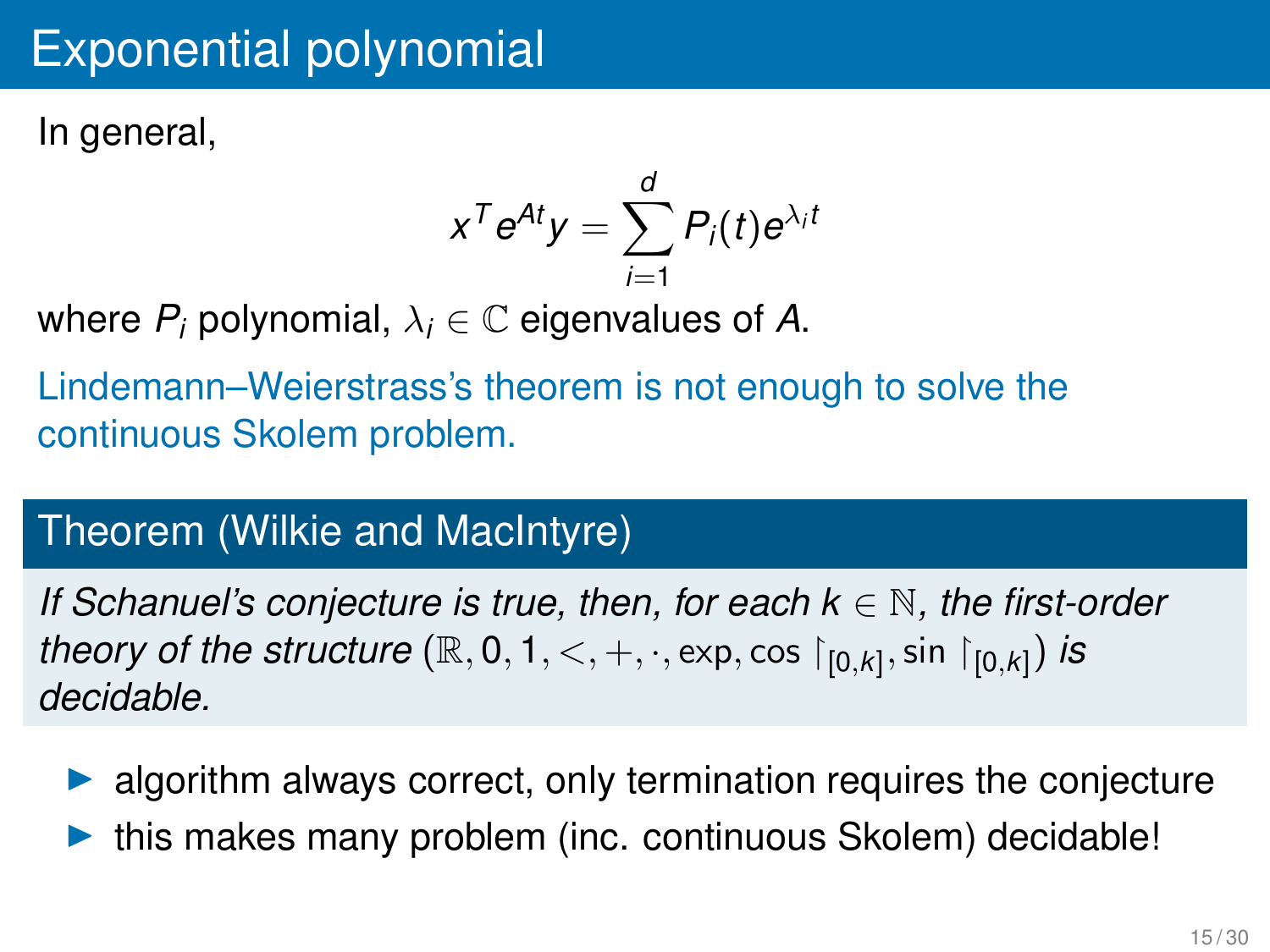# Exponential polynomial

In general,

$$x^T e^{At} y = \sum_{i=1}^{d} P_i(t) e^{\lambda_i t}$$

where $P_i$ polynomial, $\lambda_i \in \mathbb{C}$ eigenvalues of $A$.

Lindemann–Weierstrass's theorem is not enough to solve the continuous Skolem problem.

## Theorem (Wilkie and MacIntyre)

*If Schanuel's conjecture is true, then, for each $k \in \mathbb{N}$, the first-order theory of the structure $(\mathbb{R}, 0, 1, <, +, \cdot, \exp, \cos\restriction_{[0,k]}, \sin\restriction_{[0,k]})$ is decidable.*

- algorithm always correct, only termination requires the conjecture
- this makes many problem (inc. continuous Skolem) decidable!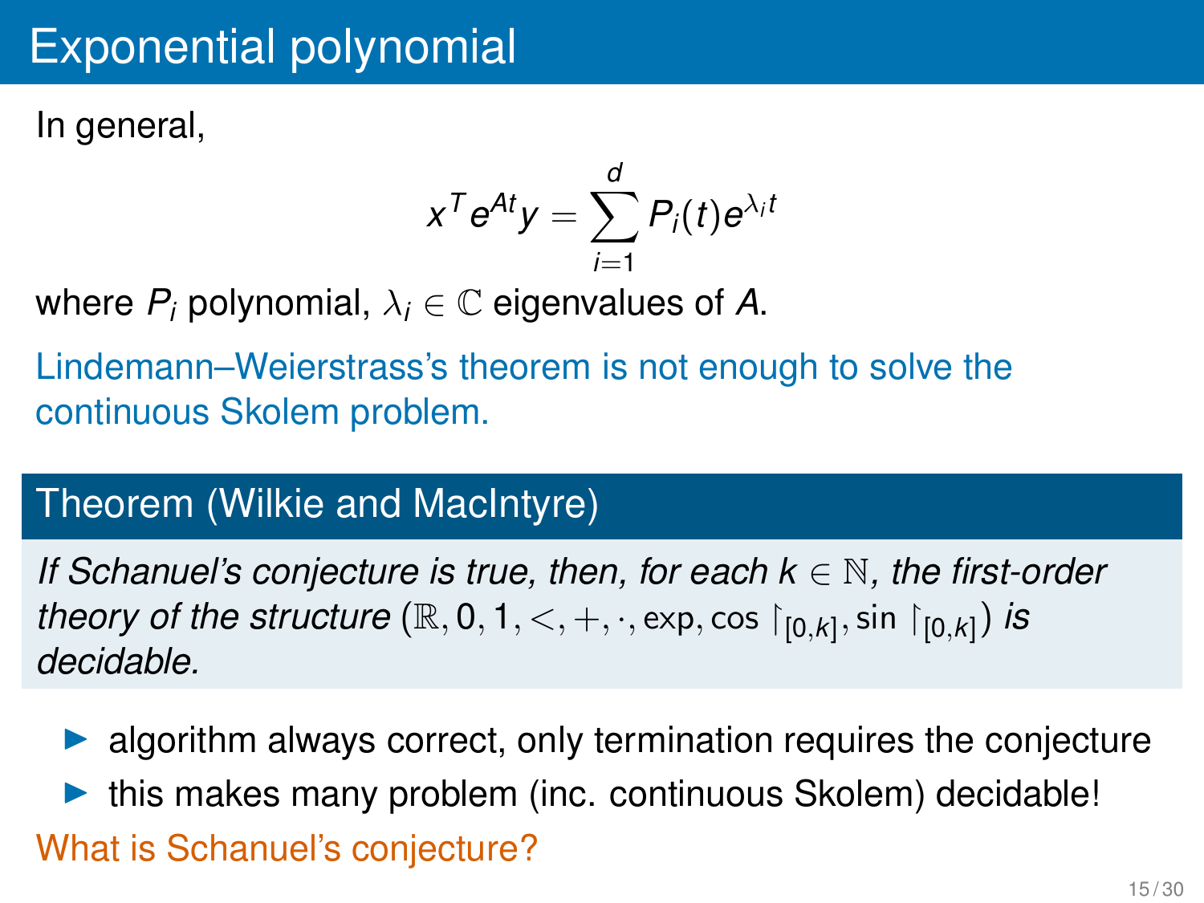# Exponential polynomial

In general,

$$x^T e^{At} y = \sum_{i=1}^{d} P_i(t) e^{\lambda_i t}$$

where $P_i$ polynomial, $\lambda_i \in \mathbb{C}$ eigenvalues of $A$.

Lindemann–Weierstrass's theorem is not enough to solve the continuous Skolem problem.

## Theorem (Wilkie and MacIntyre)

*If Schanuel's conjecture is true, then, for each $k \in \mathbb{N}$, the first-order theory of the structure $(\mathbb{R}, 0, 1, <, +, \cdot, \exp, \cos\restriction_{[0,k]}, \sin\restriction_{[0,k]})$ is decidable.*

- algorithm always correct, only termination requires the conjecture
- this makes many problem (inc. continuous Skolem) decidable!

What is Schanuel's conjecture?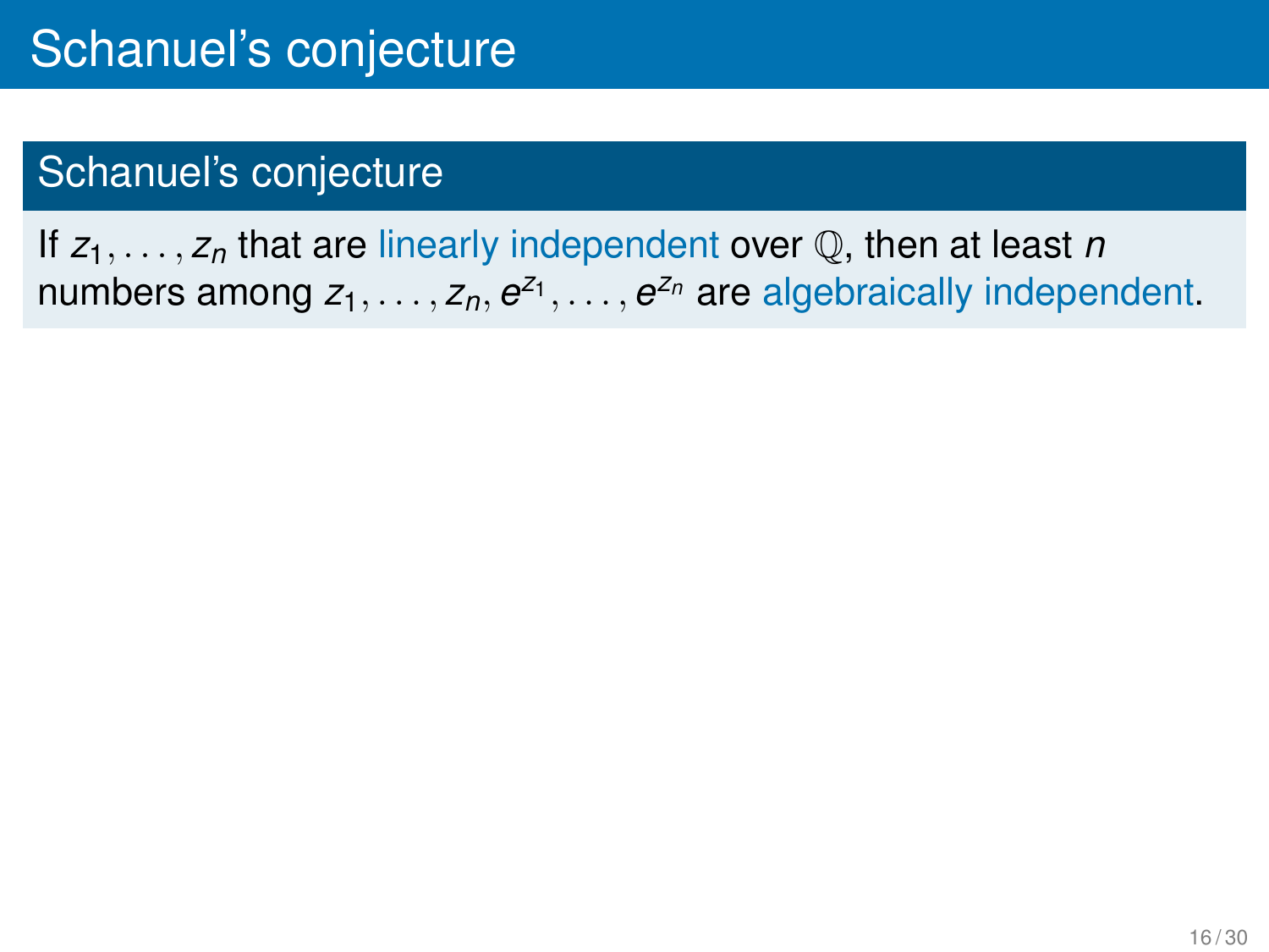# Schanuel's conjecture

## Schanuel's conjecture

If $z_1, \ldots, z_n$ that are linearly independent over $\mathbb{Q}$, then at least $n$ numbers among $z_1, \ldots, z_n, e^{z_1}, \ldots, e^{z_n}$ are algebraically independent.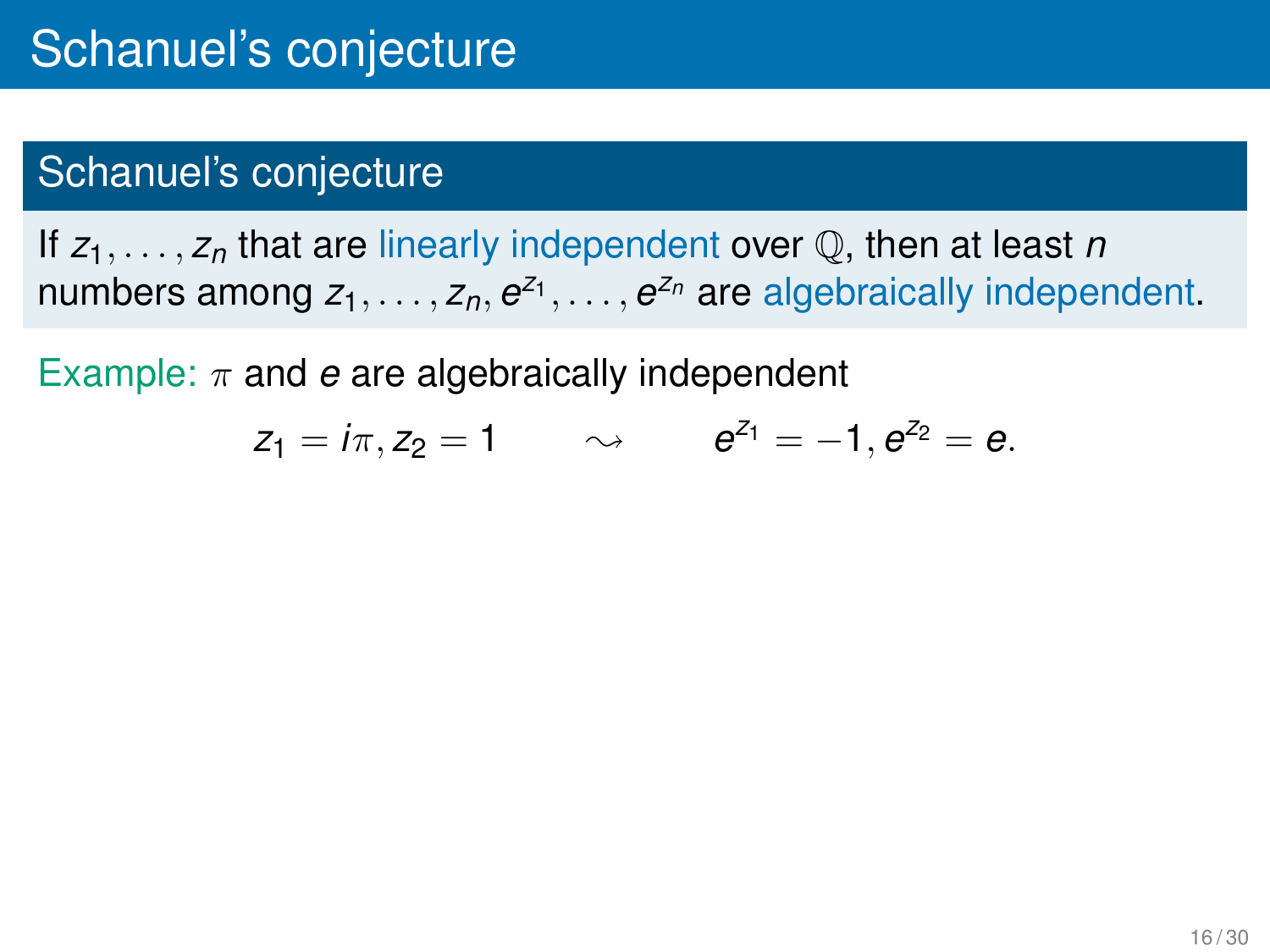# Schanuel's conjecture

## Schanuel's conjecture

If $z_1, \ldots, z_n$ that are linearly independent over $\mathbb{Q}$, then at least $n$ numbers among $z_1, \ldots, z_n, e^{z_1}, \ldots, e^{z_n}$ are algebraically independent.

Example: $\pi$ and $e$ are algebraically independent

$$z_1 = i\pi, z_2 = 1 \qquad \rightsquigarrow \qquad e^{z_1} = -1, e^{z_2} = e.$$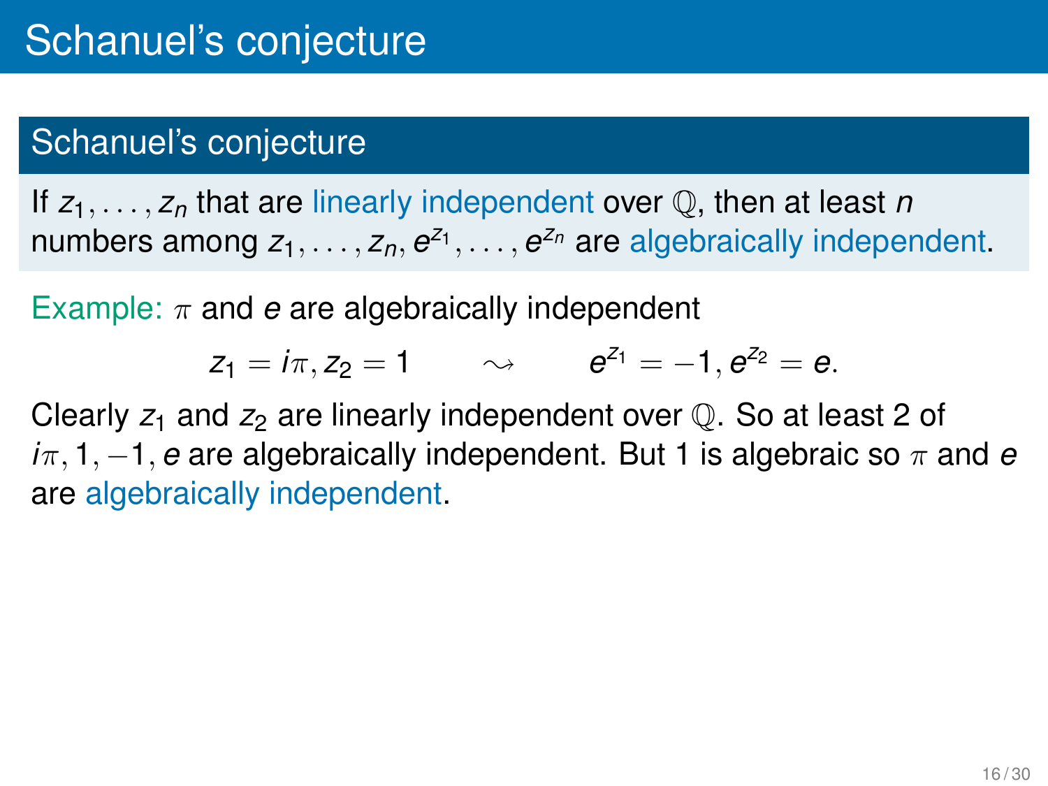# Schanuel's conjecture

## Schanuel's conjecture

If $z_1, \ldots, z_n$ that are linearly independent over $\mathbb{Q}$, then at least $n$ numbers among $z_1, \ldots, z_n, e^{z_1}, \ldots, e^{z_n}$ are algebraically independent.

Example: $\pi$ and $e$ are algebraically independent

$$z_1 = i\pi, z_2 = 1 \qquad \rightsquigarrow \qquad e^{z_1} = -1, e^{z_2} = e.$$

Clearly $z_1$ and $z_2$ are linearly independent over $\mathbb{Q}$. So at least 2 of $i\pi, 1, -1, e$ are algebraically independent. But 1 is algebraic so $\pi$ and $e$ are algebraically independent.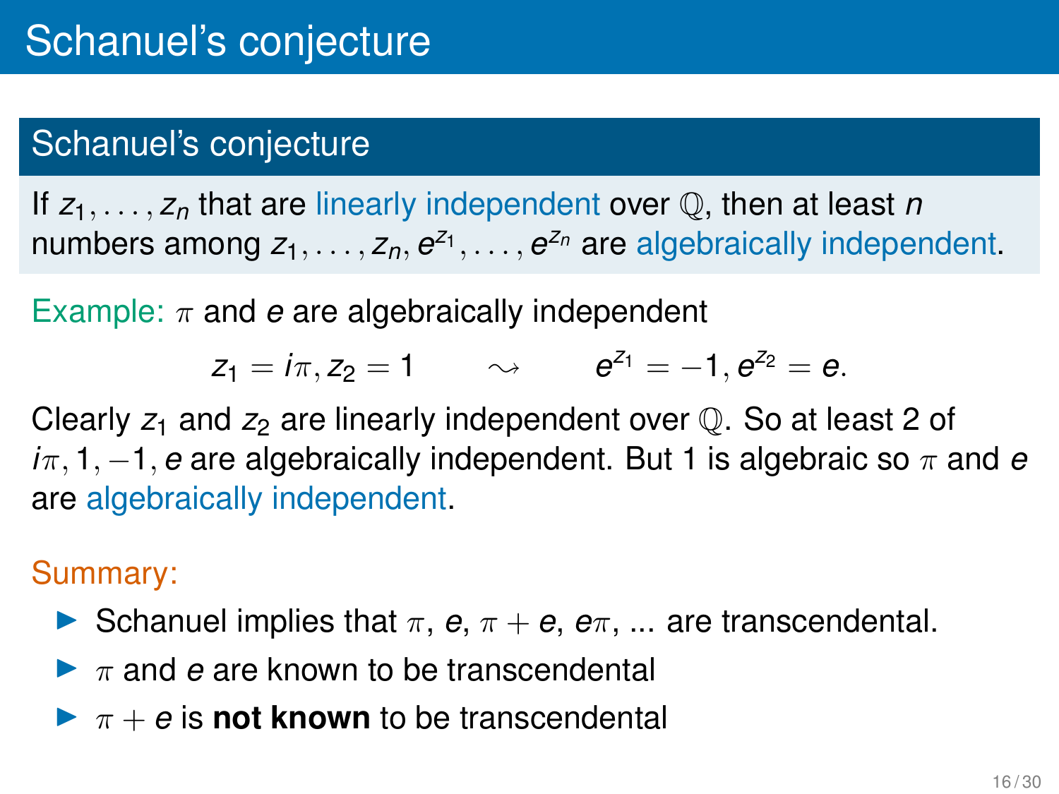# Schanuel's conjecture

## Schanuel's conjecture

If $z_1, \ldots, z_n$ that are linearly independent over $\mathbb{Q}$, then at least $n$ numbers among $z_1, \ldots, z_n, e^{z_1}, \ldots, e^{z_n}$ are algebraically independent.

Example: $\pi$ and $e$ are algebraically independent

$$z_1 = i\pi, z_2 = 1 \qquad \rightsquigarrow \qquad e^{z_1} = -1, e^{z_2} = e.$$

Clearly $z_1$ and $z_2$ are linearly independent over $\mathbb{Q}$. So at least 2 of $i\pi, 1, -1, e$ are algebraically independent. But 1 is algebraic so $\pi$ and $e$ are algebraically independent.

Summary:

- Schanuel implies that $\pi$, $e$, $\pi + e$, $e\pi$, ... are transcendental.
- $\pi$ and $e$ are known to be transcendental
- $\pi + e$ is **not known** to be transcendental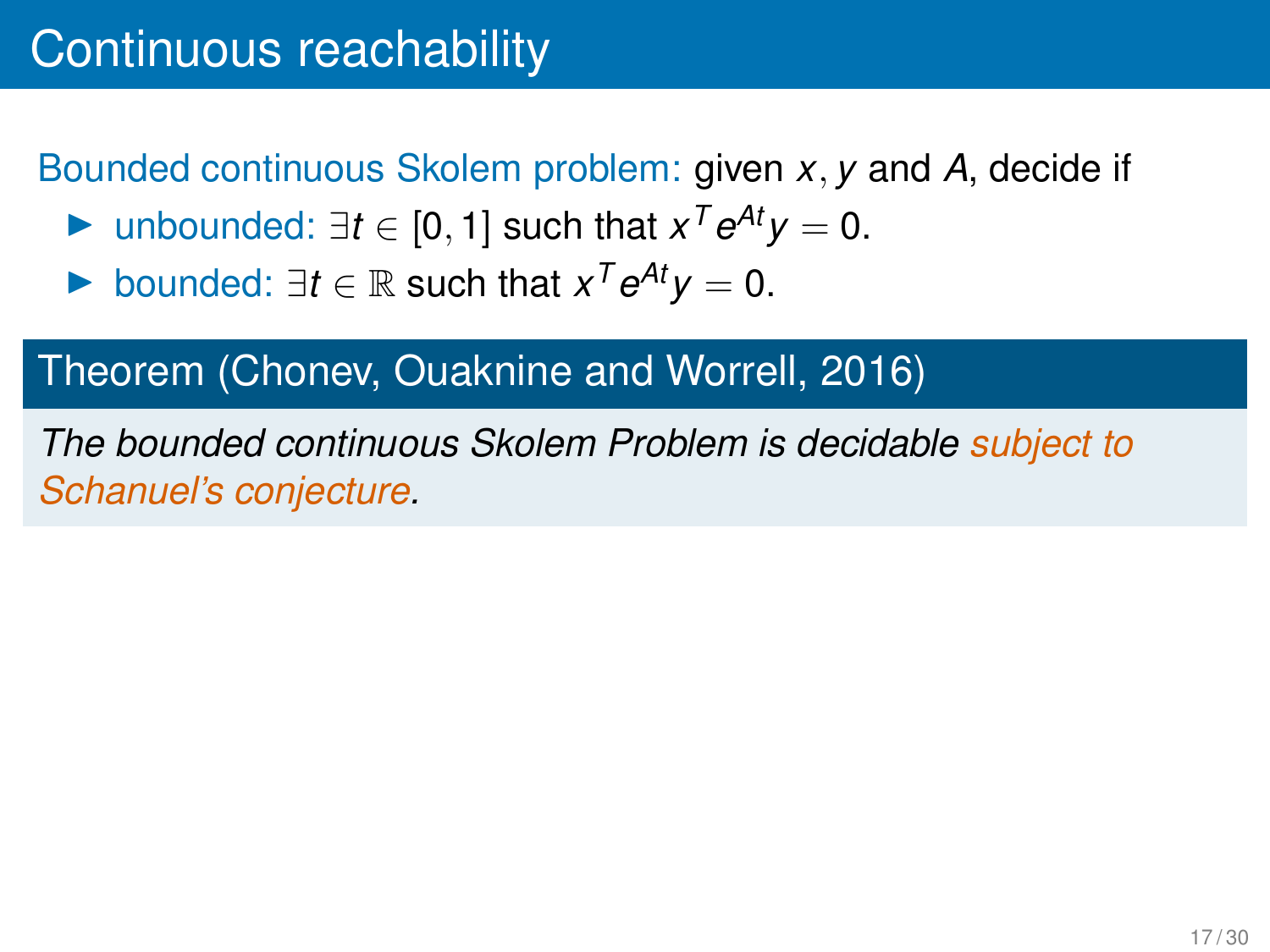# Continuous reachability

Bounded continuous Skolem problem: given $x, y$ and $A$, decide if

- unbounded: $\exists t \in [0, 1]$ such that $x^T e^{At} y = 0$.
- bounded: $\exists t \in \mathbb{R}$ such that $x^T e^{At} y = 0$.

**Theorem (Chonev, Ouaknine and Worrell, 2016)**

*The bounded continuous Skolem Problem is decidable subject to Schanuel's conjecture.*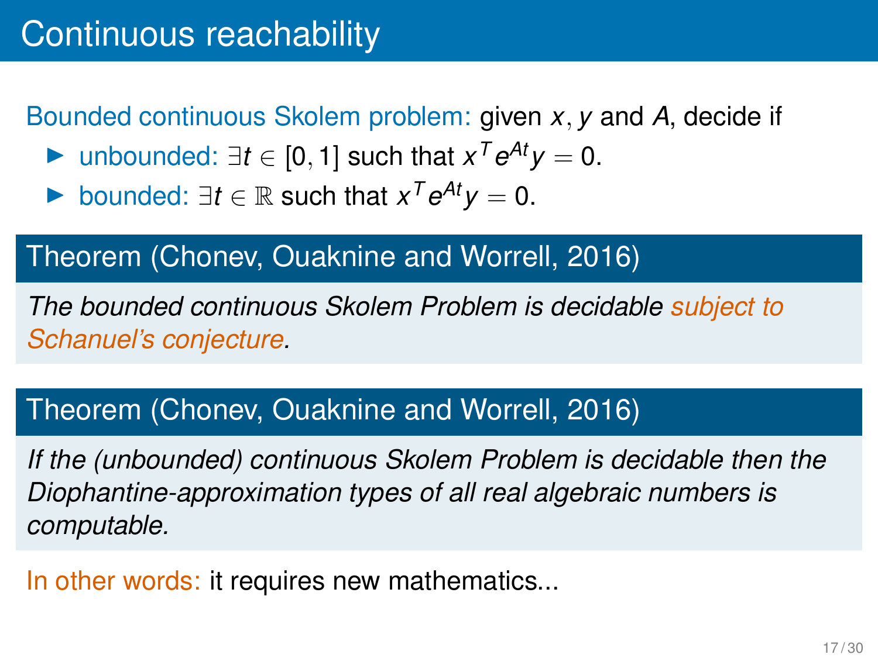# Continuous reachability

Bounded continuous Skolem problem: given $x, y$ and $A$, decide if

- unbounded: $\exists t \in [0, 1]$ such that $x^T e^{At} y = 0$.
- bounded: $\exists t \in \mathbb{R}$ such that $x^T e^{At} y = 0$.

**Theorem (Chonev, Ouaknine and Worrell, 2016)**

*The bounded continuous Skolem Problem is decidable subject to Schanuel's conjecture.*

**Theorem (Chonev, Ouaknine and Worrell, 2016)**

*If the (unbounded) continuous Skolem Problem is decidable then the Diophantine-approximation types of all real algebraic numbers is computable.*

In other words: it requires new mathematics...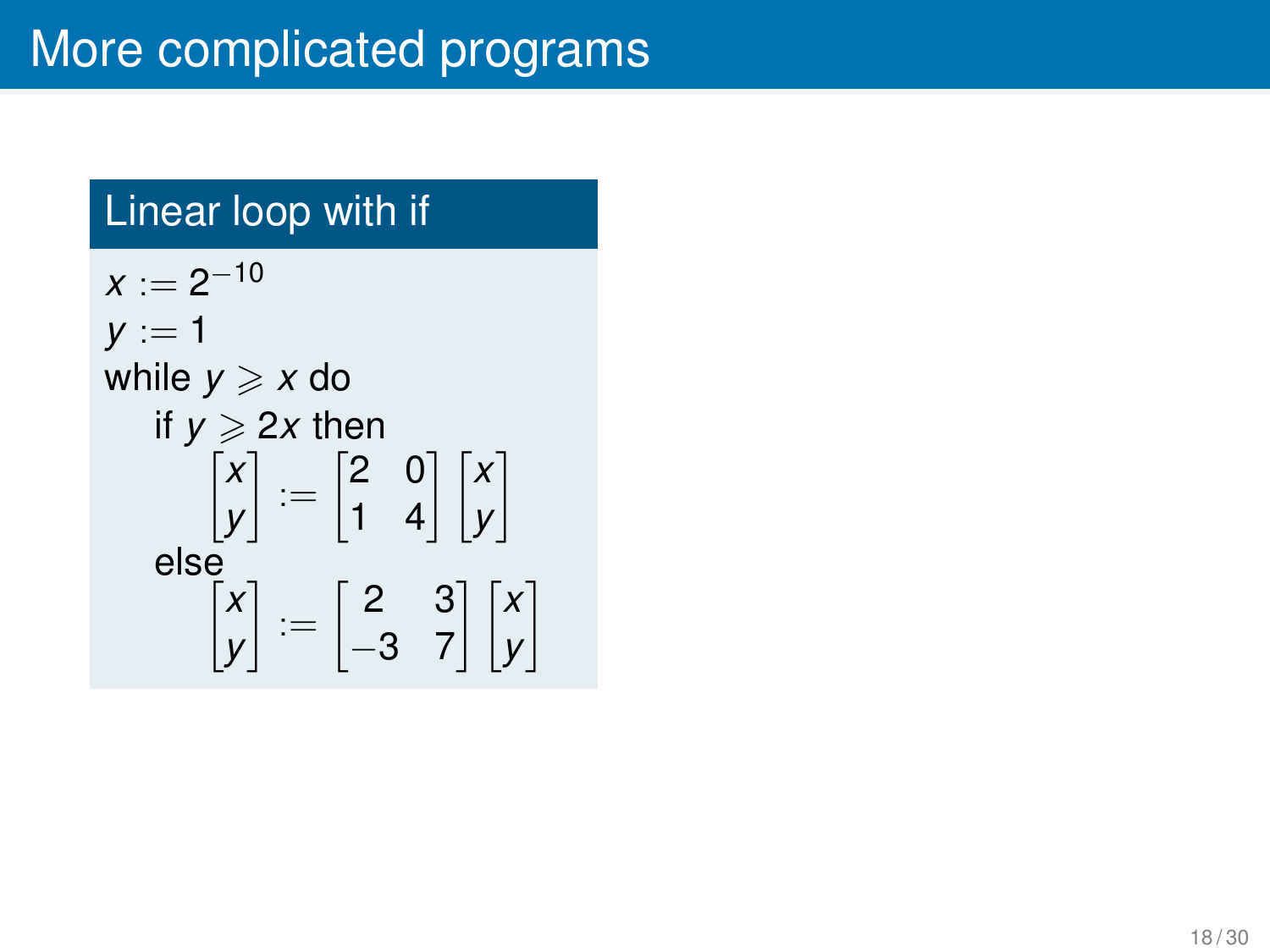# More complicated programs

### Linear loop with if

$x := 2^{-10}$
$y := 1$
while $y \geqslant x$ do
  if $y \geqslant 2x$ then

$$\begin{bmatrix} x \\ y \end{bmatrix} := \begin{bmatrix} 2 & 0 \\ 1 & 4 \end{bmatrix} \begin{bmatrix} x \\ y \end{bmatrix}$$

  else

$$\begin{bmatrix} x \\ y \end{bmatrix} := \begin{bmatrix} 2 & 3 \\ -3 & 7 \end{bmatrix} \begin{bmatrix} x \\ y \end{bmatrix}$$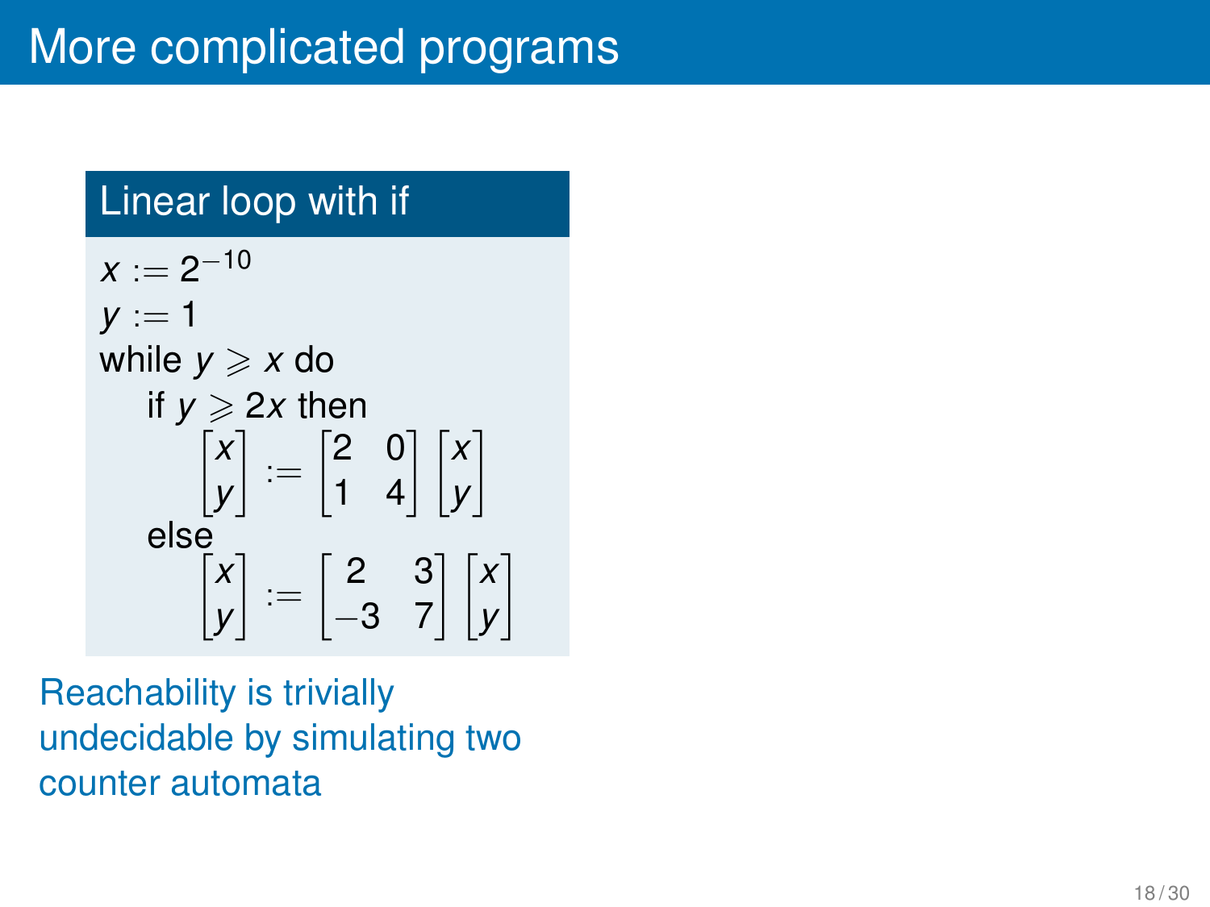# More complicated programs

### Linear loop with if

$x := 2^{-10}$
$y := 1$
while $y \geqslant x$ do
  if $y \geqslant 2x$ then

$$\begin{bmatrix} x \\ y \end{bmatrix} := \begin{bmatrix} 2 & 0 \\ 1 & 4 \end{bmatrix} \begin{bmatrix} x \\ y \end{bmatrix}$$

  else

$$\begin{bmatrix} x \\ y \end{bmatrix} := \begin{bmatrix} 2 & 3 \\ -3 & 7 \end{bmatrix} \begin{bmatrix} x \\ y \end{bmatrix}$$

Reachability is trivially undecidable by simulating two counter automata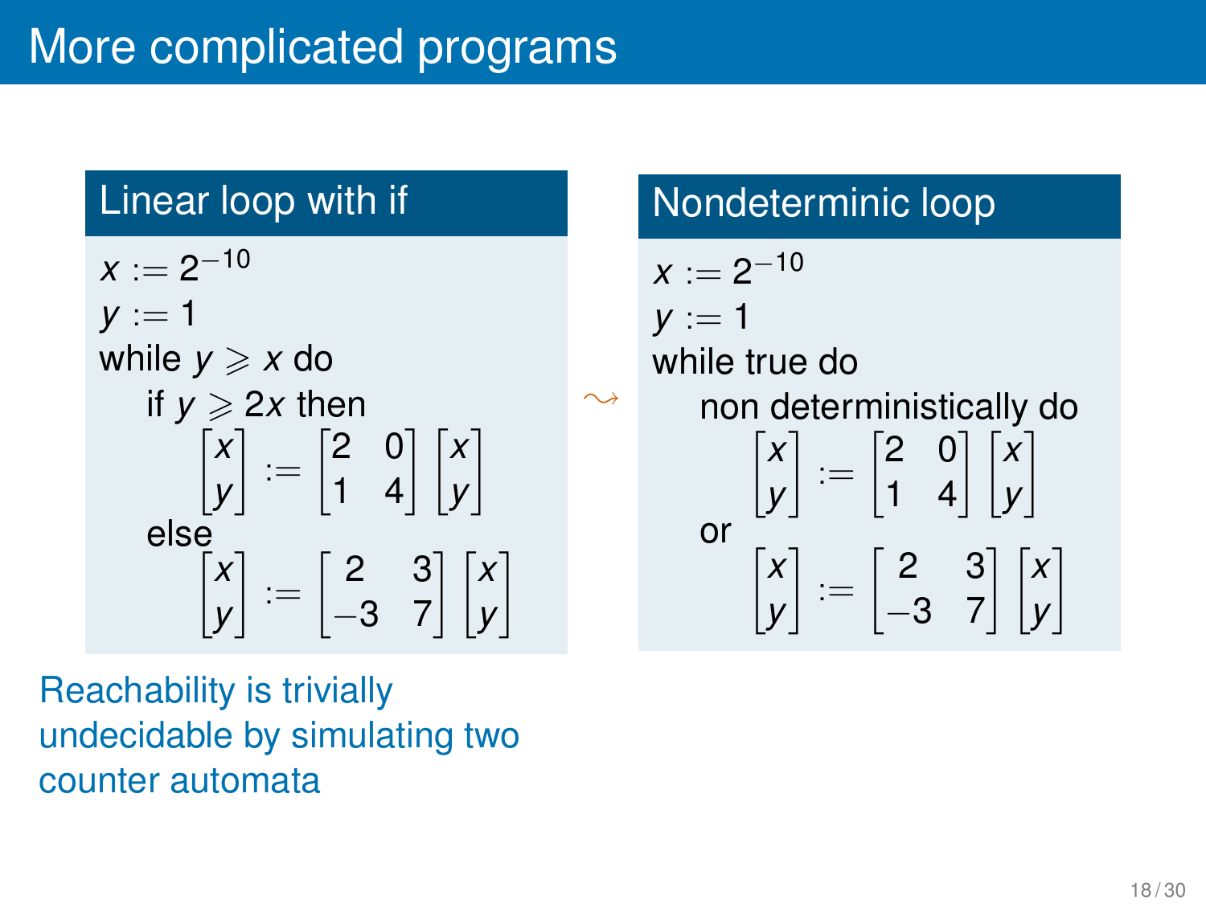# More complicated programs

## Linear loop with if

$x := 2^{-10}$
$y := 1$
while $y \geqslant x$ do
  if $y \geqslant 2x$ then

$$\begin{bmatrix} x \\ y \end{bmatrix} := \begin{bmatrix} 2 & 0 \\ 1 & 4 \end{bmatrix} \begin{bmatrix} x \\ y \end{bmatrix}$$

  else

$$\begin{bmatrix} x \\ y \end{bmatrix} := \begin{bmatrix} 2 & 3 \\ -3 & 7 \end{bmatrix} \begin{bmatrix} x \\ y \end{bmatrix}$$

Reachability is trivially undecidable by simulating two counter automata

$\rightsquigarrow$

## Nondeterminic loop

$x := 2^{-10}$
$y := 1$
while true do
  non deterministically do

$$\begin{bmatrix} x \\ y \end{bmatrix} := \begin{bmatrix} 2 & 0 \\ 1 & 4 \end{bmatrix} \begin{bmatrix} x \\ y \end{bmatrix}$$

  or

$$\begin{bmatrix} x \\ y \end{bmatrix} := \begin{bmatrix} 2 & 3 \\ -3 & 7 \end{bmatrix} \begin{bmatrix} x \\ y \end{bmatrix}$$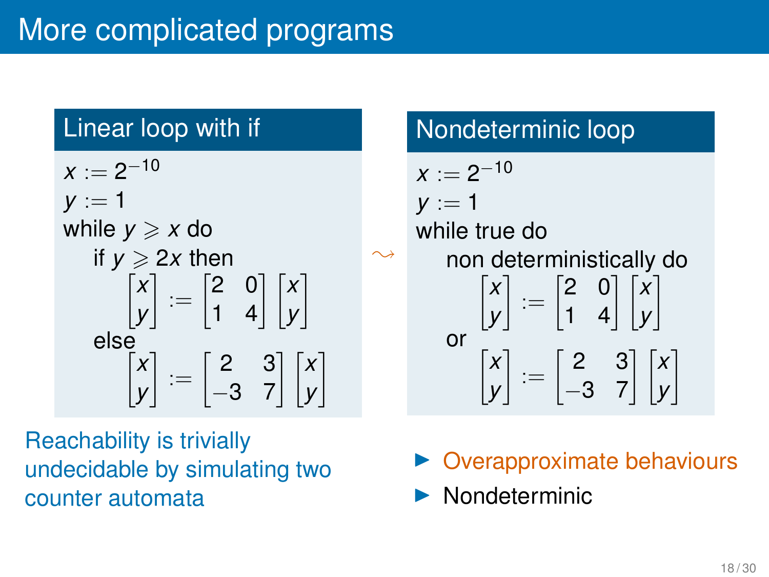# More complicated programs

## Linear loop with if

$x := 2^{-10}$
$y := 1$
while $y \geqslant x$ do
  if $y \geqslant 2x$ then
    $\begin{bmatrix} x \\ y \end{bmatrix} := \begin{bmatrix} 2 & 0 \\ 1 & 4 \end{bmatrix} \begin{bmatrix} x \\ y \end{bmatrix}$
  else
    $\begin{bmatrix} x \\ y \end{bmatrix} := \begin{bmatrix} 2 & 3 \\ -3 & 7 \end{bmatrix} \begin{bmatrix} x \\ y \end{bmatrix}$

Reachability is trivially undecidable by simulating two counter automata

$\rightsquigarrow$

## Nondeterminic loop

$x := 2^{-10}$
$y := 1$
while true do
  non deterministically do
    $\begin{bmatrix} x \\ y \end{bmatrix} := \begin{bmatrix} 2 & 0 \\ 1 & 4 \end{bmatrix} \begin{bmatrix} x \\ y \end{bmatrix}$
  or
    $\begin{bmatrix} x \\ y \end{bmatrix} := \begin{bmatrix} 2 & 3 \\ -3 & 7 \end{bmatrix} \begin{bmatrix} x \\ y \end{bmatrix}$

- Overapproximate behaviours
- Nondeterminic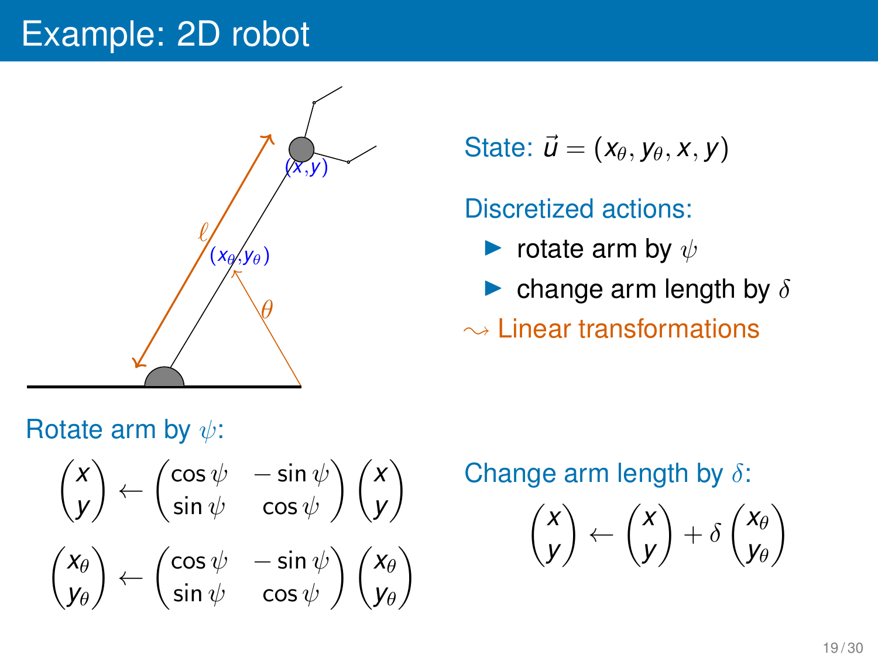# Example: 2D robot

State: $\vec{u} = (x_\theta, y_\theta, x, y)$

Discretized actions:

- rotate arm by $\psi$
- change arm length by $\delta$

$\leadsto$ Linear transformations

Rotate arm by $\psi$:

$$\begin{pmatrix} x \\ y \end{pmatrix} \leftarrow \begin{pmatrix} \cos\psi & -\sin\psi \\ \sin\psi & \cos\psi \end{pmatrix} \begin{pmatrix} x \\ y \end{pmatrix}$$

$$\begin{pmatrix} x_\theta \\ y_\theta \end{pmatrix} \leftarrow \begin{pmatrix} \cos\psi & -\sin\psi \\ \sin\psi & \cos\psi \end{pmatrix} \begin{pmatrix} x_\theta \\ y_\theta \end{pmatrix}$$

Change arm length by $\delta$:

$$\begin{pmatrix} x \\ y \end{pmatrix} \leftarrow \begin{pmatrix} x \\ y \end{pmatrix} + \delta \begin{pmatrix} x_\theta \\ y_\theta \end{pmatrix}$$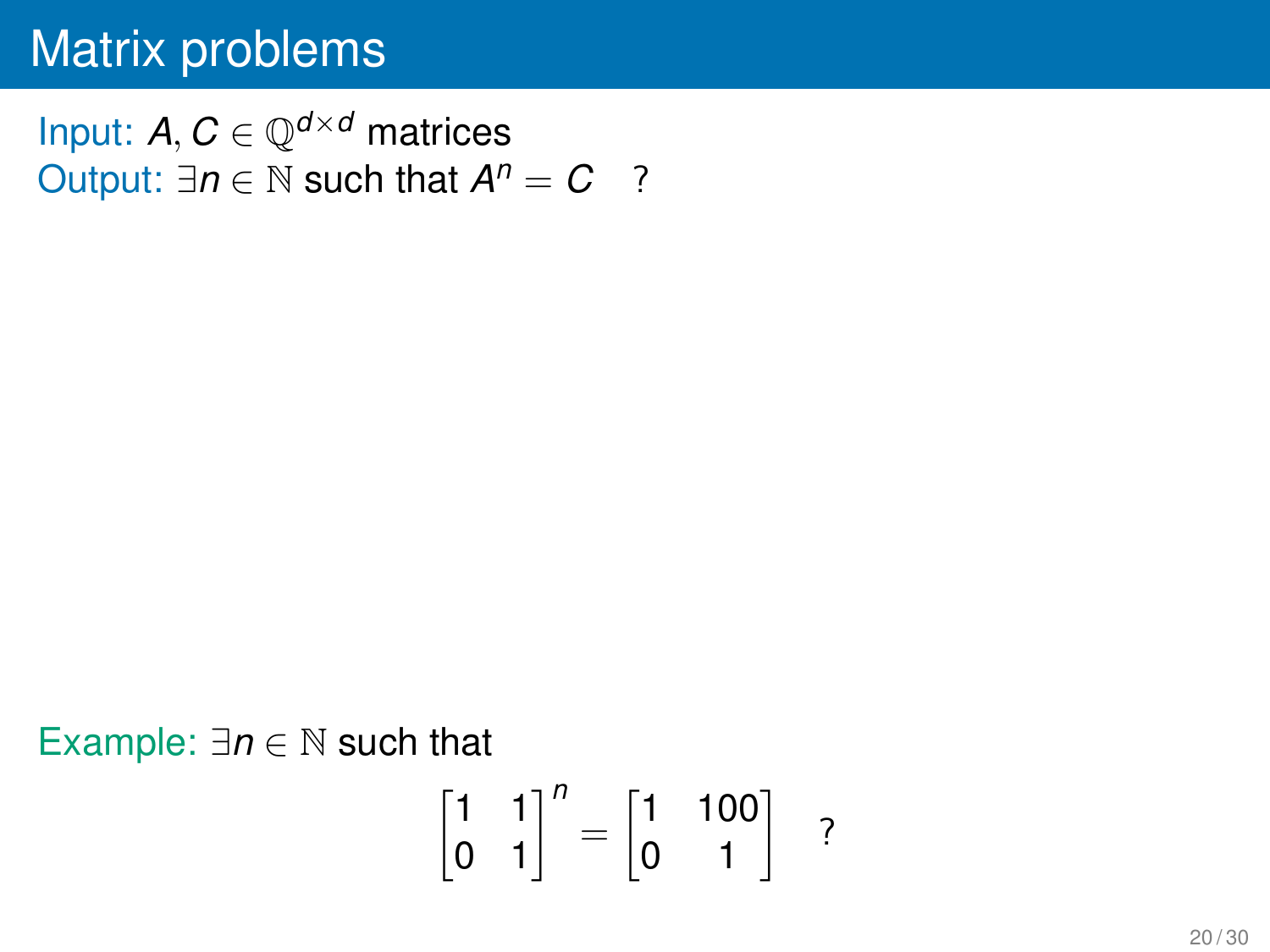# Matrix problems

Input: $A, C \in \mathbb{Q}^{d \times d}$ matrices
Output: $\exists n \in \mathbb{N}$ such that $A^n = C$ ?

Example: $\exists n \in \mathbb{N}$ such that

$$\begin{bmatrix} 1 & 1 \\ 0 & 1 \end{bmatrix}^n = \begin{bmatrix} 1 & 100 \\ 0 & 1 \end{bmatrix} \quad ?$$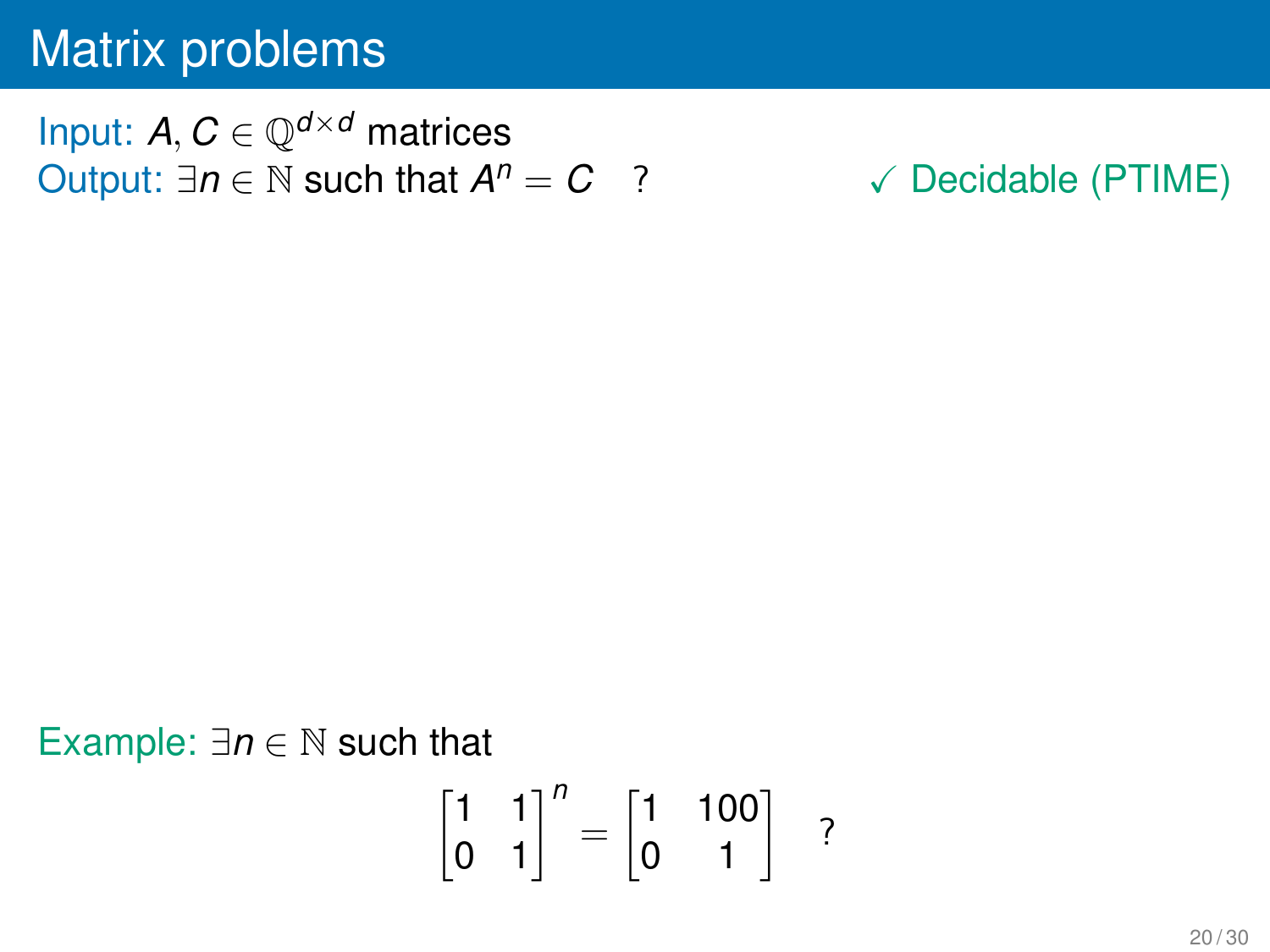# Matrix problems

Input: $A, C \in \mathbb{Q}^{d \times d}$ matrices

Output: $\exists n \in \mathbb{N}$ such that $A^n = C$ ?

✓ Decidable (PTIME)

Example: $\exists n \in \mathbb{N}$ such that

$$\begin{bmatrix} 1 & 1 \\ 0 & 1 \end{bmatrix}^n = \begin{bmatrix} 1 & 100 \\ 0 & 1 \end{bmatrix} \quad ?$$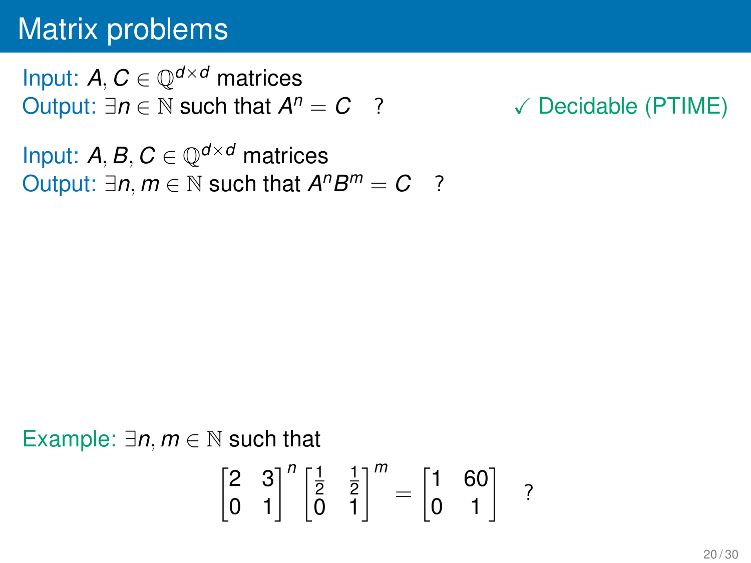# Matrix problems

Input: $A, C \in \mathbb{Q}^{d \times d}$ matrices
Output: $\exists n \in \mathbb{N}$ such that $A^n = C$ ?

✓ Decidable (PTIME)

Input: $A, B, C \in \mathbb{Q}^{d \times d}$ matrices
Output: $\exists n, m \in \mathbb{N}$ such that $A^n B^m = C$ ?

Example: $\exists n, m \in \mathbb{N}$ such that

$$\begin{bmatrix} 2 & 3 \\ 0 & 1 \end{bmatrix}^n \begin{bmatrix} \frac{1}{2} & \frac{1}{2} \\ 0 & 1 \end{bmatrix}^m = \begin{bmatrix} 1 & 60 \\ 0 & 1 \end{bmatrix} \quad ?$$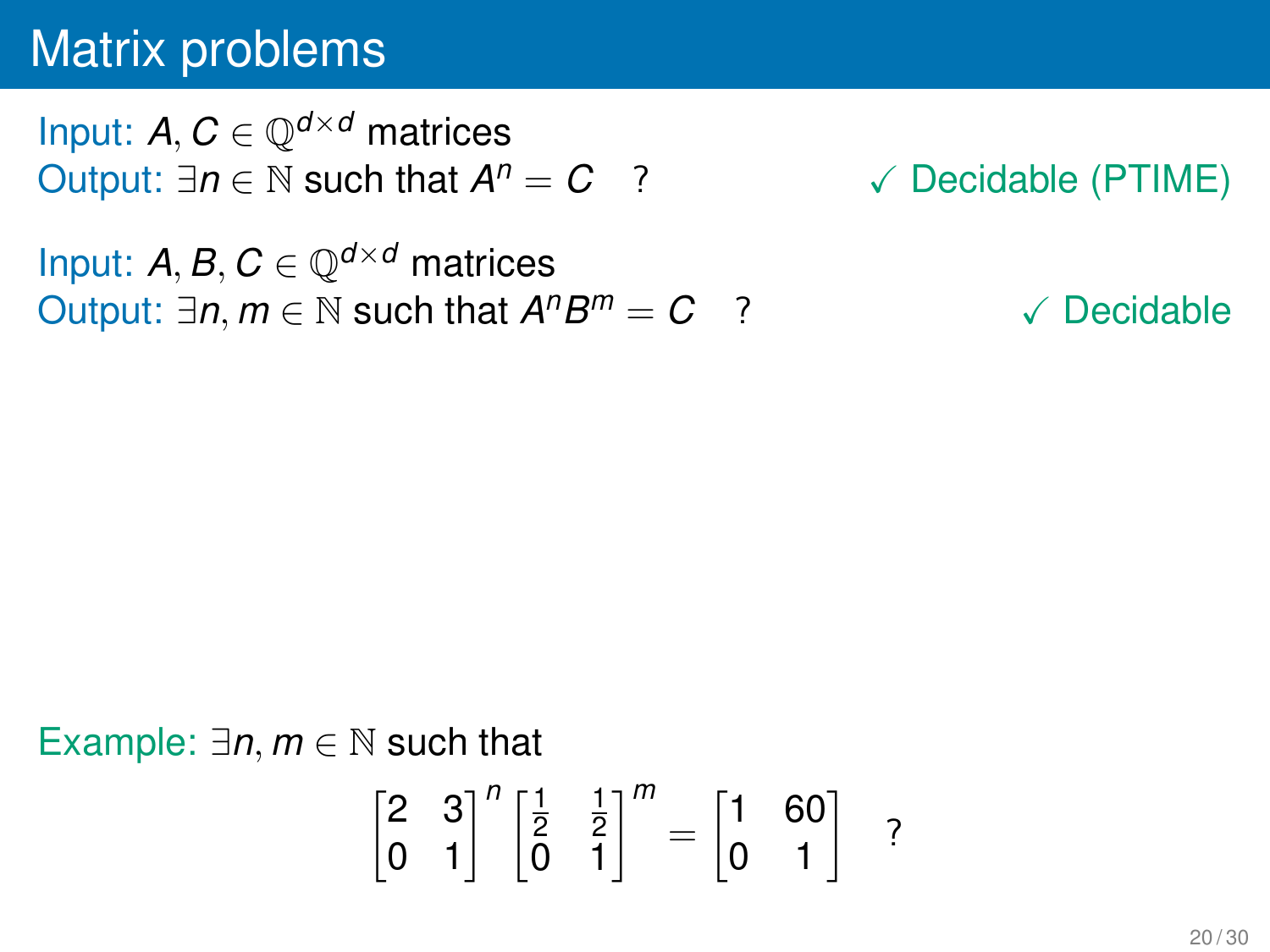# Matrix problems

Input: $A, C \in \mathbb{Q}^{d \times d}$ matrices
Output: $\exists n \in \mathbb{N}$ such that $A^n = C$ ? ✓ Decidable (PTIME)

Input: $A, B, C \in \mathbb{Q}^{d \times d}$ matrices
Output: $\exists n, m \in \mathbb{N}$ such that $A^n B^m = C$ ? ✓ Decidable

Example: $\exists n, m \in \mathbb{N}$ such that

$$\begin{bmatrix} 2 & 3 \\ 0 & 1 \end{bmatrix}^n \begin{bmatrix} \frac{1}{2} & \frac{1}{2} \\ 0 & 1 \end{bmatrix}^m = \begin{bmatrix} 1 & 60 \\ 0 & 1 \end{bmatrix} \quad ?$$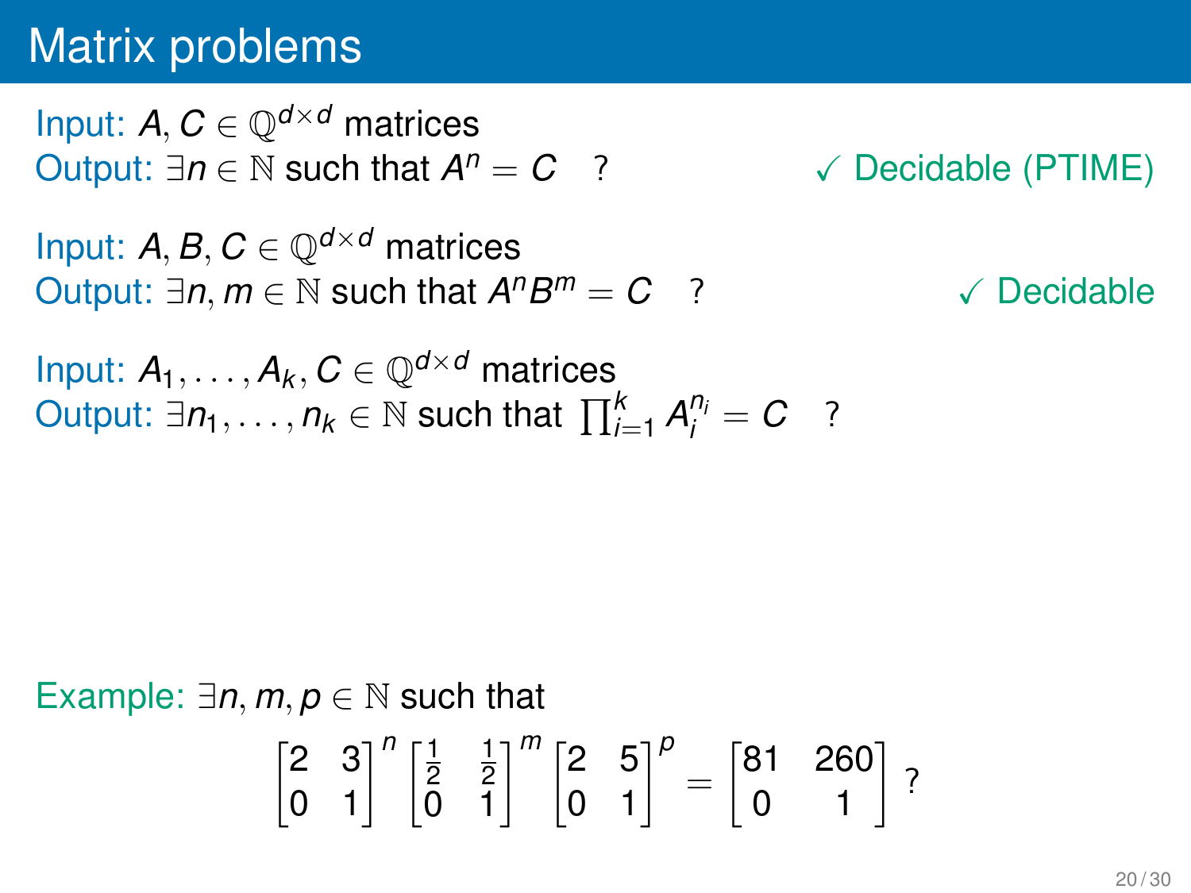# Matrix problems

Input: $A, C \in \mathbb{Q}^{d \times d}$ matrices
Output: $\exists n \in \mathbb{N}$ such that $A^n = C$ ? ✓ Decidable (PTIME)

Input: $A, B, C \in \mathbb{Q}^{d \times d}$ matrices
Output: $\exists n, m \in \mathbb{N}$ such that $A^n B^m = C$ ? ✓ Decidable

Input: $A_1, \ldots, A_k, C \in \mathbb{Q}^{d \times d}$ matrices
Output: $\exists n_1, \ldots, n_k \in \mathbb{N}$ such that $\prod_{i=1}^{k} A_i^{n_i} = C$ ?

Example: $\exists n, m, p \in \mathbb{N}$ such that

$$\begin{bmatrix} 2 & 3 \\ 0 & 1 \end{bmatrix}^n \begin{bmatrix} \frac{1}{2} & \frac{1}{2} \\ 0 & 1 \end{bmatrix}^m \begin{bmatrix} 2 & 5 \\ 0 & 1 \end{bmatrix}^p = \begin{bmatrix} 81 & 260 \\ 0 & 1 \end{bmatrix} ?$$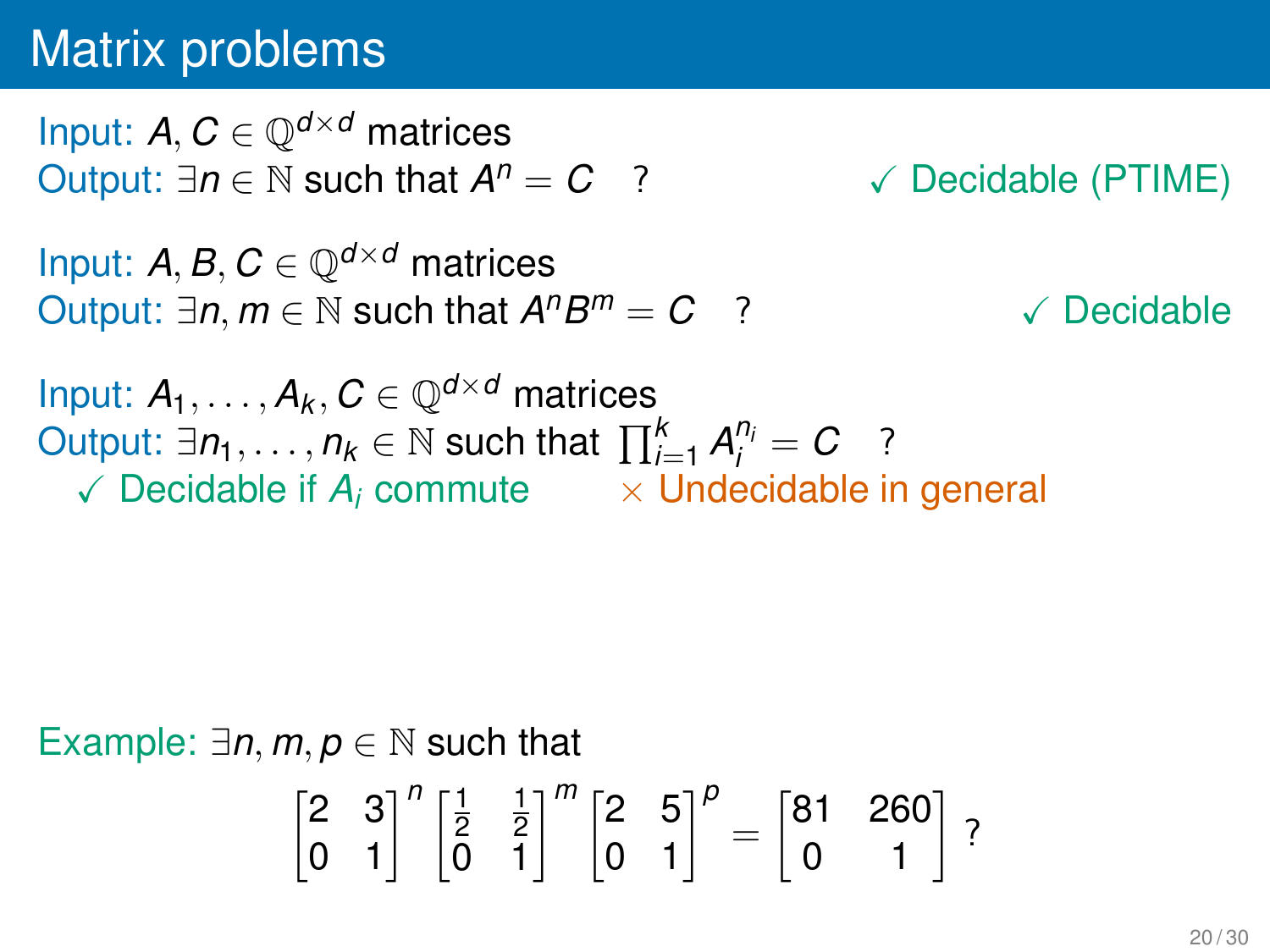# Matrix problems

Input: $A, C \in \mathbb{Q}^{d\times d}$ matrices
Output: $\exists n \in \mathbb{N}$ such that $A^n = C$ ? ✓ Decidable (PTIME)

Input: $A, B, C \in \mathbb{Q}^{d\times d}$ matrices
Output: $\exists n, m \in \mathbb{N}$ such that $A^n B^m = C$ ? ✓ Decidable

Input: $A_1, \ldots, A_k, C \in \mathbb{Q}^{d\times d}$ matrices
Output: $\exists n_1, \ldots, n_k \in \mathbb{N}$ such that $\prod_{i=1}^{k} A_i^{n_i} = C$ ?
✓ Decidable if $A_i$ commute × Undecidable in general

Example: $\exists n, m, p \in \mathbb{N}$ such that

$$\begin{bmatrix} 2 & 3 \\ 0 & 1 \end{bmatrix}^n \begin{bmatrix} \frac{1}{2} & \frac{1}{2} \\ 0 & 1 \end{bmatrix}^m \begin{bmatrix} 2 & 5 \\ 0 & 1 \end{bmatrix}^p = \begin{bmatrix} 81 & 260 \\ 0 & 1 \end{bmatrix} ?$$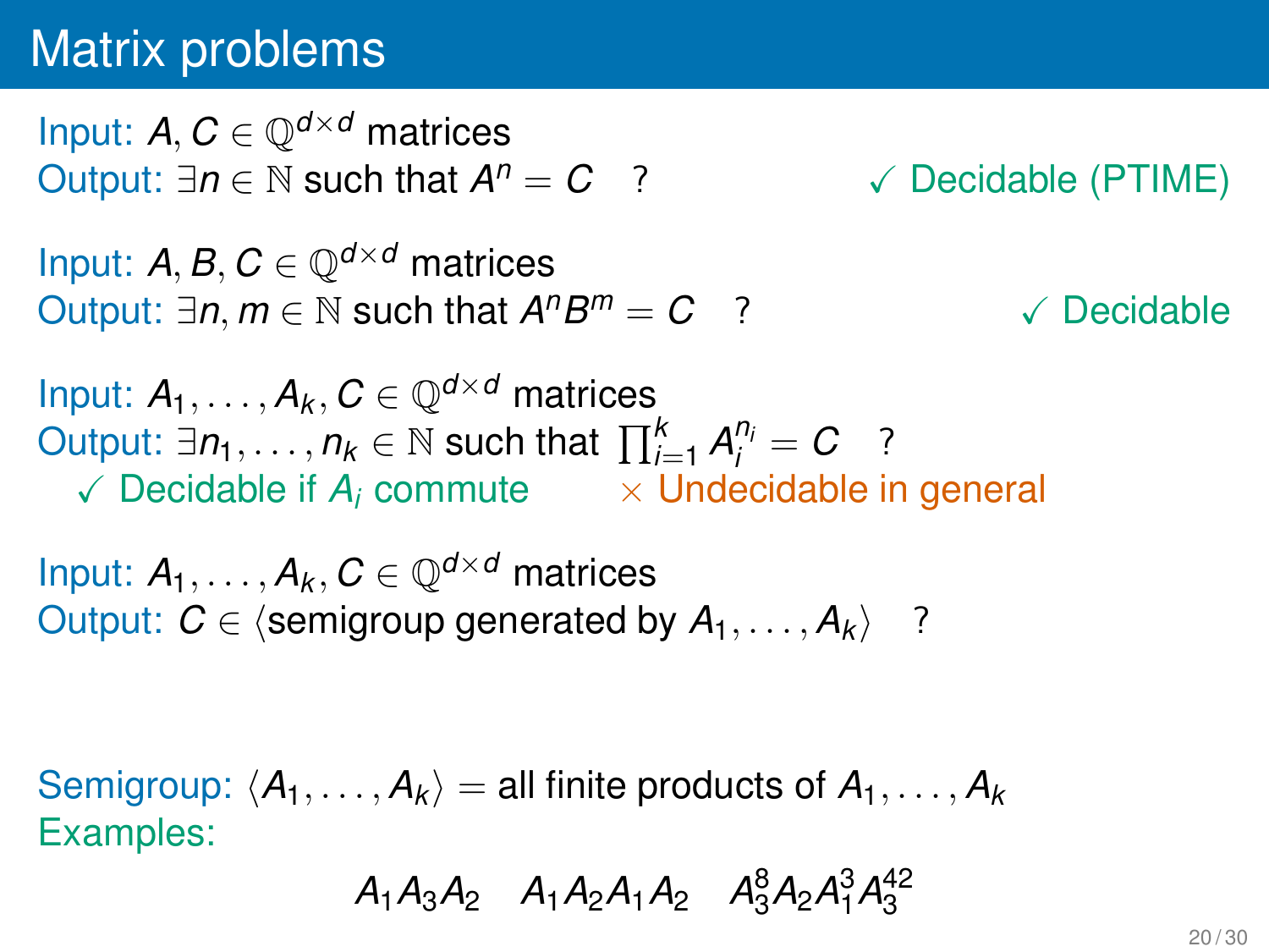# Matrix problems

Input: $A, C \in \mathbb{Q}^{d\times d}$ matrices
Output: $\exists n \in \mathbb{N}$ such that $A^n = C$ ? ✓ Decidable (PTIME)

Input: $A, B, C \in \mathbb{Q}^{d\times d}$ matrices
Output: $\exists n, m \in \mathbb{N}$ such that $A^n B^m = C$ ? ✓ Decidable

Input: $A_1, \ldots, A_k, C \in \mathbb{Q}^{d\times d}$ matrices
Output: $\exists n_1, \ldots, n_k \in \mathbb{N}$ such that $\prod_{i=1}^{k} A_i^{n_i} = C$ ?
✓ Decidable if $A_i$ commute × Undecidable in general

Input: $A_1, \ldots, A_k, C \in \mathbb{Q}^{d\times d}$ matrices
Output: $C \in \langle$semigroup generated by $A_1, \ldots, A_k\rangle$ ?

Semigroup: $\langle A_1, \ldots, A_k\rangle$ = all finite products of $A_1, \ldots, A_k$
Examples:

$$A_1A_3A_2 \quad A_1A_2A_1A_2 \quad A_3^8A_2A_1^3A_3^{42}$$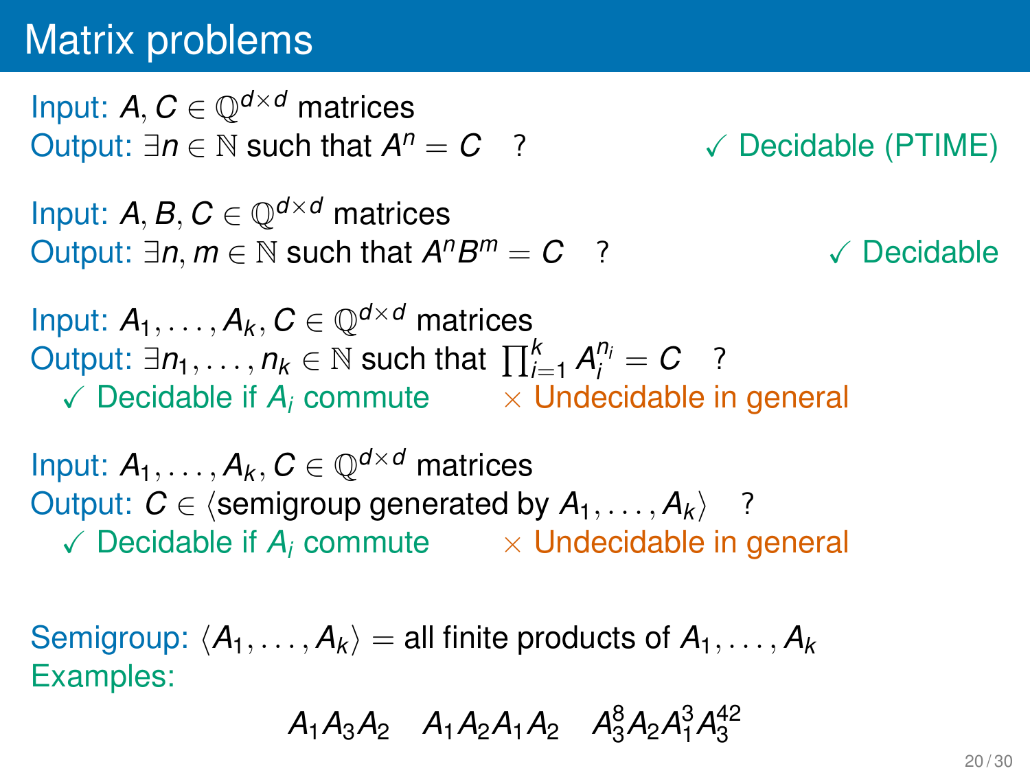# Matrix problems

Input: $A, C \in \mathbb{Q}^{d\times d}$ matrices
Output: $\exists n \in \mathbb{N}$ such that $A^n = C$ ?  ✓ Decidable (PTIME)

Input: $A, B, C \in \mathbb{Q}^{d\times d}$ matrices
Output: $\exists n, m \in \mathbb{N}$ such that $A^n B^m = C$ ?  ✓ Decidable

Input: $A_1, \ldots, A_k, C \in \mathbb{Q}^{d\times d}$ matrices
Output: $\exists n_1, \ldots, n_k \in \mathbb{N}$ such that $\prod_{i=1}^{k} A_i^{n_i} = C$ ?
✓ Decidable if $A_i$ commute  × Undecidable in general

Input: $A_1, \ldots, A_k, C \in \mathbb{Q}^{d\times d}$ matrices
Output: $C \in \langle$semigroup generated by $A_1, \ldots, A_k\rangle$ ?
✓ Decidable if $A_i$ commute  × Undecidable in general

Semigroup: $\langle A_1, \ldots, A_k \rangle$ = all finite products of $A_1, \ldots, A_k$
Examples:

$$A_1 A_3 A_2 \quad A_1 A_2 A_1 A_2 \quad A_3^8 A_2 A_1^3 A_3^{42}$$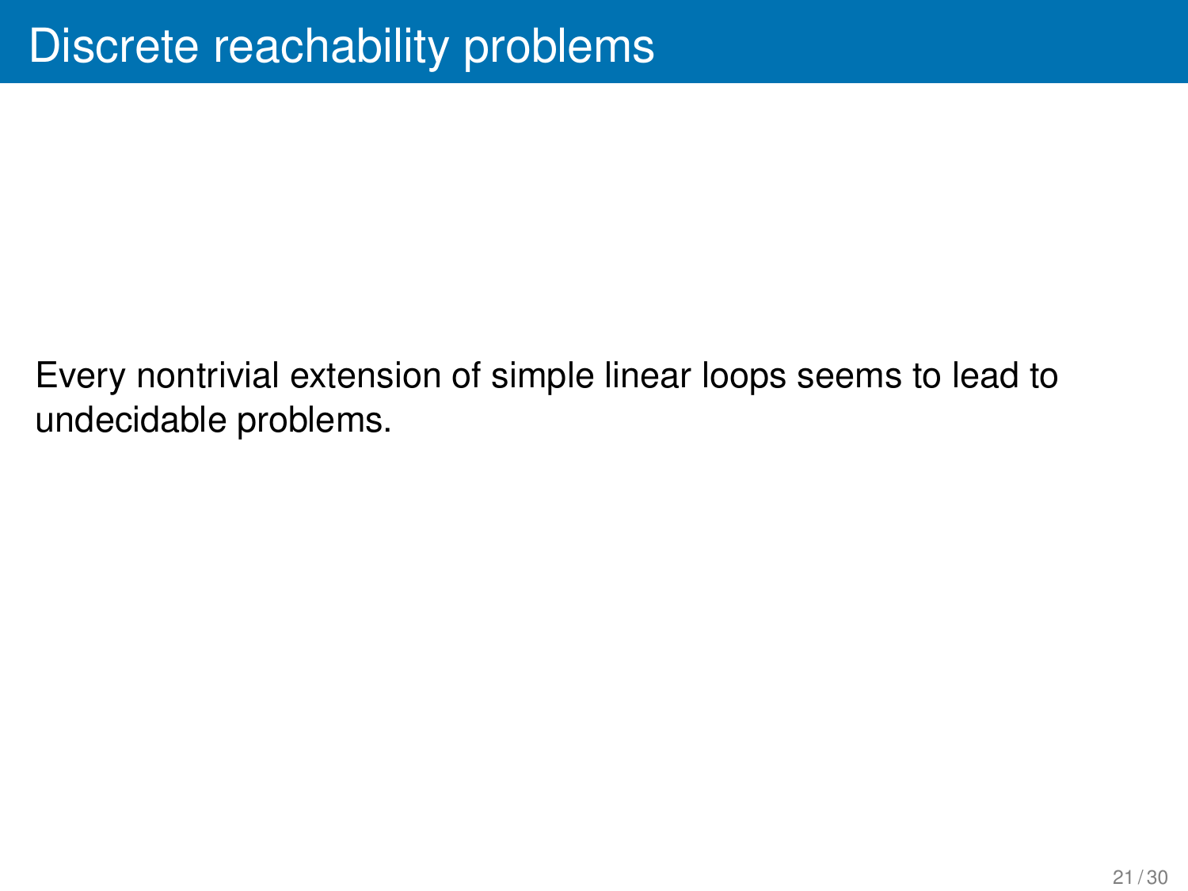# Discrete reachability problems

Every nontrivial extension of simple linear loops seems to lead to undecidable problems.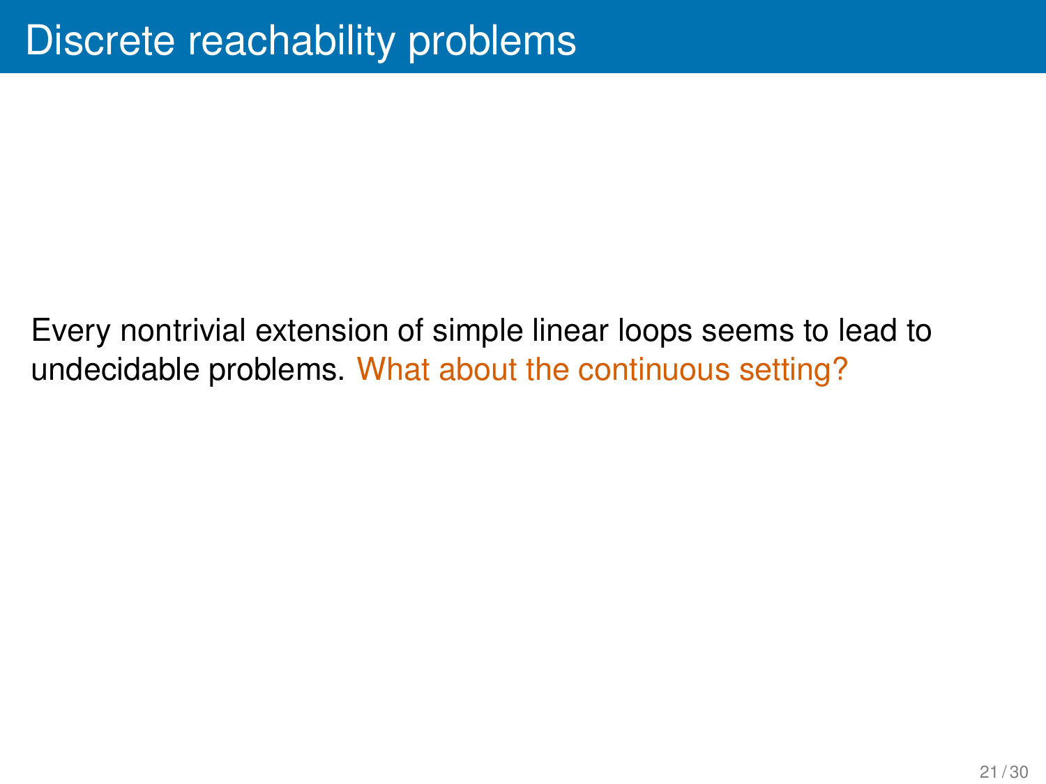# Discrete reachability problems

Every nontrivial extension of simple linear loops seems to lead to undecidable problems. What about the continuous setting?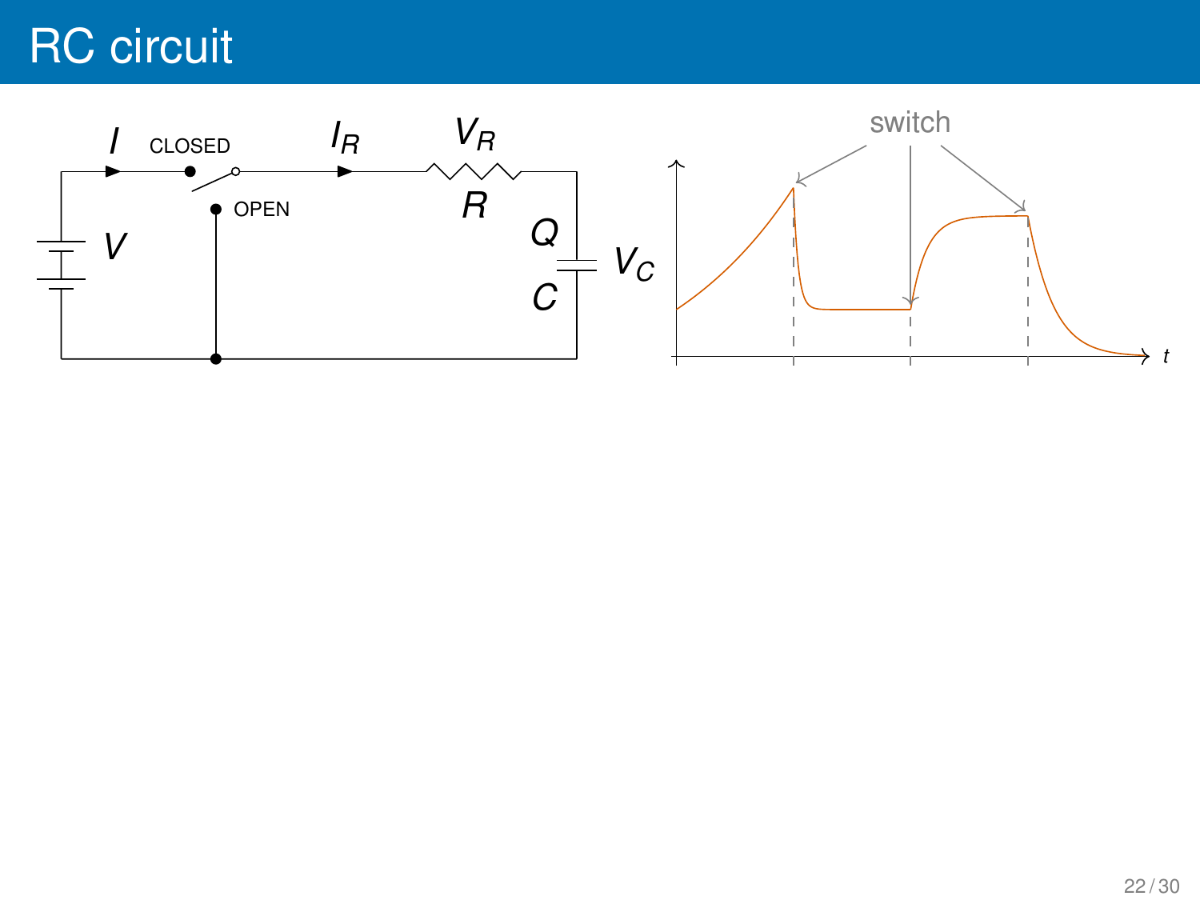# RC circuit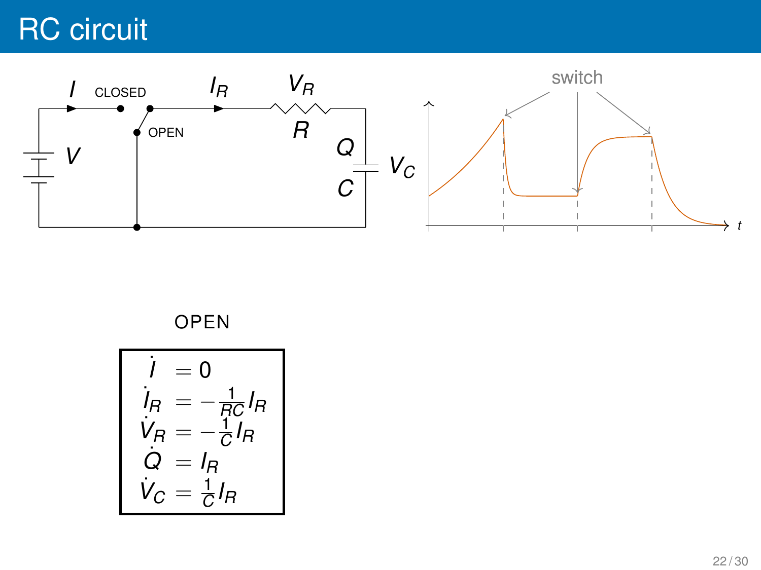# RC circuit

OPEN

$$
\begin{aligned}
\dot{I} &= 0 \\
\dot{I}_R &= -\frac{1}{RC} I_R \\
\dot{V}_R &= -\frac{1}{C} I_R \\
\dot{Q} &= I_R \\
\dot{V}_C &= \frac{1}{C} I_R
\end{aligned}
$$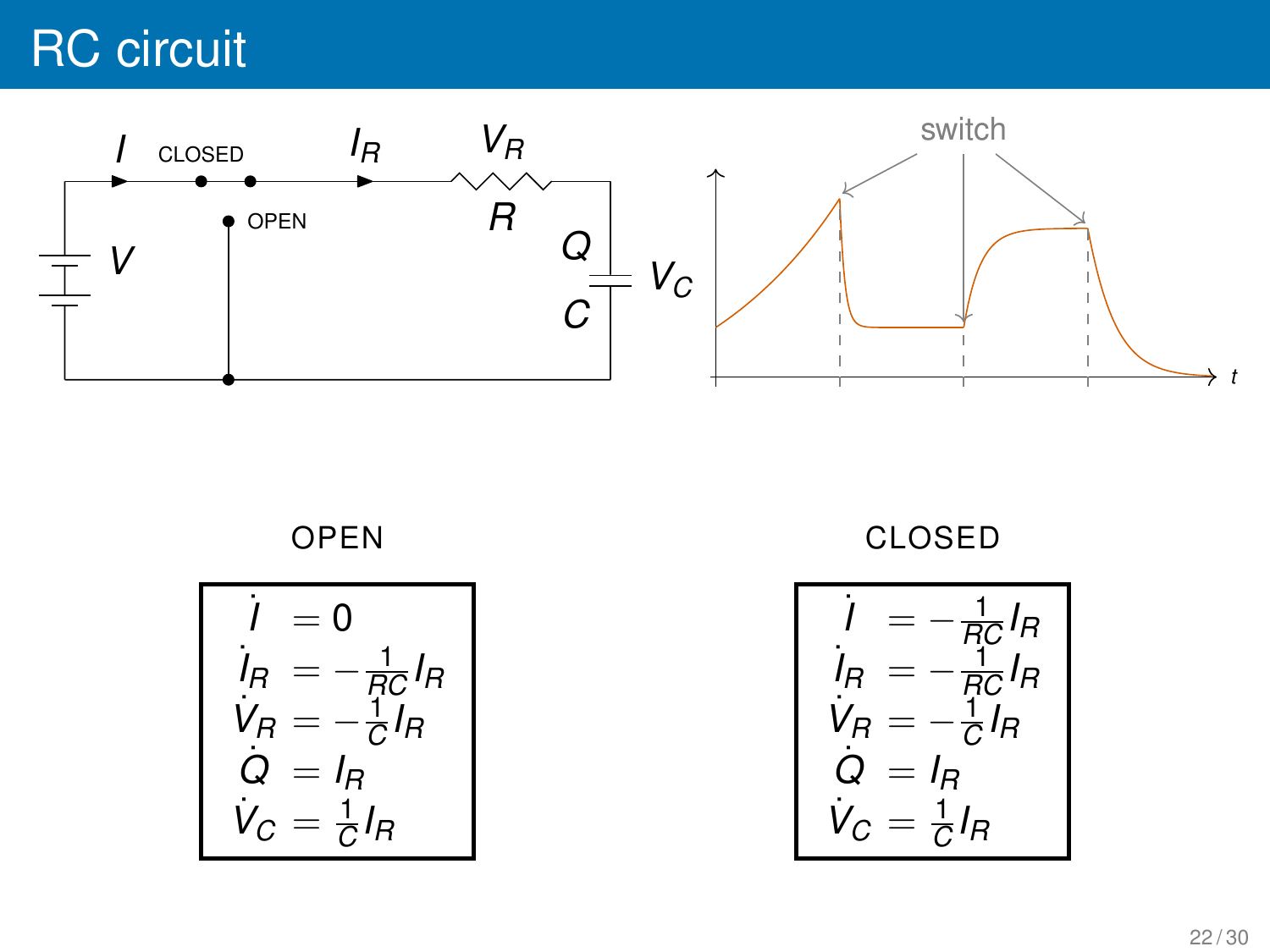# RC circuit

OPEN

$$
\begin{aligned}
\dot{I} &= 0 \\
\dot{I}_R &= -\frac{1}{RC} I_R \\
\dot{V}_R &= -\frac{1}{C} I_R \\
\dot{Q} &= I_R \\
\dot{V}_C &= \frac{1}{C} I_R
\end{aligned}
$$

CLOSED

$$
\begin{aligned}
\dot{I} &= -\frac{1}{RC} I_R \\
\dot{I}_R &= -\frac{1}{RC} I_R \\
\dot{V}_R &= -\frac{1}{C} I_R \\
\dot{Q} &= I_R \\
\dot{V}_C &= \frac{1}{C} I_R
\end{aligned}
$$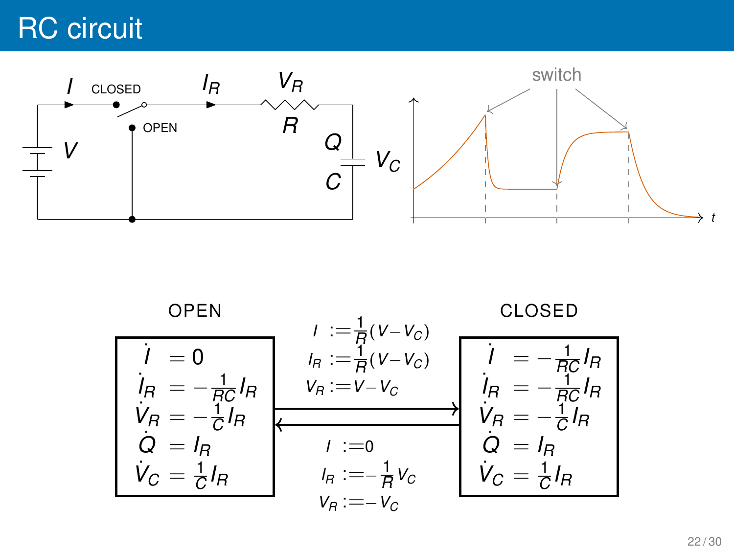# RC circuit

OPEN

$$
\begin{aligned}
\dot{I} &= 0 \\
\dot{I}_R &= -\frac{1}{RC} I_R \\
\dot{V}_R &= -\frac{1}{C} I_R \\
\dot{Q} &= I_R \\
\dot{V}_C &= \frac{1}{C} I_R
\end{aligned}
$$

CLOSED

$$
\begin{aligned}
\dot{I} &= -\frac{1}{RC} I_R \\
\dot{I}_R &= -\frac{1}{RC} I_R \\
\dot{V}_R &= -\frac{1}{C} I_R \\
\dot{Q} &= I_R \\
\dot{V}_C &= \frac{1}{C} I_R
\end{aligned}
$$

OPEN → CLOSED:

$$
\begin{aligned}
I &:= \frac{1}{R}(V - V_C) \\
I_R &:= \frac{1}{R}(V - V_C) \\
V_R &:= V - V_C
\end{aligned}
$$

CLOSED → OPEN:

$$
\begin{aligned}
I &:= 0 \\
I_R &:= -\frac{1}{R} V_C \\
V_R &:= -V_C
\end{aligned}
$$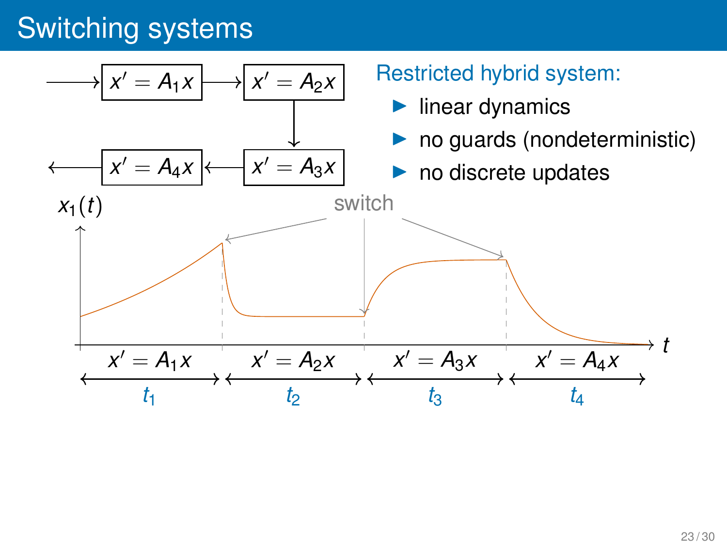# Switching systems

$$x' = A_1 x \rightarrow x' = A_2 x \rightarrow x' = A_3 x \rightarrow x' = A_4 x$$

**Restricted hybrid system:**

- linear dynamics
- no guards (nondeterministic)
- no discrete updates

$x_1(t)$

switch

| $x' = A_1 x$ | $x' = A_2 x$ | $x' = A_3 x$ | $x' = A_4 x$ |
|---|---|---|---|
| $t_1$ | $t_2$ | $t_3$ | $t_4$ |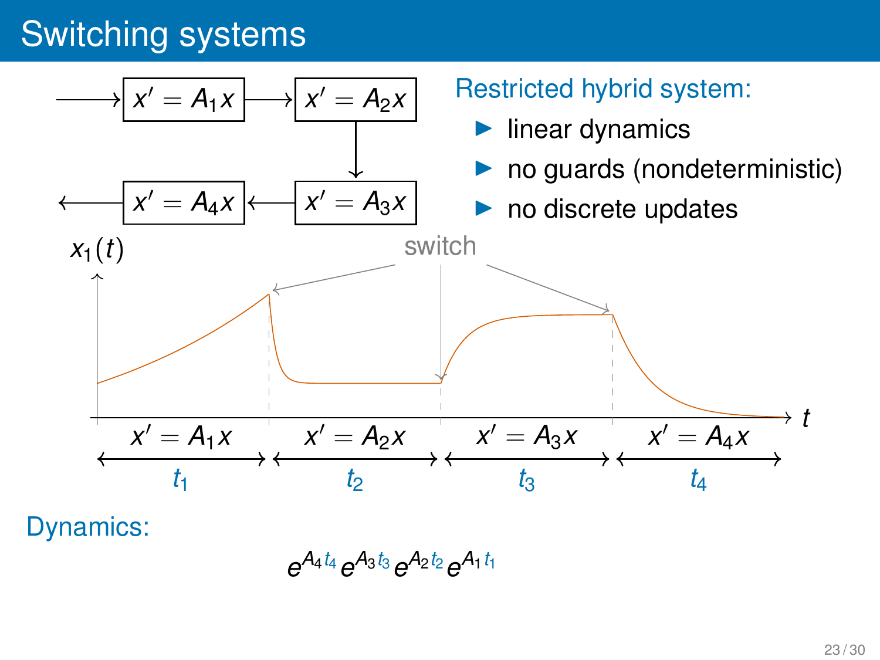# Switching systems

Restricted hybrid system:

- linear dynamics
- no guards (nondeterministic)
- no discrete updates

Dynamics:

$$e^{A_4 t_4} e^{A_3 t_3} e^{A_2 t_2} e^{A_1 t_1}$$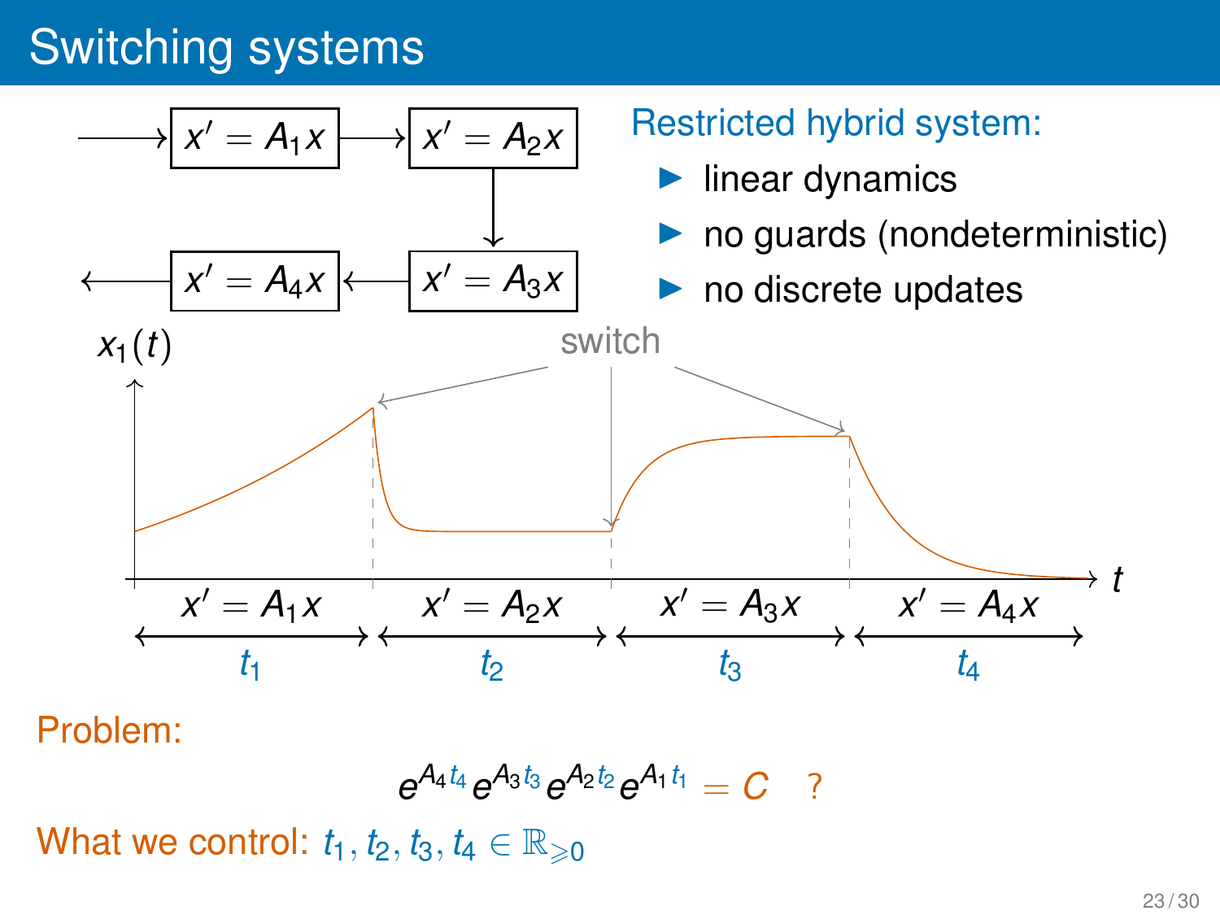# Switching systems

$x' = A_1 x \rightarrow x' = A_2 x \rightarrow x' = A_3 x \rightarrow x' = A_4 x$

Restricted hybrid system:

- linear dynamics
- no guards (nondeterministic)
- no discrete updates

$x_1(t)$ — switch

| $x' = A_1 x$ | $x' = A_2 x$ | $x' = A_3 x$ | $x' = A_4 x$ |
|---|---|---|---|
| $t_1$ | $t_2$ | $t_3$ | $t_4$ |

Problem:

$$e^{A_4 t_4} e^{A_3 t_3} e^{A_2 t_2} e^{A_1 t_1} = C \quad ?$$

What we control: $t_1, t_2, t_3, t_4 \in \mathbb{R}_{\geqslant 0}$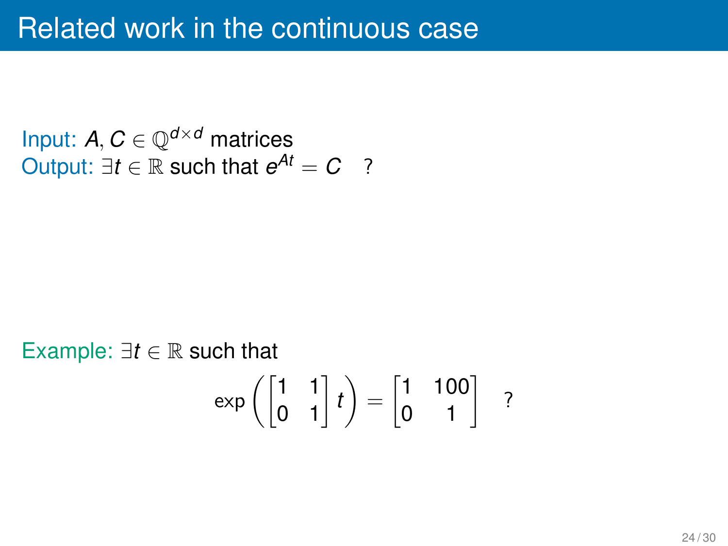# Related work in the continuous case

Input: $A, C \in \mathbb{Q}^{d \times d}$ matrices
Output: $\exists t \in \mathbb{R}$ such that $e^{At} = C$ ?

Example: $\exists t \in \mathbb{R}$ such that

$$\exp\left(\begin{bmatrix} 1 & 1 \\ 0 & 1 \end{bmatrix} t\right) = \begin{bmatrix} 1 & 100 \\ 0 & 1 \end{bmatrix} \quad ?$$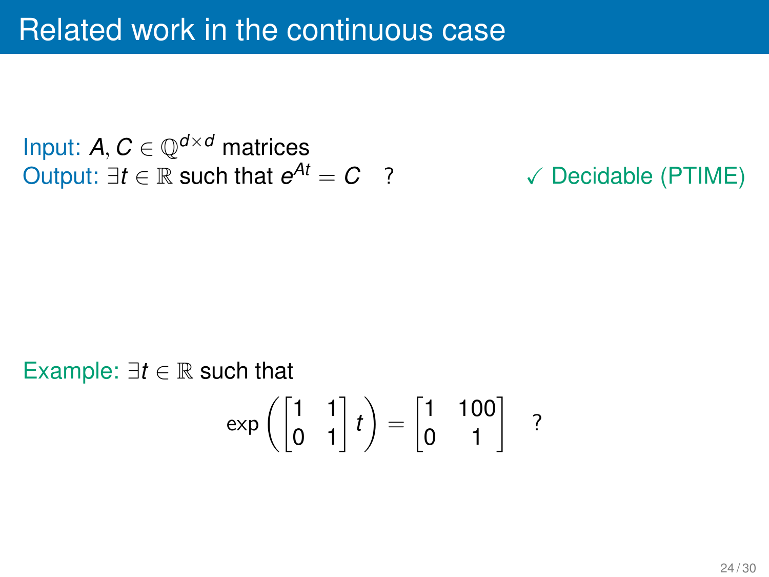# Related work in the continuous case

Input: $A, C \in \mathbb{Q}^{d \times d}$ matrices
Output: $\exists t \in \mathbb{R}$ such that $e^{At} = C$ ?

✓ Decidable (PTIME)

Example: $\exists t \in \mathbb{R}$ such that

$$\exp\left(\begin{bmatrix} 1 & 1 \\ 0 & 1 \end{bmatrix} t\right) = \begin{bmatrix} 1 & 100 \\ 0 & 1 \end{bmatrix} \quad ?$$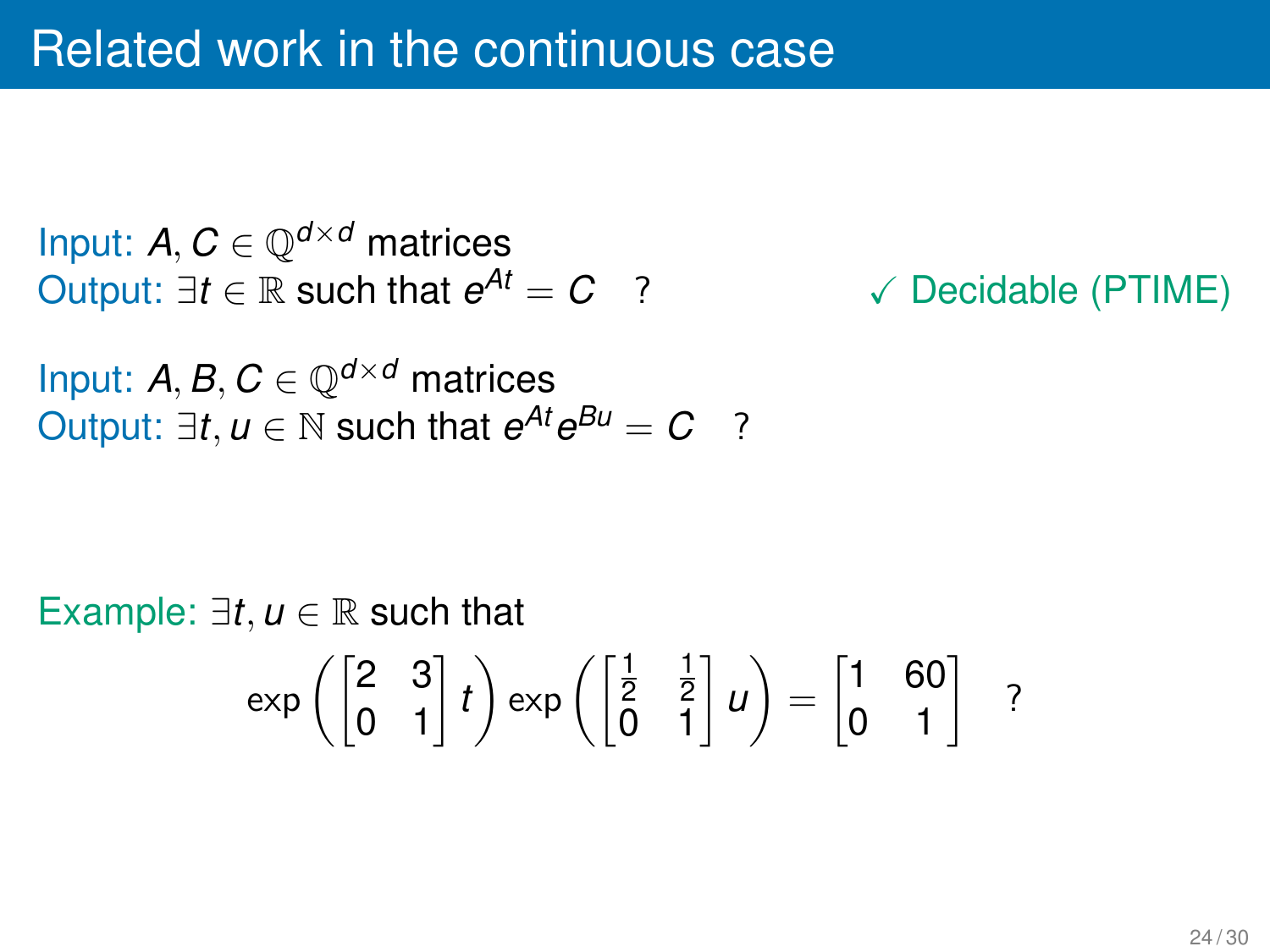# Related work in the continuous case

Input: $A, C \in \mathbb{Q}^{d \times d}$ matrices
Output: $\exists t \in \mathbb{R}$ such that $e^{At} = C$ ?

✓ Decidable (PTIME)

Input: $A, B, C \in \mathbb{Q}^{d \times d}$ matrices
Output: $\exists t, u \in \mathbb{N}$ such that $e^{At} e^{Bu} = C$ ?

Example: $\exists t, u \in \mathbb{R}$ such that

$$\exp\left(\begin{bmatrix} 2 & 3 \\ 0 & 1 \end{bmatrix} t\right) \exp\left(\begin{bmatrix} \frac{1}{2} & \frac{1}{2} \\ 0 & 1 \end{bmatrix} u\right) = \begin{bmatrix} 1 & 60 \\ 0 & 1 \end{bmatrix} \quad ?$$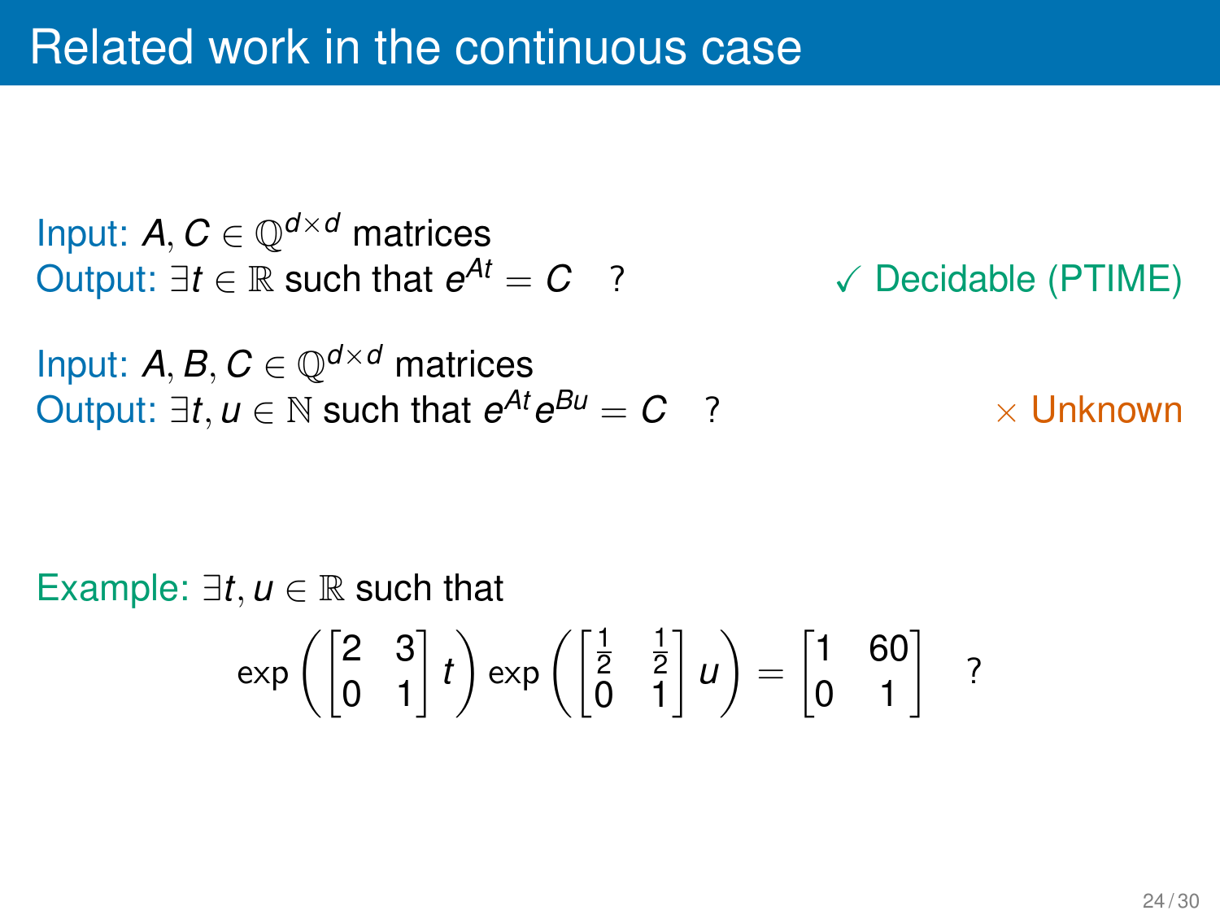# Related work in the continuous case

Input: $A, C \in \mathbb{Q}^{d \times d}$ matrices
Output: $\exists t \in \mathbb{R}$ such that $e^{At} = C$ ?

✓ Decidable (PTIME)

Input: $A, B, C \in \mathbb{Q}^{d \times d}$ matrices
Output: $\exists t, u \in \mathbb{N}$ such that $e^{At} e^{Bu} = C$ ?

× Unknown

Example: $\exists t, u \in \mathbb{R}$ such that

$$\exp\left(\begin{bmatrix} 2 & 3 \\ 0 & 1 \end{bmatrix} t\right) \exp\left(\begin{bmatrix} \frac{1}{2} & \frac{1}{2} \\ 0 & 1 \end{bmatrix} u\right) = \begin{bmatrix} 1 & 60 \\ 0 & 1 \end{bmatrix} \quad ?$$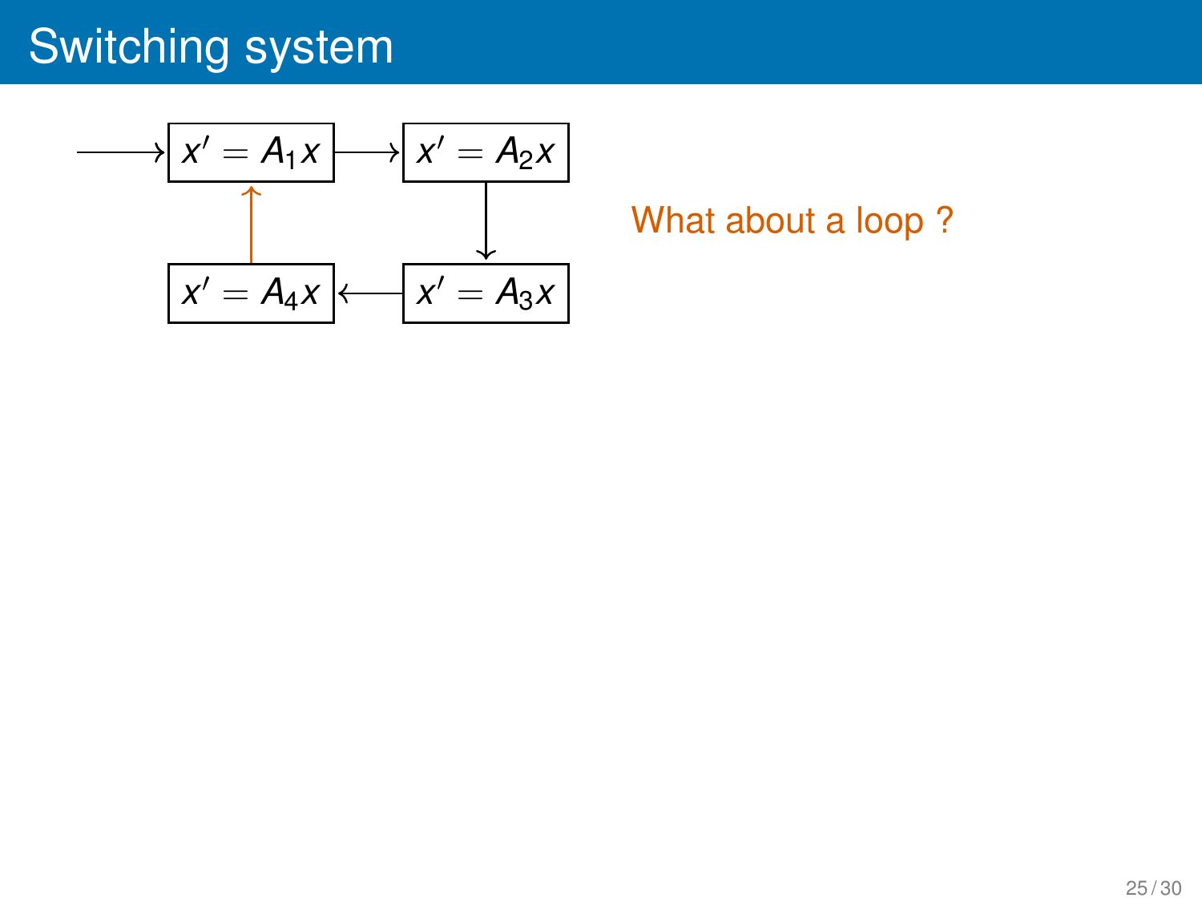# Switching system

$x' = A_1 x$ → $x' = A_2 x$ → $x' = A_3 x$ → $x' = A_4 x$ → $x' = A_1 x$

What about a loop ?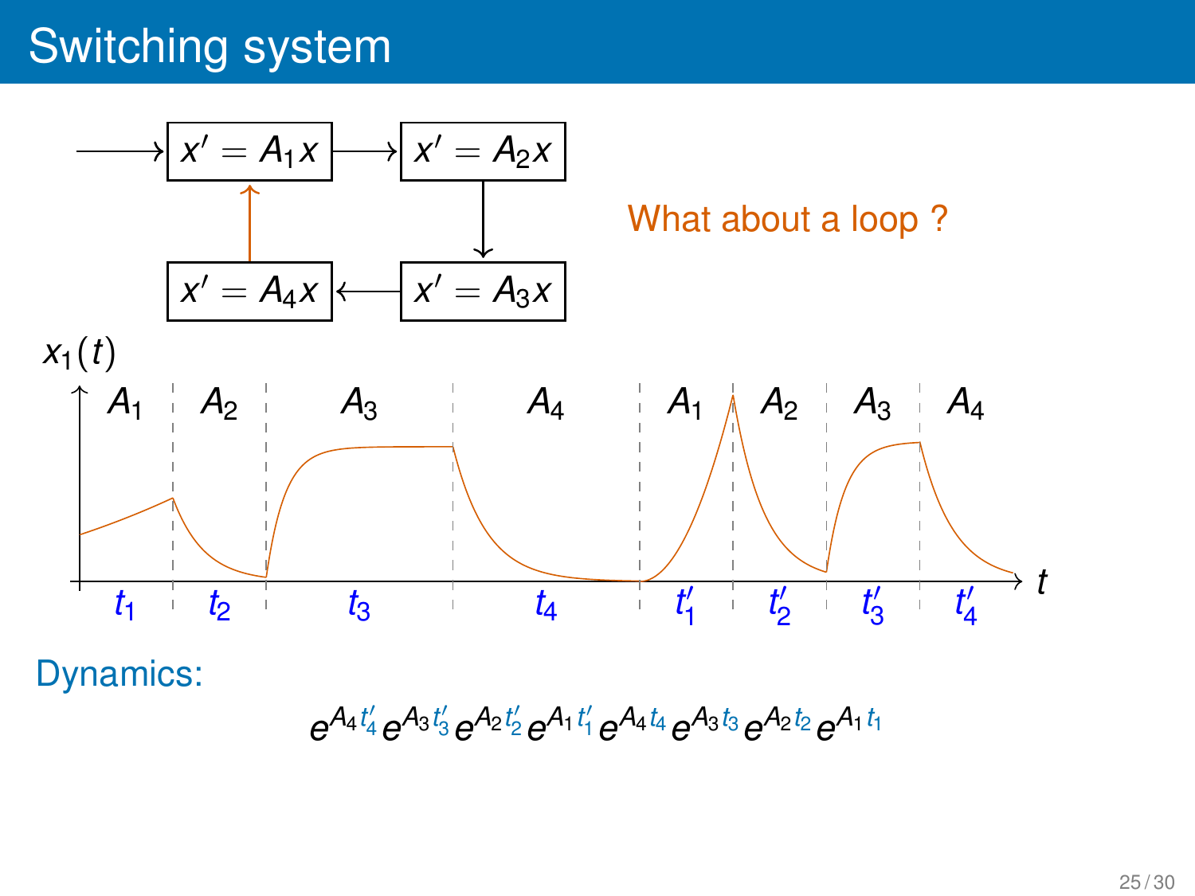# Switching system

$$x' = A_1 x \rightarrow x' = A_2 x \rightarrow x' = A_3 x \rightarrow x' = A_4 x \rightarrow x' = A_1 x$$

What about a loop ?

Dynamics:

$$e^{A_4 t_4'} e^{A_3 t_3'} e^{A_2 t_2'} e^{A_1 t_1'} e^{A_4 t_4} e^{A_3 t_3} e^{A_2 t_2} e^{A_1 t_1}$$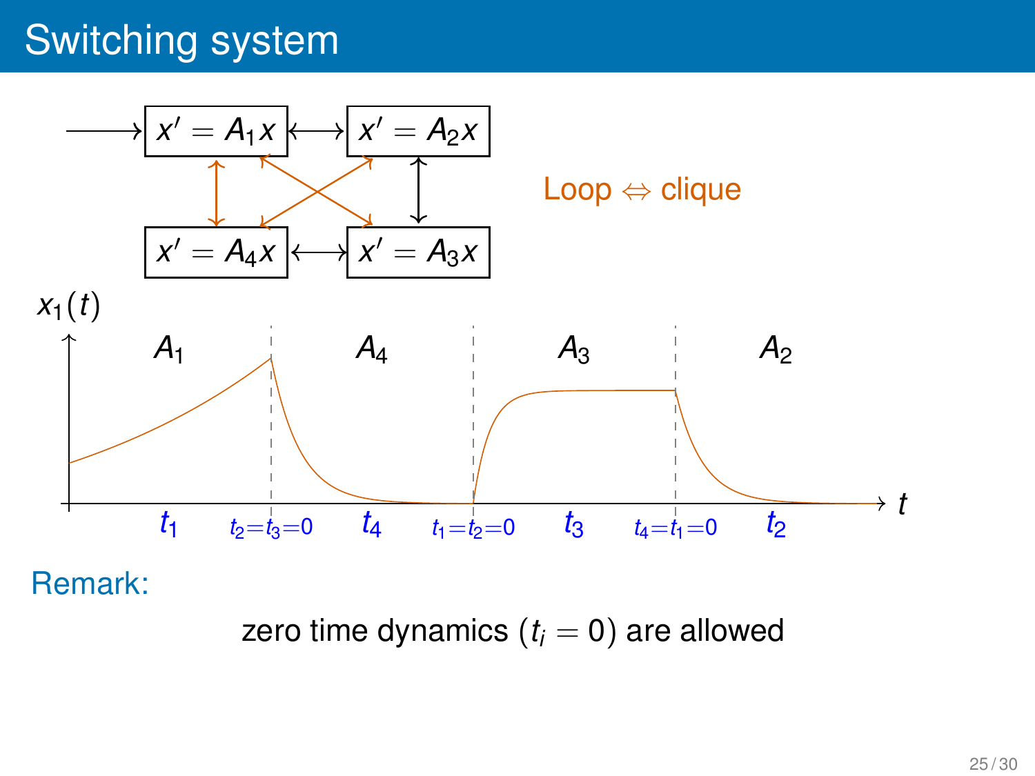# Switching system

$x' = A_1 x$ ⟷ $x' = A_2 x$

$x' = A_4 x$ ⟷ $x' = A_3 x$

Loop ⇔ clique

$x_1(t)$

$A_1$ | $A_4$ | $A_3$ | $A_2$

$t_1$ | $t_2 = t_3 = 0$ | $t_4$ | $t_1 = t_2 = 0$ | $t_3$ | $t_4 = t_1 = 0$ | $t_2$ | $t$

Remark:

zero time dynamics ($t_i = 0$) are allowed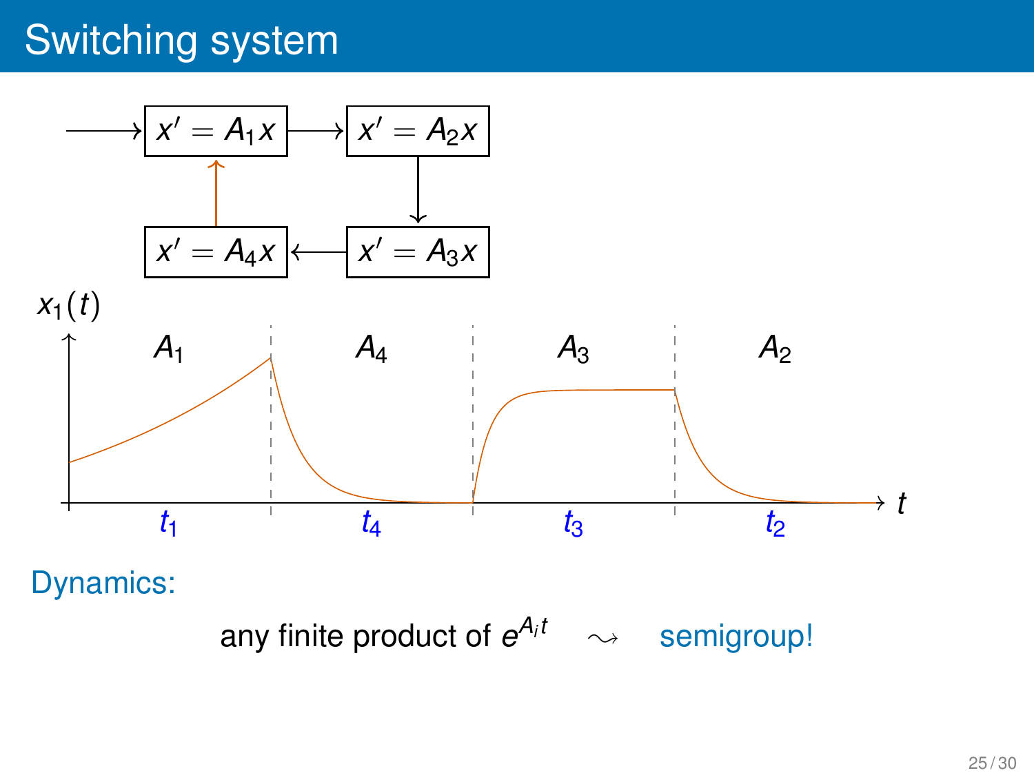# Switching system

$x' = A_1 x$ → $x' = A_2 x$ → $x' = A_3 x$ → $x' = A_4 x$ → $x' = A_1 x$

$x_1(t)$

$A_1$ | $A_4$ | $A_3$ | $A_2$

$t_1$ | $t_4$ | $t_3$ | $t_2$ → $t$

Dynamics:

any finite product of $e^{A_i t}$ $\rightsquigarrow$ semigroup!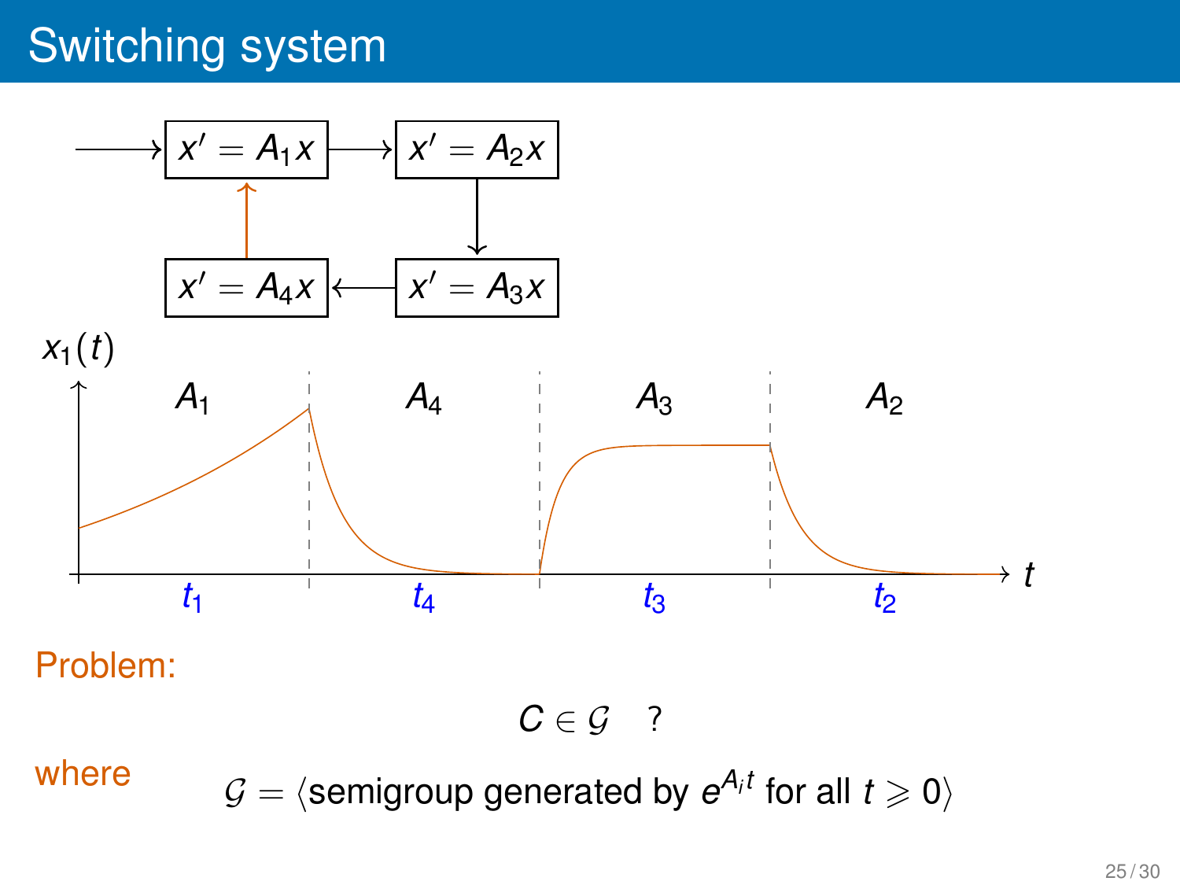# Switching system

**Problem:**

$$C \in \mathcal{G} \quad ?$$

**where**

$$\mathcal{G} = \langle \text{semigroup generated by } e^{A_i t} \text{ for all } t \geqslant 0 \rangle$$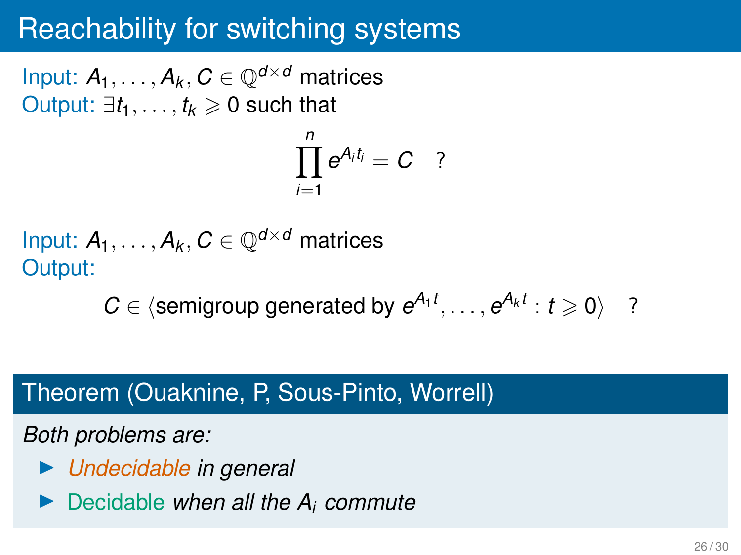# Reachability for switching systems

Input: $A_1, \ldots, A_k, C \in \mathbb{Q}^{d \times d}$ matrices
Output: $\exists t_1, \ldots, t_k \geqslant 0$ such that

$$\prod_{i=1}^{n} e^{A_i t_i} = C \quad ?$$

Input: $A_1, \ldots, A_k, C \in \mathbb{Q}^{d \times d}$ matrices
Output:

$$C \in \langle \text{semigroup generated by } e^{A_1 t}, \ldots, e^{A_k t} : t \geqslant 0 \rangle \quad ?$$

**Theorem (Ouaknine, P, Sous-Pinto, Worrell)**

*Both problems are:*

- *Undecidable in general*
- Decidable *when all the $A_i$ commute*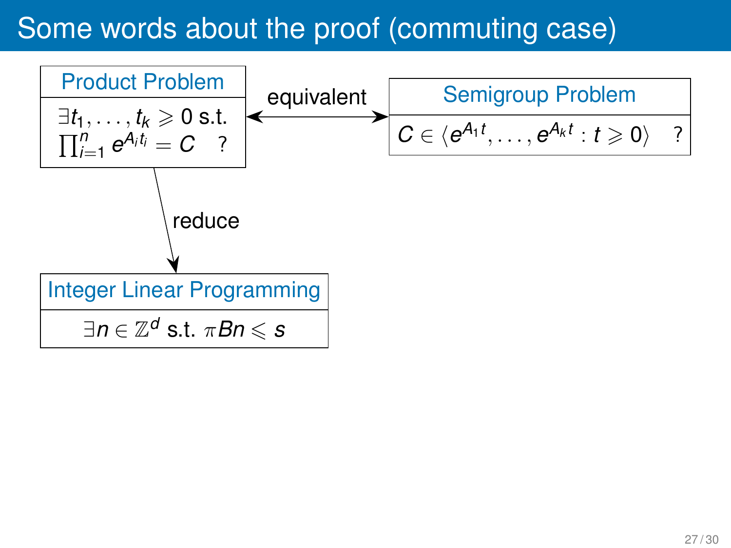# Some words about the proof (commuting case)

**Product Problem**

$\exists t_1, \ldots, t_k \geqslant 0$ s.t. $\prod_{i=1}^{n} e^{A_i t_i} = C$ ?

— equivalent —

**Semigroup Problem**

$C \in \langle e^{A_1 t}, \ldots, e^{A_k t} : t \geqslant 0 \rangle$ ?

Product Problem — reduce → Integer Linear Programming

**Integer Linear Programming**

$\exists n \in \mathbb{Z}^d$ s.t. $\pi B n \leqslant s$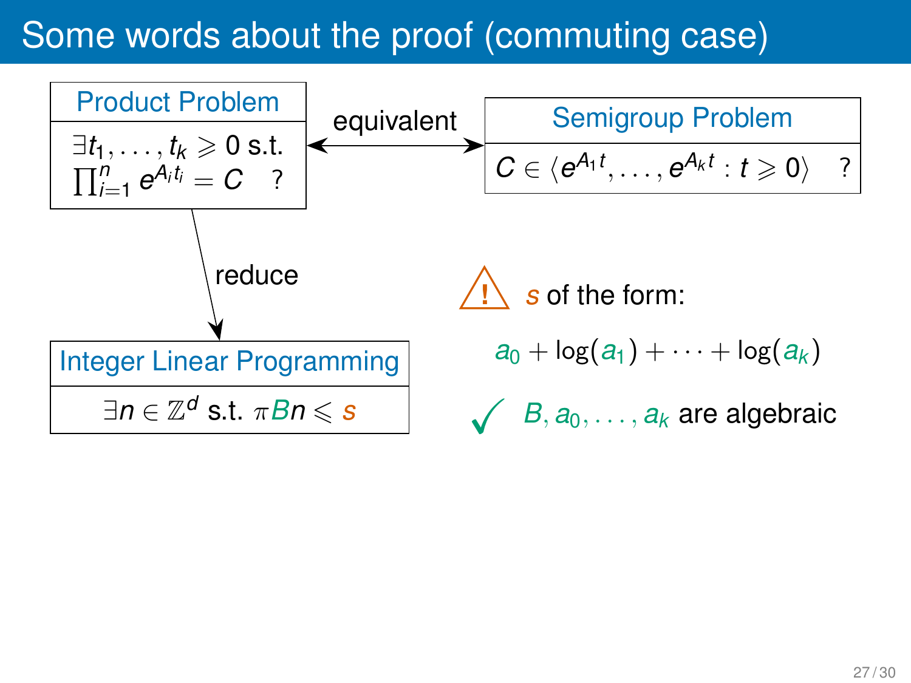# Some words about the proof (commuting case)

**Product Problem**

$\exists t_1, \ldots, t_k \geqslant 0$ s.t. $\prod_{i=1}^{n} e^{A_i t_i} = C$ ?

equivalent

**Semigroup Problem**

$C \in \langle e^{A_1 t}, \ldots, e^{A_k t} : t \geqslant 0 \rangle$ ?

reduce

**Integer Linear Programming**

$\exists n \in \mathbb{Z}^d$ s.t. $\pi B n \leqslant s$

⚠ $s$ of the form:

$$a_0 + \log(a_1) + \cdots + \log(a_k)$$

✓ $B, a_0, \ldots, a_k$ are algebraic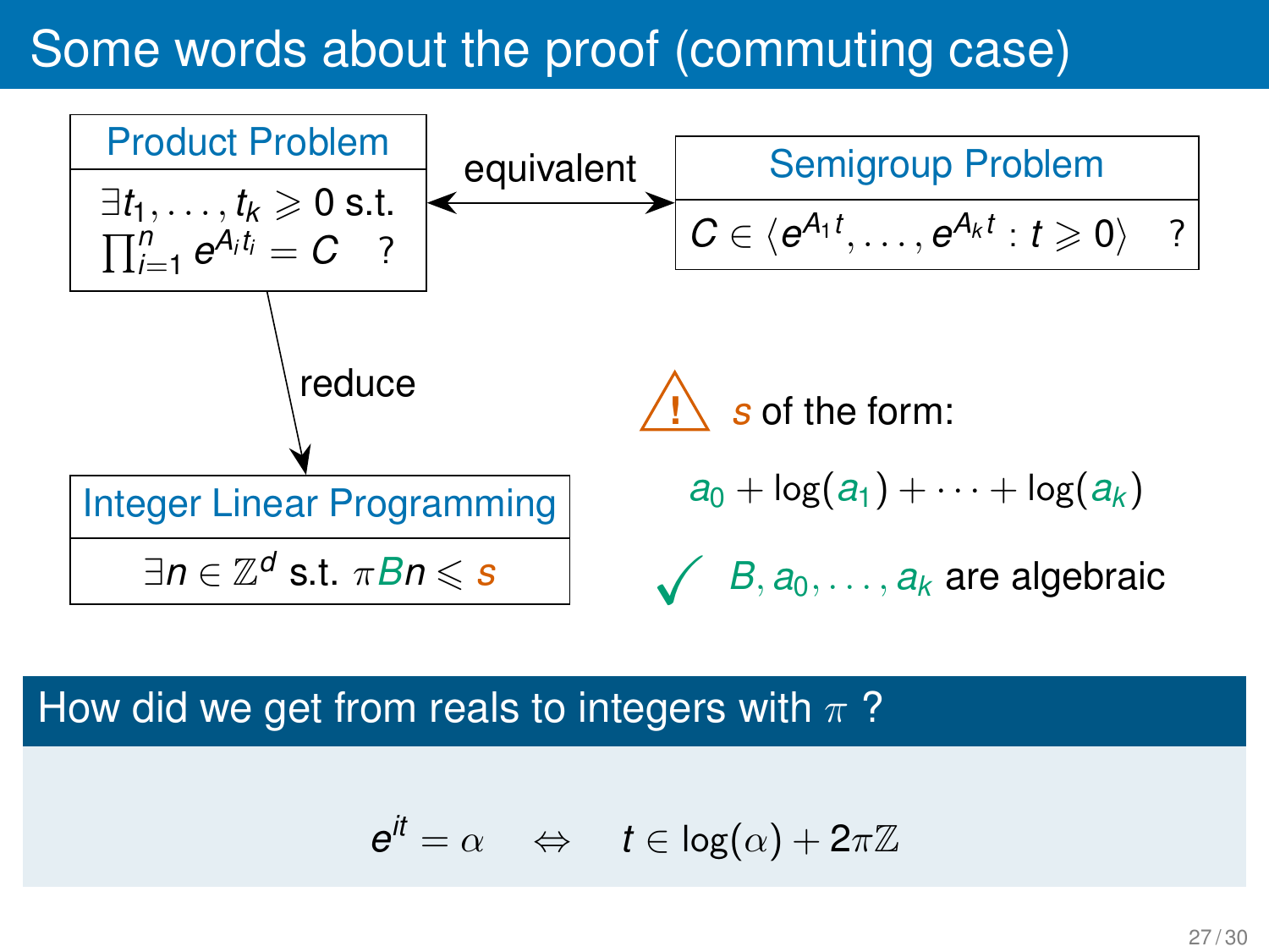# Some words about the proof (commuting case)

**Product Problem**

$\exists t_1, \ldots, t_k \geqslant 0$ s.t. $\prod_{i=1}^{n} e^{A_i t_i} = C$ ?

equivalent

**Semigroup Problem**

$C \in \langle e^{A_1 t}, \ldots, e^{A_k t} : t \geqslant 0 \rangle$ ?

reduce

**Integer Linear Programming**

$\exists n \in \mathbb{Z}^d$ s.t. $\pi B n \leqslant s$

⚠ $s$ of the form:

$$a_0 + \log(a_1) + \cdots + \log(a_k)$$

✓ $B, a_0, \ldots, a_k$ are algebraic

## How did we get from reals to integers with $\pi$ ?

$$e^{it} = \alpha \quad \Leftrightarrow \quad t \in \log(\alpha) + 2\pi\mathbb{Z}$$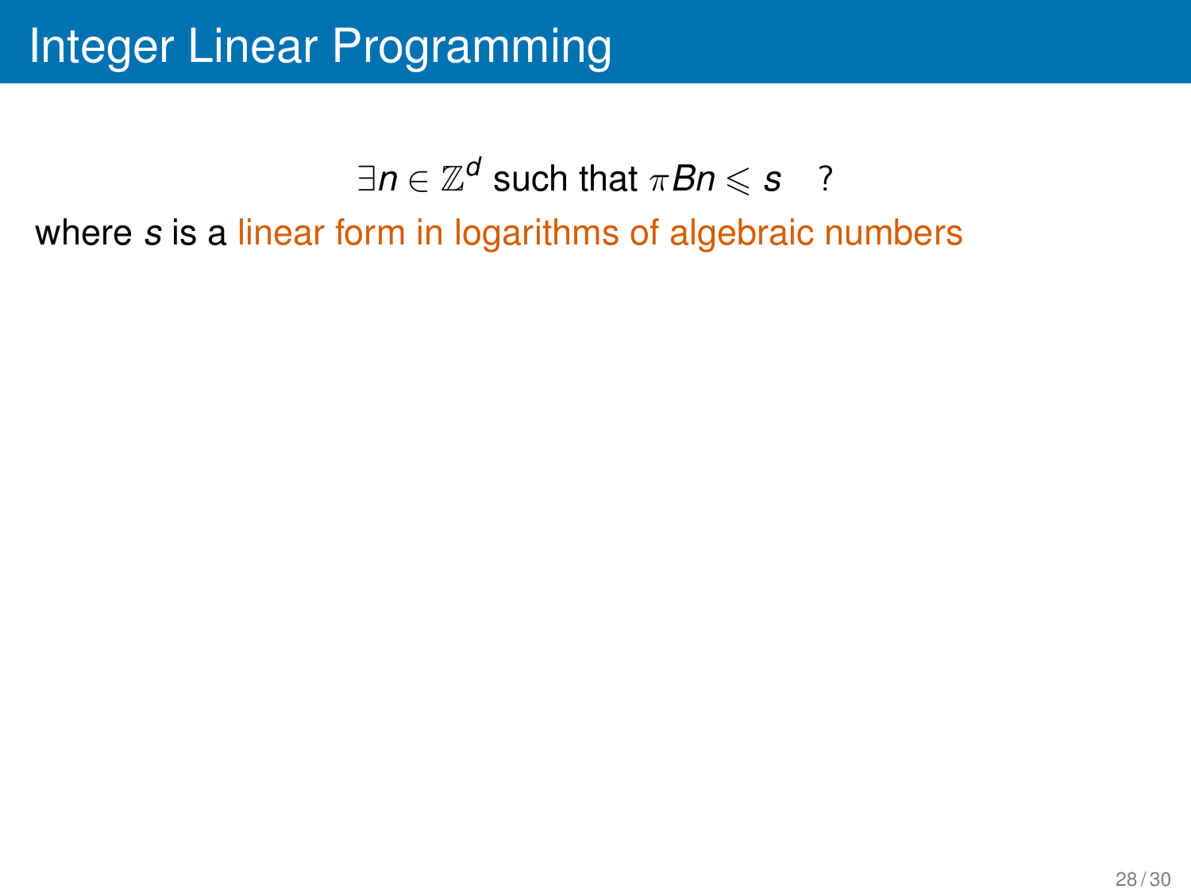# Integer Linear Programming

$$\exists n \in \mathbb{Z}^d \text{ such that } \pi B n \leqslant s \quad ?$$

where $s$ is a linear form in logarithms of algebraic numbers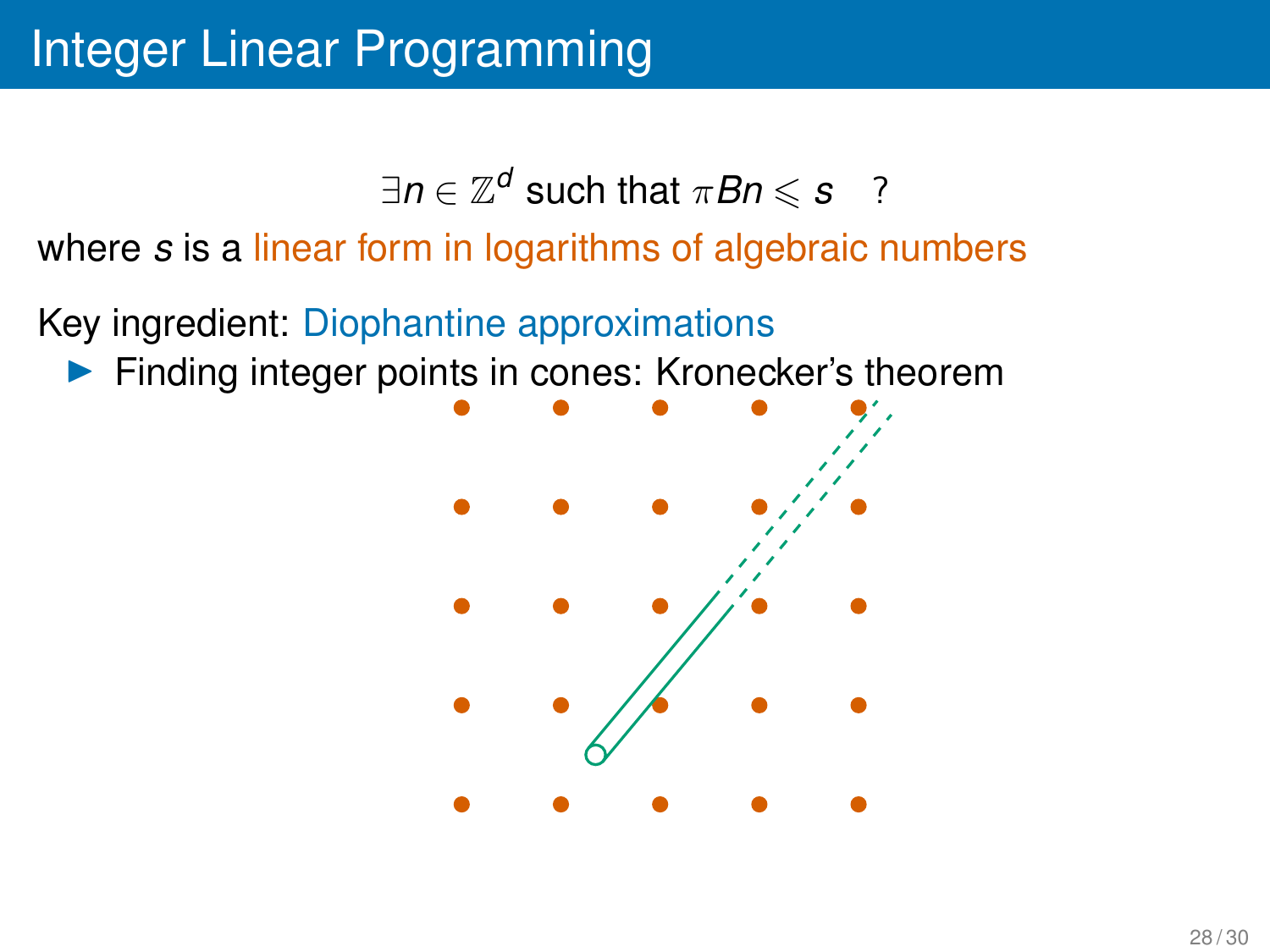# Integer Linear Programming

$$\exists n \in \mathbb{Z}^d \text{ such that } \pi B n \leqslant s \quad ?$$

where $s$ is a linear form in logarithms of algebraic numbers

Key ingredient: Diophantine approximations

- Finding integer points in cones: Kronecker's theorem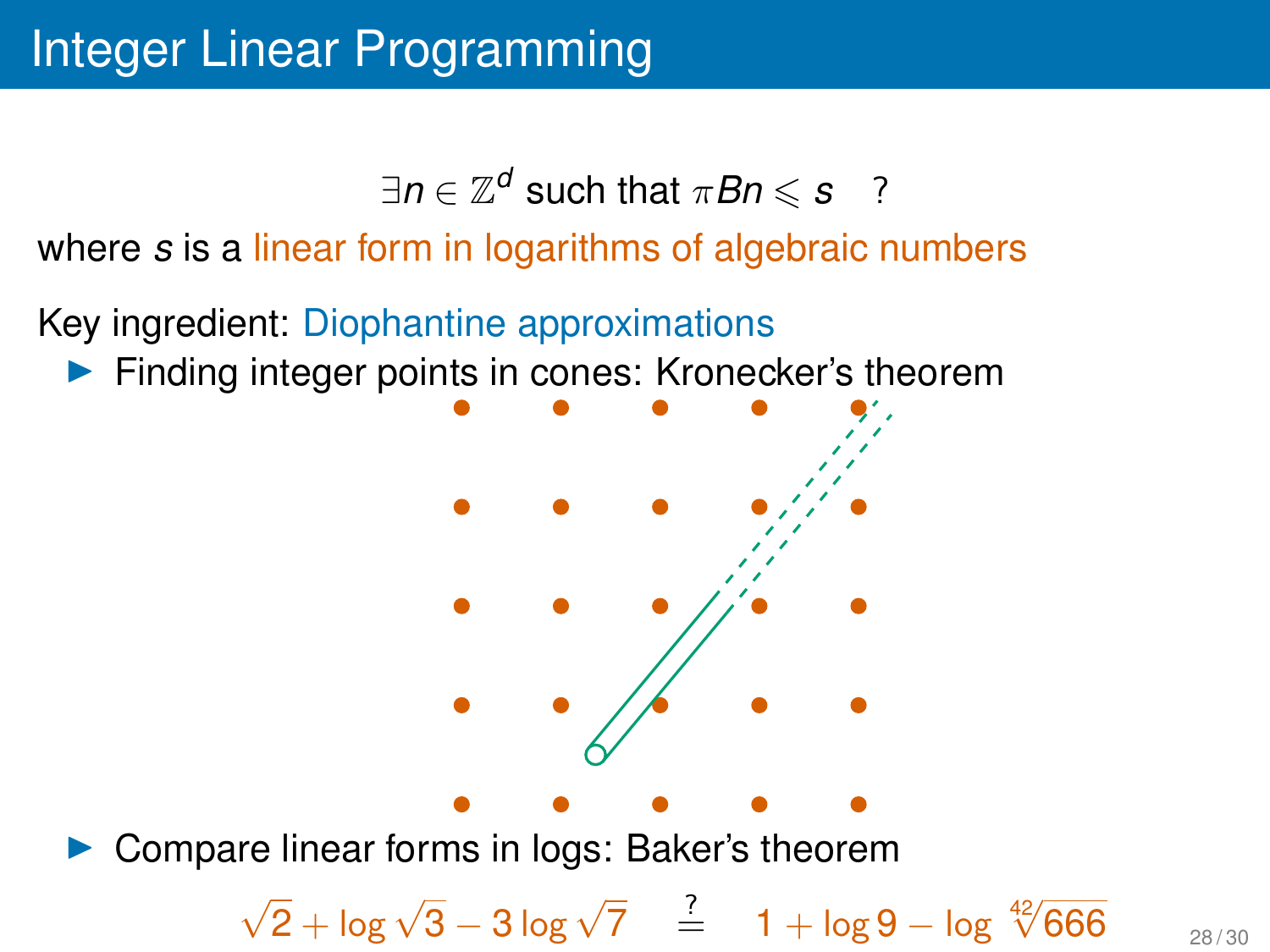# Integer Linear Programming

$$\exists n \in \mathbb{Z}^d \text{ such that } \pi B n \leqslant s \quad ?$$

where $s$ is a linear form in logarithms of algebraic numbers

Key ingredient: Diophantine approximations

- Finding integer points in cones: Kronecker's theorem
- Compare linear forms in logs: Baker's theorem

$$\sqrt{2} + \log\sqrt{3} - 3\log\sqrt{7} \quad \overset{?}{=} \quad 1 + \log 9 - \log \sqrt[42]{666}$$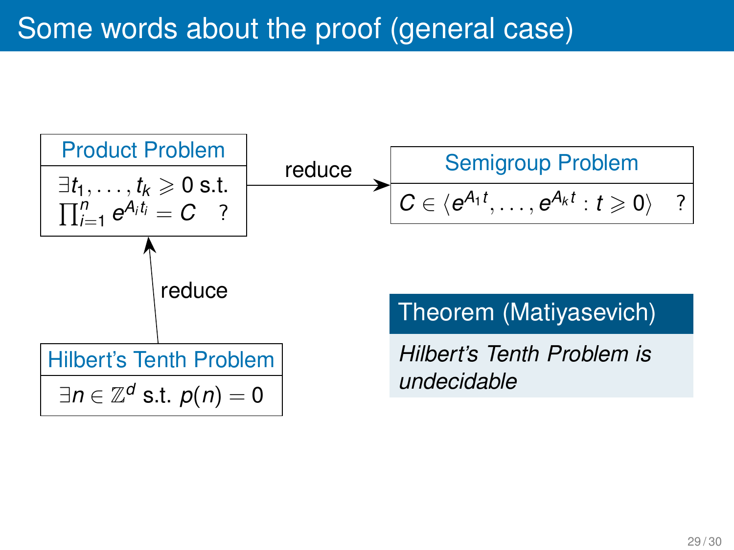# Some words about the proof (general case)

**Product Problem**

$\exists t_1, \ldots, t_k \geqslant 0$ s.t.
$\prod_{i=1}^{n} e^{A_i t_i} = C$ ?

reduce →

**Semigroup Problem**

$C \in \langle e^{A_1 t}, \ldots, e^{A_k t} : t \geqslant 0 \rangle$ ?

reduce ↑

**Hilbert's Tenth Problem**

$\exists n \in \mathbb{Z}^d$ s.t. $p(n) = 0$

**Theorem (Matiyasevich)**

*Hilbert's Tenth Problem is undecidable*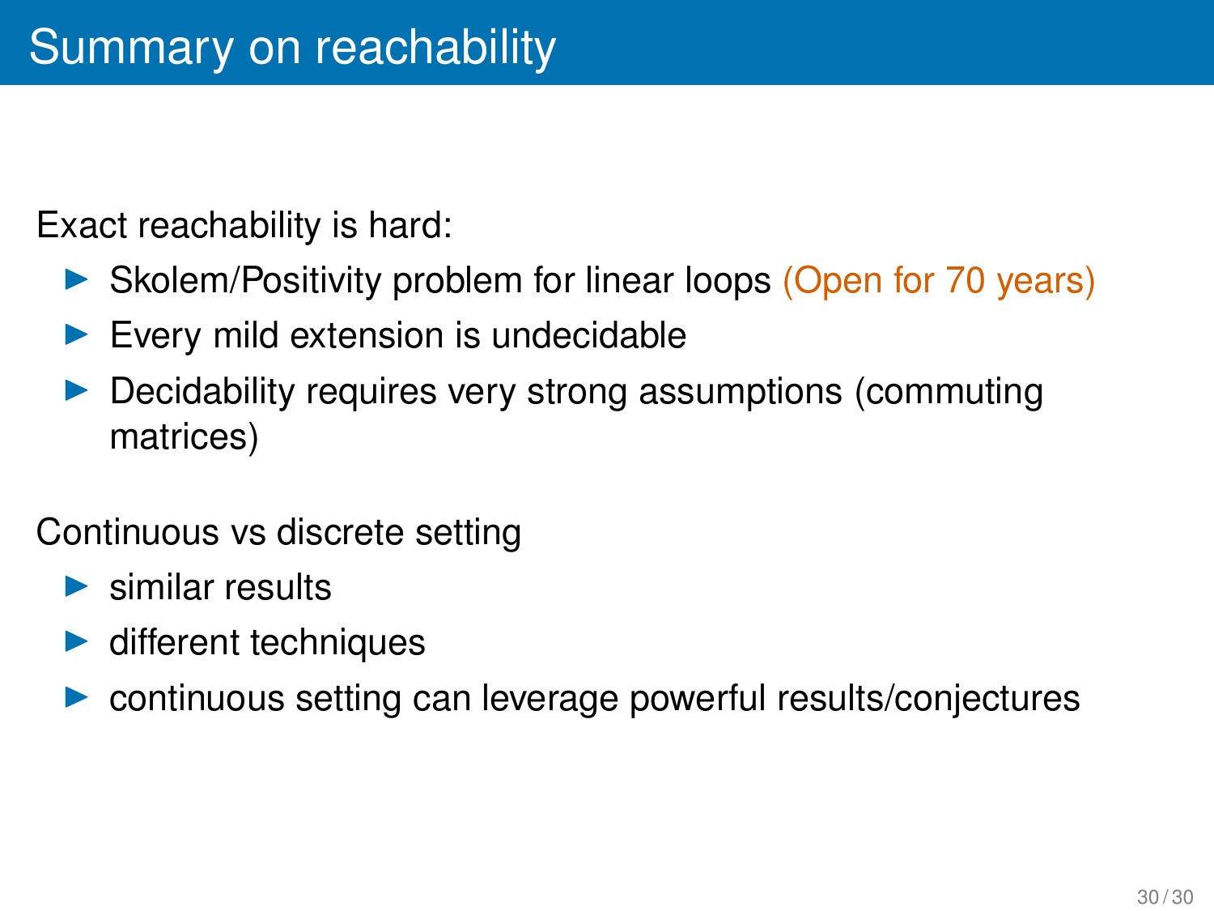# Summary on reachability

Exact reachability is hard:

- Skolem/Positivity problem for linear loops (Open for 70 years)
- Every mild extension is undecidable
- Decidability requires very strong assumptions (commuting matrices)

Continuous vs discrete setting

- similar results
- different techniques
- continuous setting can leverage powerful results/conjectures